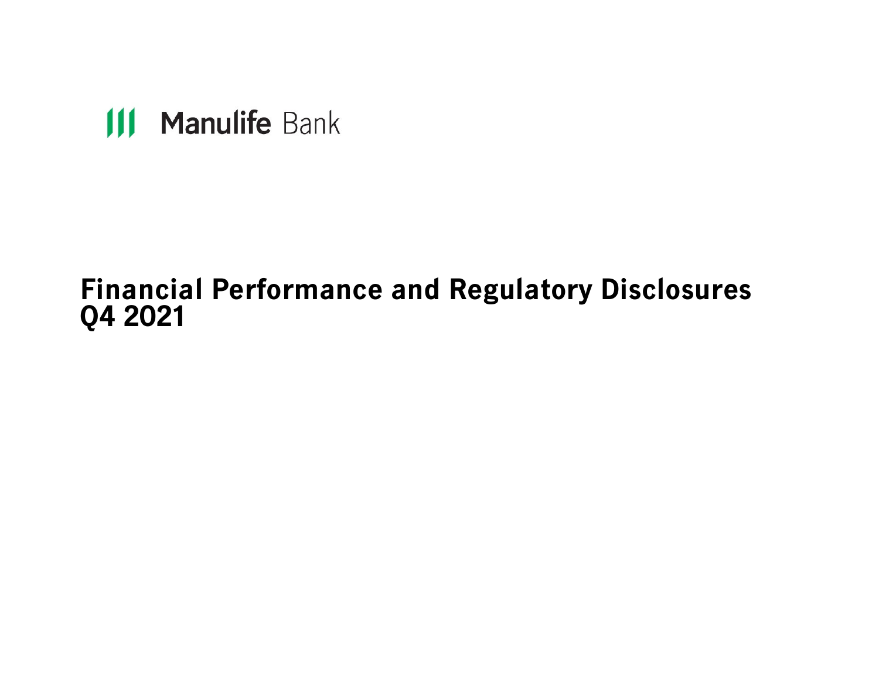Manulife Bank

# Financial Performance and Regulatory Disclosures Q4 2021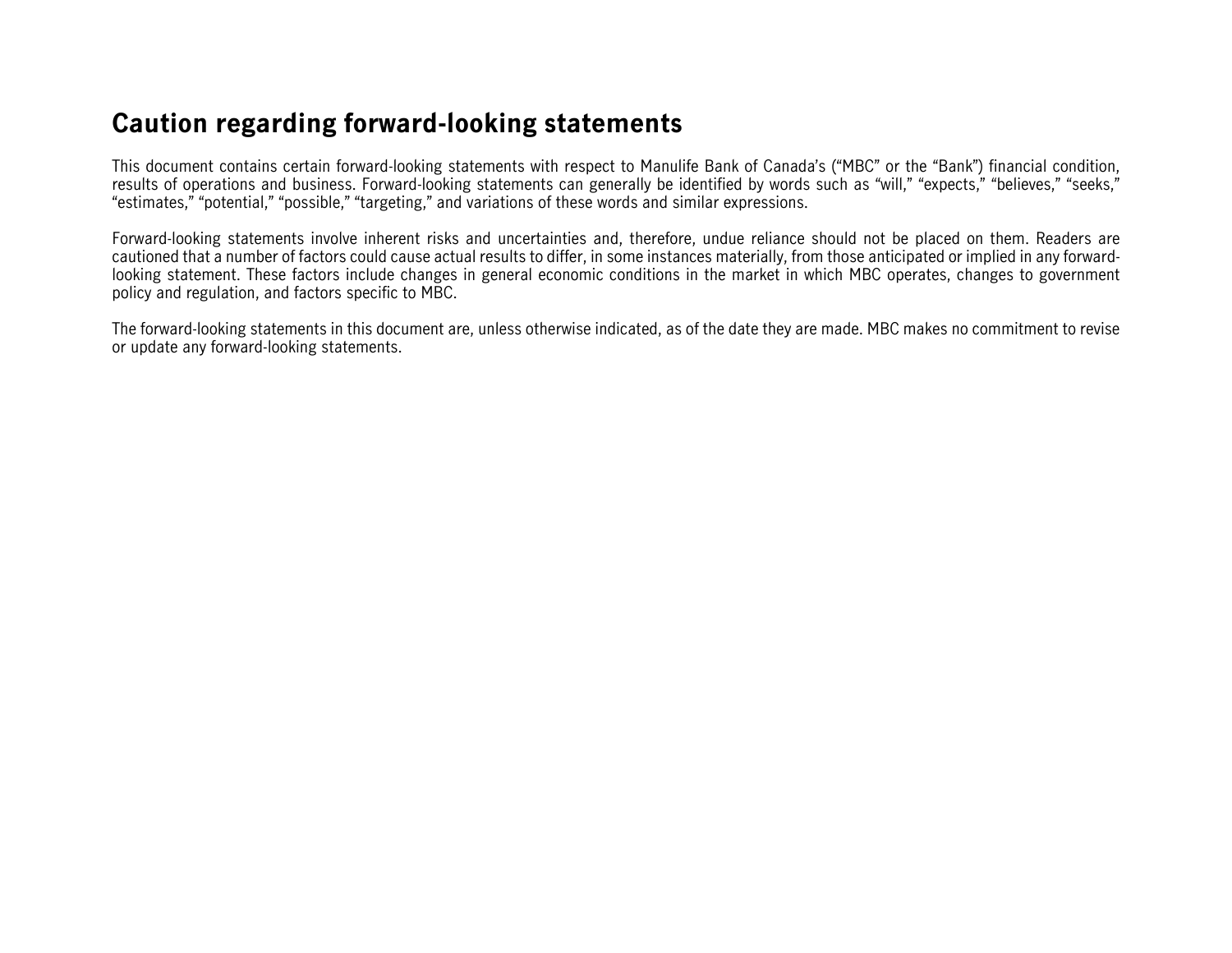## Caution regarding forward-looking statements

This document contains certain forward-looking statements with respect to Manulife Bank of Canada's ("MBC" or the "Bank") financial condition, results of operations and business. Forward-looking statements can generally be identified by words such as "will," "expects," "believes," "seeks," "estimates," "potential," "possible," "targeting," and variations of these words and similar expressions.

Forward-looking statements involve inherent risks and uncertainties and, therefore, undue reliance should not be placed on them. Readers are cautioned that a number of factors could cause actual results to differ, in some instances materially, from those anticipated or implied in any forward-looking statement. These factors include changes in general economic conditions in the market in which MBC operates, changes to government policy and regulation, and factors specific to MBC.

The forward-looking statements in this document are, unless otherwise indicated, as of the date they are made. MBC makes no commitment to revise or update any forward-looking statements.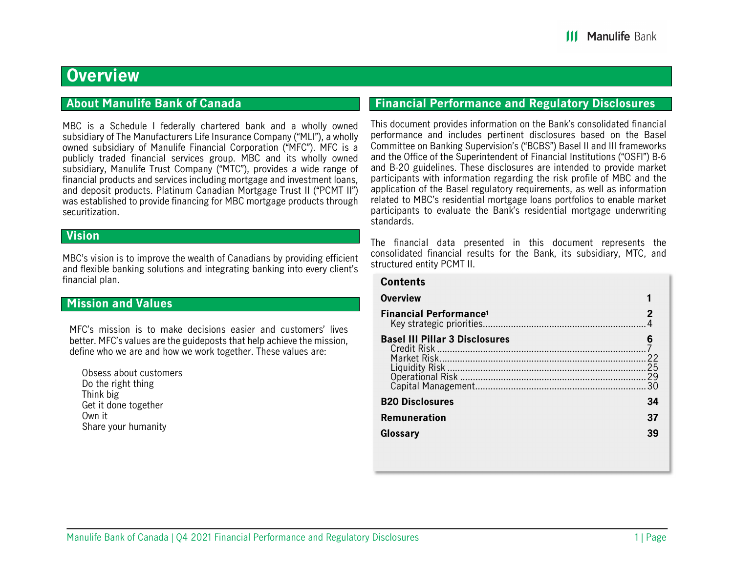# Overview

## About Manulife Bank of Canada

MBC is a Schedule I federally chartered bank and a wholly owned subsidiary of The Manufacturers Life Insurance Company ("MLI"), a wholly owned subsidiary of Manulife Financial Corporation ("MFC"). MFC is a publicly traded financial services group. MBC and its wholly owned subsidiary, Manulife Trust Company ("MTC"), provides a wide range of financial products and services including mortgage and investment loans, and deposit products. Platinum Canadian Mortgage Trust II ("PCMT II") was established to provide financing for MBC mortgage products through securitization.

## Vision

MBC's vision is to improve the wealth of Canadians by providing efficient and flexible banking solutions and integrating banking into every client's financial plan.

## Mission and Values

MFC's mission is to make decisions easier and customers' lives better. MFC's values are the guideposts that help achieve the mission, define who we are and how we work together. These values are:

- Obsess about customers
- Do the right thing
- Think big
- Get it done together
- Own it
- Share your humanity

## Financial Performance and Regulatory Disclosures

This document provides information on the Bank's consolidated financial performance and includes pertinent disclosures based on the Basel Committee on Banking Supervision's ("BCBS") Basel II and III frameworks and the Office of the Superintendent of Financial Institutions ("OSFI") B-6 and B-20 guidelines. These disclosures are intended to provide market participants with information regarding the risk profile of MBC and the application of the Basel regulatory requirements, as well as information related to MBC's residential mortgage loans portfolios to enable market participants to evaluate the Bank's residential mortgage underwriting standards.

The financial data presented in this document represents the consolidated financial results for the Bank, its subsidiary, MTC, and structured entity PCMT II.

### Contents

| | |
|---|---|
| **Overview** | **1** |
| **Financial Performance**[1] | **2** |
| Key strategic priorities | 4 |
| **Basel III Pillar 3 Disclosures** | **6** |
| Credit Risk | 7 |
| Market Risk | 22 |
| Liquidity Risk | 25 |
| Operational Risk | 29 |
| Capital Management | 30 |
| **B20 Disclosures** | **34** |
| **Remuneration** | **37** |
| **Glossary** | **39** |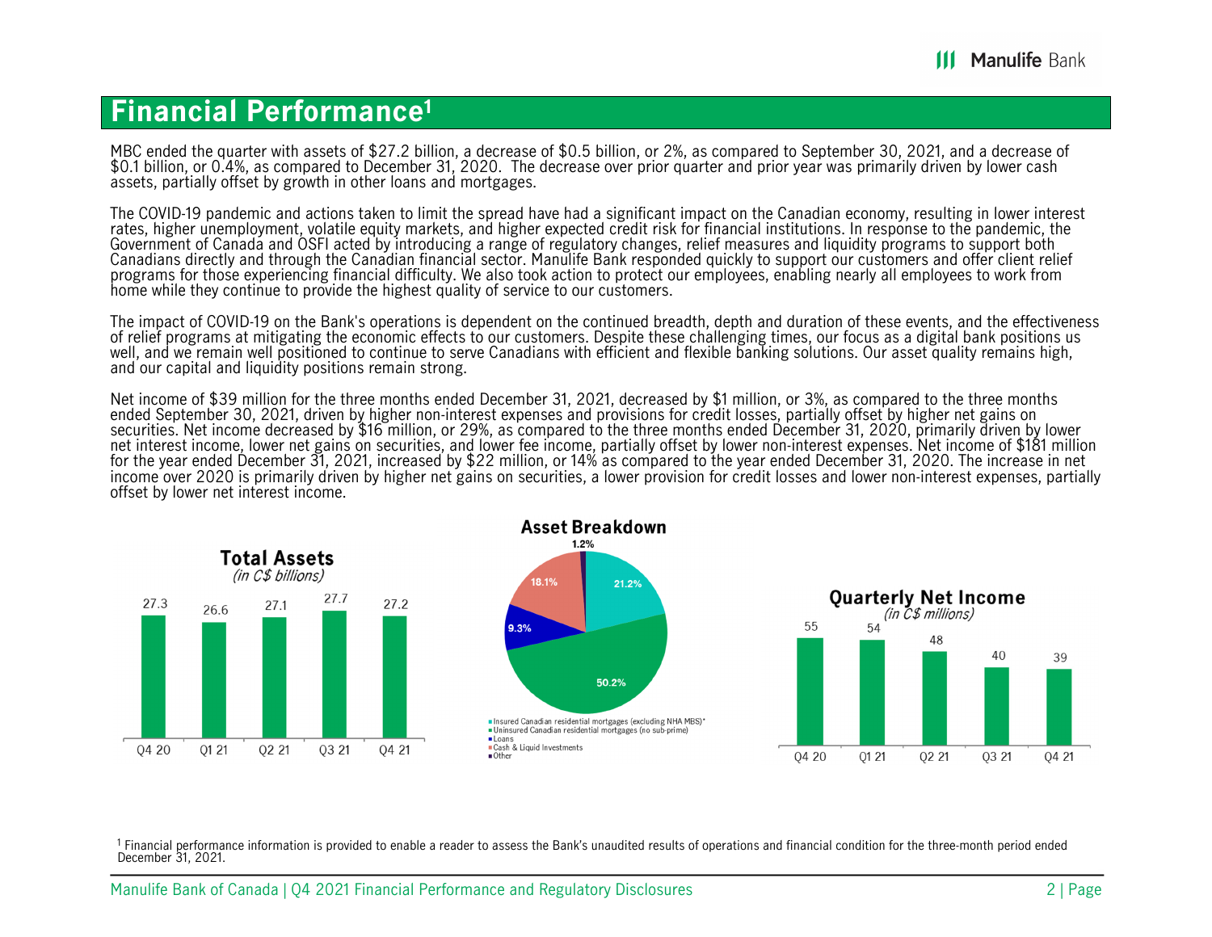# Financial Performance[1]

MBC ended the quarter with assets of $27.2 billion, a decrease of $0.5 billion, or 2%, as compared to September 30, 2021, and a decrease of $0.1 billion, or 0.4%, as compared to December 31, 2020. The decrease over prior quarter and prior year was primarily driven by lower cash assets, partially offset by growth in other loans and mortgages.

The COVID-19 pandemic and actions taken to limit the spread have had a significant impact on the Canadian economy, resulting in lower interest rates, higher unemployment, volatile equity markets, and higher expected credit risk for financial institutions. In response to the pandemic, the Government of Canada and OSFI acted by introducing a range of regulatory changes, relief measures and liquidity programs to support both Canadians directly and through the Canadian financial sector. Manulife Bank responded quickly to support our customers and offer client relief programs for those experiencing financial difficulty. We also took action to protect our employees, enabling nearly all employees to work from home while they continue to provide the highest quality of service to our customers.

The impact of COVID-19 on the Bank's operations is dependent on the continued breadth, depth and duration of these events, and the effectiveness of relief programs at mitigating the economic effects to our customers. Despite these challenging times, our focus as a digital bank positions us well, and we remain well positioned to continue to serve Canadians with efficient and flexible banking solutions. Our asset quality remains high, and our capital and liquidity positions remain strong.

Net income of $39 million for the three months ended December 31, 2021, decreased by $1 million, or 3%, as compared to the three months ended September 30, 2021, driven by higher non-interest expenses and provisions for credit losses, partially offset by higher net gains on securities. Net income decreased by $16 million, or 29%, as compared to the three months ended December 31, 2020, primarily driven by lower net interest income, lower net gains on securities, and lower fee income, partially offset by lower non-interest expenses. Net income of $181 million for the year ended December 31, 2021, increased by $22 million, or 14% as compared to the year ended December 31, 2020. The increase in net income over 2020 is primarily driven by higher net gains on securities, a lower provision for credit losses and lower non-interest expenses, partially offset by lower net interest income.

**Total Assets**
*(in C$ billions)*

| Q4 20 | Q1 21 | Q2 21 | Q3 21 | Q4 21 |
|---|---|---|---|---|
| 27.3 | 26.6 | 27.1 | 27.7 | 27.2 |

**Asset Breakdown**

| Category | % |
|---|---|
| Insured Canadian residential mortgages (excluding NHA MBS)* | 21.2% |
| Uninsured Canadian residential mortgages (no sub-prime) | 50.2% |
| Loans | 9.3% |
| Cash & Liquid Investments | 18.1% |
| Other | 1.2% |

**Quarterly Net Income**
*(in C$ millions)*

| Q4 20 | Q1 21 | Q2 21 | Q3 21 | Q4 21 |
|---|---|---|---|---|
| 55 | 54 | 48 | 40 | 39 |

[1] Financial performance information is provided to enable a reader to assess the Bank's unaudited results of operations and financial condition for the three-month period ended December 31, 2021.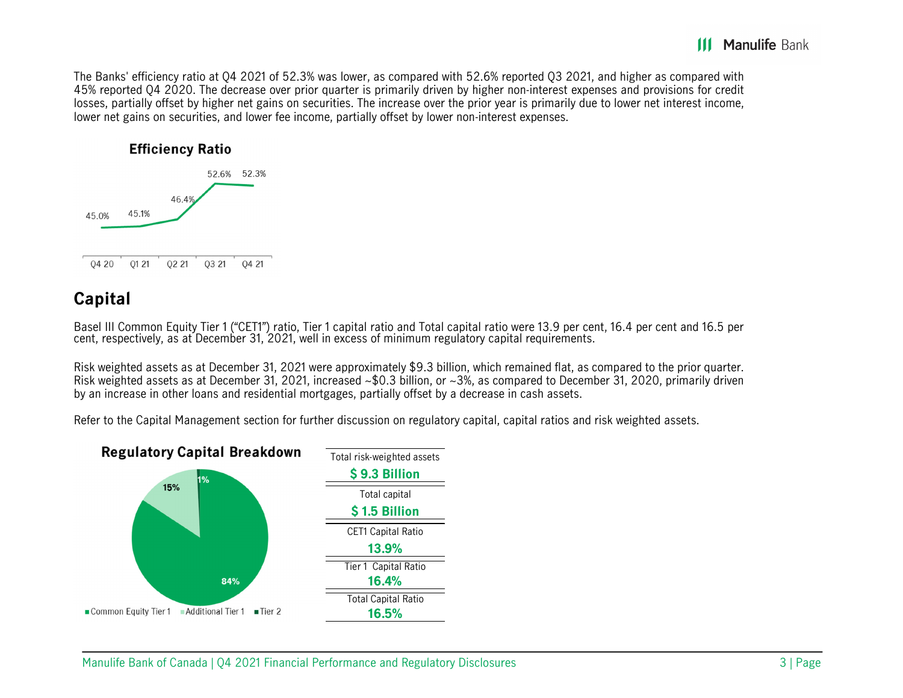The Banks' efficiency ratio at Q4 2021 of 52.3% was lower, as compared with 52.6% reported Q3 2021, and higher as compared with 45% reported Q4 2020. The decrease over prior quarter is primarily driven by higher non-interest expenses and provisions for credit losses, partially offset by higher net gains on securities. The increase over the prior year is primarily due to lower net interest income, lower net gains on securities, and lower fee income, partially offset by lower non-interest expenses.

**Efficiency Ratio**

| Q4 20 | Q1 21 | Q2 21 | Q3 21 | Q4 21 |
|---|---|---|---|---|
| 45.0% | 45.1% | 46.4% | 52.6% | 52.3% |

## Capital

Basel III Common Equity Tier 1 ("CET1") ratio, Tier 1 capital ratio and Total capital ratio were 13.9 per cent, 16.4 per cent and 16.5 per cent, respectively, as at December 31, 2021, well in excess of minimum regulatory capital requirements.

Risk weighted assets as at December 31, 2021 were approximately $9.3 billion, which remained flat, as compared to the prior quarter. Risk weighted assets as at December 31, 2021, increased ~$0.3 billion, or ~3%, as compared to December 31, 2020, primarily driven by an increase in other loans and residential mortgages, partially offset by a decrease in cash assets.

Refer to the Capital Management section for further discussion on regulatory capital, capital ratios and risk weighted assets.

**Regulatory Capital Breakdown**

| Common Equity Tier 1 | Additional Tier 1 | Tier 2 |
|---|---|---|
| 84% | 15% | 1% |

| | |
|---|---|
| Total risk-weighted assets | **$ 9.3 Billion** |
| Total capital | **$ 1.5 Billion** |
| CET1 Capital Ratio | **13.9%** |
| Tier 1 Capital Ratio | **16.4%** |
| Total Capital Ratio | **16.5%** |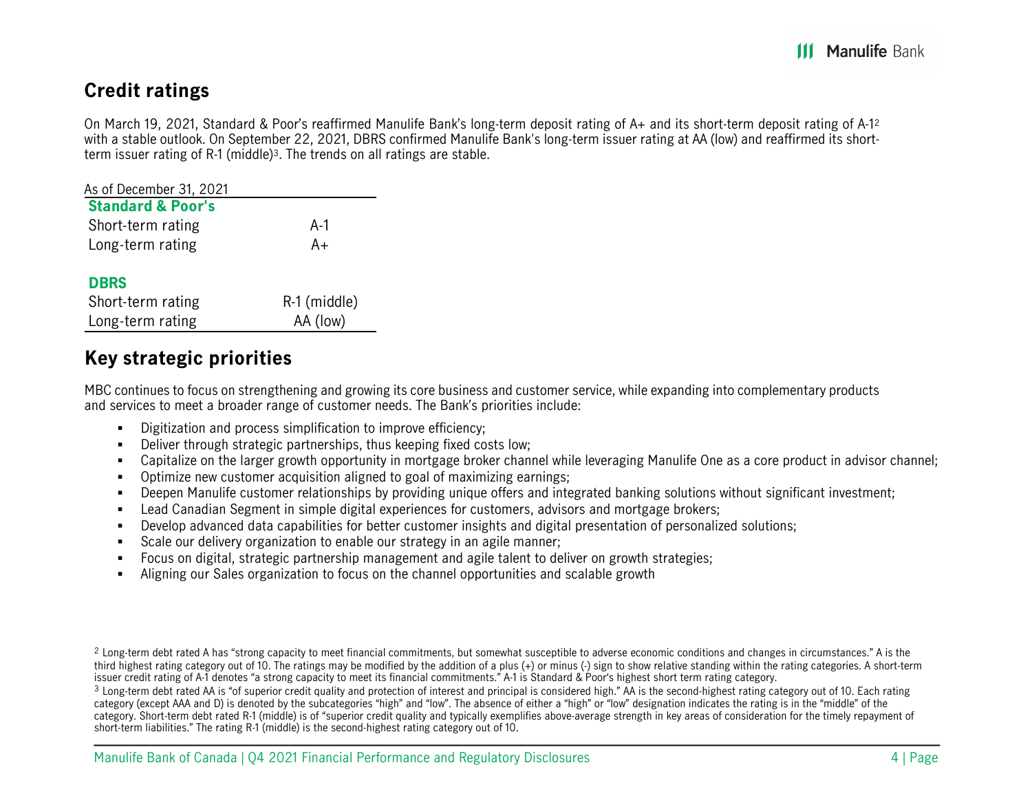## Credit ratings

On March 19, 2021, Standard & Poor's reaffirmed Manulife Bank's long-term deposit rating of A+ and its short-term deposit rating of A-1[2] with a stable outlook. On September 22, 2021, DBRS confirmed Manulife Bank's long-term issuer rating at AA (low) and reaffirmed its short-term issuer rating of R-1 (middle)[3]. The trends on all ratings are stable.

| As of December 31, 2021 | |
|---|---|
| **Standard & Poor's** | |
| Short-term rating | A-1 |
| Long-term rating | A+ |
| | |
| **DBRS** | |
| Short-term rating | R-1 (middle) |
| Long-term rating | AA (low) |

## Key strategic priorities

MBC continues to focus on strengthening and growing its core business and customer service, while expanding into complementary products and services to meet a broader range of customer needs. The Bank's priorities include:

- Digitization and process simplification to improve efficiency;
- Deliver through strategic partnerships, thus keeping fixed costs low;
- Capitalize on the larger growth opportunity in mortgage broker channel while leveraging Manulife One as a core product in advisor channel;
- Optimize new customer acquisition aligned to goal of maximizing earnings;
- Deepen Manulife customer relationships by providing unique offers and integrated banking solutions without significant investment;
- Lead Canadian Segment in simple digital experiences for customers, advisors and mortgage brokers;
- Develop advanced data capabilities for better customer insights and digital presentation of personalized solutions;
- Scale our delivery organization to enable our strategy in an agile manner;
- Focus on digital, strategic partnership management and agile talent to deliver on growth strategies;
- Aligning our Sales organization to focus on the channel opportunities and scalable growth

[2] Long-term debt rated A has "strong capacity to meet financial commitments, but somewhat susceptible to adverse economic conditions and changes in circumstances." A is the third highest rating category out of 10. The ratings may be modified by the addition of a plus (+) or minus (-) sign to show relative standing within the rating categories. A short-term issuer credit rating of A-1 denotes "a strong capacity to meet its financial commitments." A-1 is Standard & Poor's highest short term rating category.

[3] Long-term debt rated AA is "of superior credit quality and protection of interest and principal is considered high." AA is the second-highest rating category out of 10. Each rating category (except AAA and D) is denoted by the subcategories "high" and "low". The absence of either a "high" or "low" designation indicates the rating is in the "middle" of the category. Short-term debt rated R-1 (middle) is of "superior credit quality and typically exemplifies above-average strength in key areas of consideration for the timely repayment of short-term liabilities." The rating R-1 (middle) is the second-highest rating category out of 10.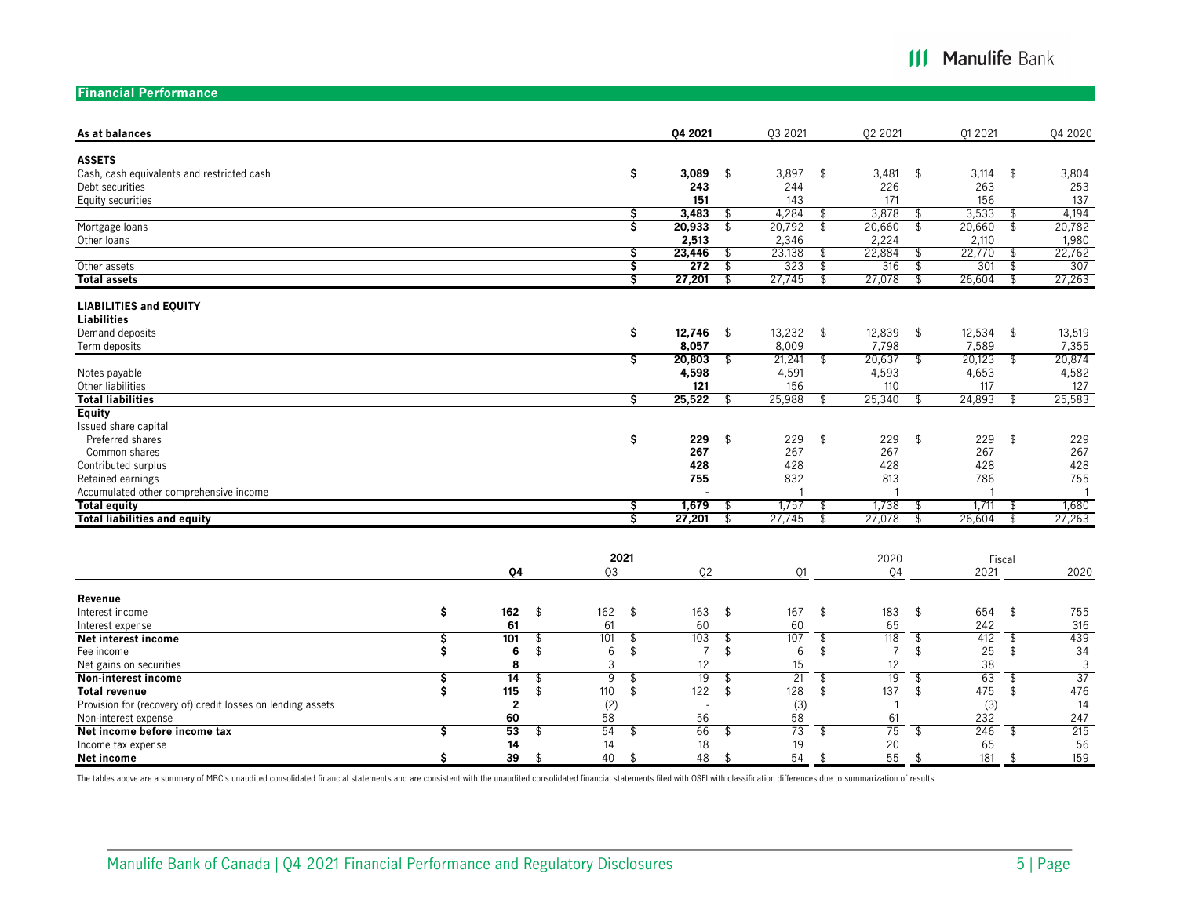## Financial Performance

| As at balances | Q4 2021 | Q3 2021 | Q2 2021 | Q1 2021 | Q4 2020 |
|---|---|---|---|---|---|
| **ASSETS** | | | | | |
| Cash, cash equivalents and restricted cash | $ **3,089** | $ 3,897 | $ 3,481 | $ 3,114 | $ 3,804 |
| Debt securities | **243** | 244 | 226 | 263 | 253 |
| Equity securities | **151** | 143 | 171 | 156 | 137 |
| | $ **3,483** | $ 4,284 | $ 3,878 | $ 3,533 | $ 4,194 |
| Mortgage loans | $ **20,933** | $ 20,792 | $ 20,660 | $ 20,660 | $ 20,782 |
| Other loans | **2,513** | 2,346 | 2,224 | 2,110 | 1,980 |
| | $ **23,446** | $ 23,138 | $ 22,884 | $ 22,770 | $ 22,762 |
| Other assets | $ **272** | $ 323 | $ 316 | $ 301 | $ 307 |
| **Total assets** | $ **27,201** | $ 27,745 | $ 27,078 | $ 26,604 | $ 27,263 |
| **LIABILITIES and EQUITY** | | | | | |
| **Liabilities** | | | | | |
| Demand deposits | $ **12,746** | $ 13,232 | $ 12,839 | $ 12,534 | $ 13,519 |
| Term deposits | **8,057** | 8,009 | 7,798 | 7,589 | 7,355 |
| | $ **20,803** | $ 21,241 | $ 20,637 | $ 20,123 | $ 20,874 |
| Notes payable | **4,598** | 4,591 | 4,593 | 4,653 | 4,582 |
| Other liabilities | **121** | 156 | 110 | 117 | 127 |
| **Total liabilities** | $ **25,522** | $ 25,988 | $ 25,340 | $ 24,893 | $ 25,583 |
| **Equity** | | | | | |
| Issued share capital | | | | | |
| Preferred shares | $ **229** | $ 229 | $ 229 | $ 229 | $ 229 |
| Common shares | **267** | 267 | 267 | 267 | 267 |
| Contributed surplus | **428** | 428 | 428 | 428 | 428 |
| Retained earnings | **755** | 832 | 813 | 786 | 755 |
| Accumulated other comprehensive income | **-** | 1 | 1 | 1 | 1 |
| **Total equity** | $ **1,679** | $ 1,757 | $ 1,738 | $ 1,711 | $ 1,680 |
| **Total liabilities and equity** | $ **27,201** | $ 27,745 | $ 27,078 | $ 26,604 | $ 27,263 |

| | 2021 | | | | 2020 | Fiscal | |
|---|---|---|---|---|---|---|---|
| | Q4 | Q3 | Q2 | Q1 | Q4 | 2021 | 2020 |
| **Revenue** | | | | | | | |
| Interest income | $ **162** | $ 162 | $ 163 | $ 167 | $ 183 | $ 654 | $ 755 |
| Interest expense | **61** | 61 | 60 | 60 | 65 | 242 | 316 |
| **Net interest income** | $ **101** | $ 101 | $ 103 | $ 107 | $ 118 | $ 412 | $ 439 |
| Fee income | $ **6** | $ 6 | $ 7 | $ 6 | $ 7 | $ 25 | $ 34 |
| Net gains on securities | **8** | 3 | 12 | 15 | 12 | 38 | 3 |
| **Non-interest income** | $ **14** | $ 9 | $ 19 | $ 21 | $ 19 | $ 63 | $ 37 |
| **Total revenue** | $ **115** | $ 110 | $ 122 | $ 128 | $ 137 | $ 475 | $ 476 |
| Provision for (recovery of) credit losses on lending assets | **2** | (2) | - | (3) | 1 | (3) | 14 |
| Non-interest expense | **60** | 58 | 56 | 58 | 61 | 232 | 247 |
| **Net income before income tax** | $ **53** | $ 54 | $ 66 | $ 73 | $ 75 | $ 246 | $ 215 |
| Income tax expense | **14** | 14 | 18 | 19 | 20 | 65 | 56 |
| **Net income** | $ **39** | $ 40 | $ 48 | $ 54 | $ 55 | $ 181 | $ 159 |

The tables above are a summary of MBC's unaudited consolidated financial statements and are consistent with the unaudited consolidated financial statements filed with OSFI with classification differences due to summarization of results.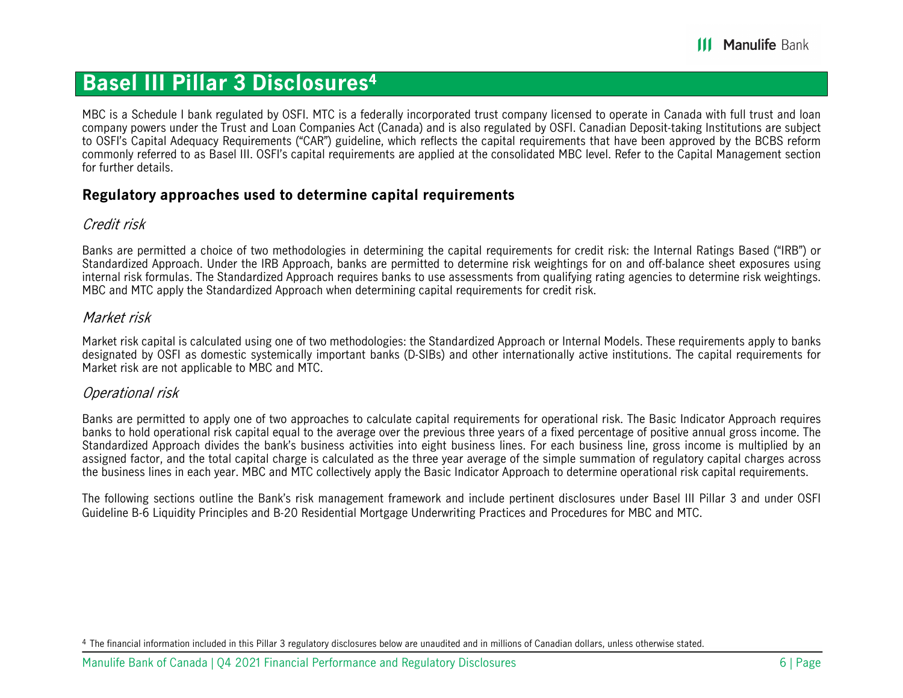# Basel III Pillar 3 Disclosures[4]

MBC is a Schedule I bank regulated by OSFI. MTC is a federally incorporated trust company licensed to operate in Canada with full trust and loan company powers under the Trust and Loan Companies Act (Canada) and is also regulated by OSFI. Canadian Deposit-taking Institutions are subject to OSFI's Capital Adequacy Requirements ("CAR") guideline, which reflects the capital requirements that have been approved by the BCBS reform commonly referred to as Basel III. OSFI's capital requirements are applied at the consolidated MBC level. Refer to the Capital Management section for further details.

## Regulatory approaches used to determine capital requirements

### *Credit risk*

Banks are permitted a choice of two methodologies in determining the capital requirements for credit risk: the Internal Ratings Based ("IRB") or Standardized Approach. Under the IRB Approach, banks are permitted to determine risk weightings for on and off-balance sheet exposures using internal risk formulas. The Standardized Approach requires banks to use assessments from qualifying rating agencies to determine risk weightings. MBC and MTC apply the Standardized Approach when determining capital requirements for credit risk.

### *Market risk*

Market risk capital is calculated using one of two methodologies: the Standardized Approach or Internal Models. These requirements apply to banks designated by OSFI as domestic systemically important banks (D-SIBs) and other internationally active institutions. The capital requirements for Market risk are not applicable to MBC and MTC.

### *Operational risk*

Banks are permitted to apply one of two approaches to calculate capital requirements for operational risk. The Basic Indicator Approach requires banks to hold operational risk capital equal to the average over the previous three years of a fixed percentage of positive annual gross income. The Standardized Approach divides the bank's business activities into eight business lines. For each business line, gross income is multiplied by an assigned factor, and the total capital charge is calculated as the three year average of the simple summation of regulatory capital charges across the business lines in each year. MBC and MTC collectively apply the Basic Indicator Approach to determine operational risk capital requirements.

The following sections outline the Bank's risk management framework and include pertinent disclosures under Basel III Pillar 3 and under OSFI Guideline B-6 Liquidity Principles and B-20 Residential Mortgage Underwriting Practices and Procedures for MBC and MTC.

[4] The financial information included in this Pillar 3 regulatory disclosures below are unaudited and in millions of Canadian dollars, unless otherwise stated.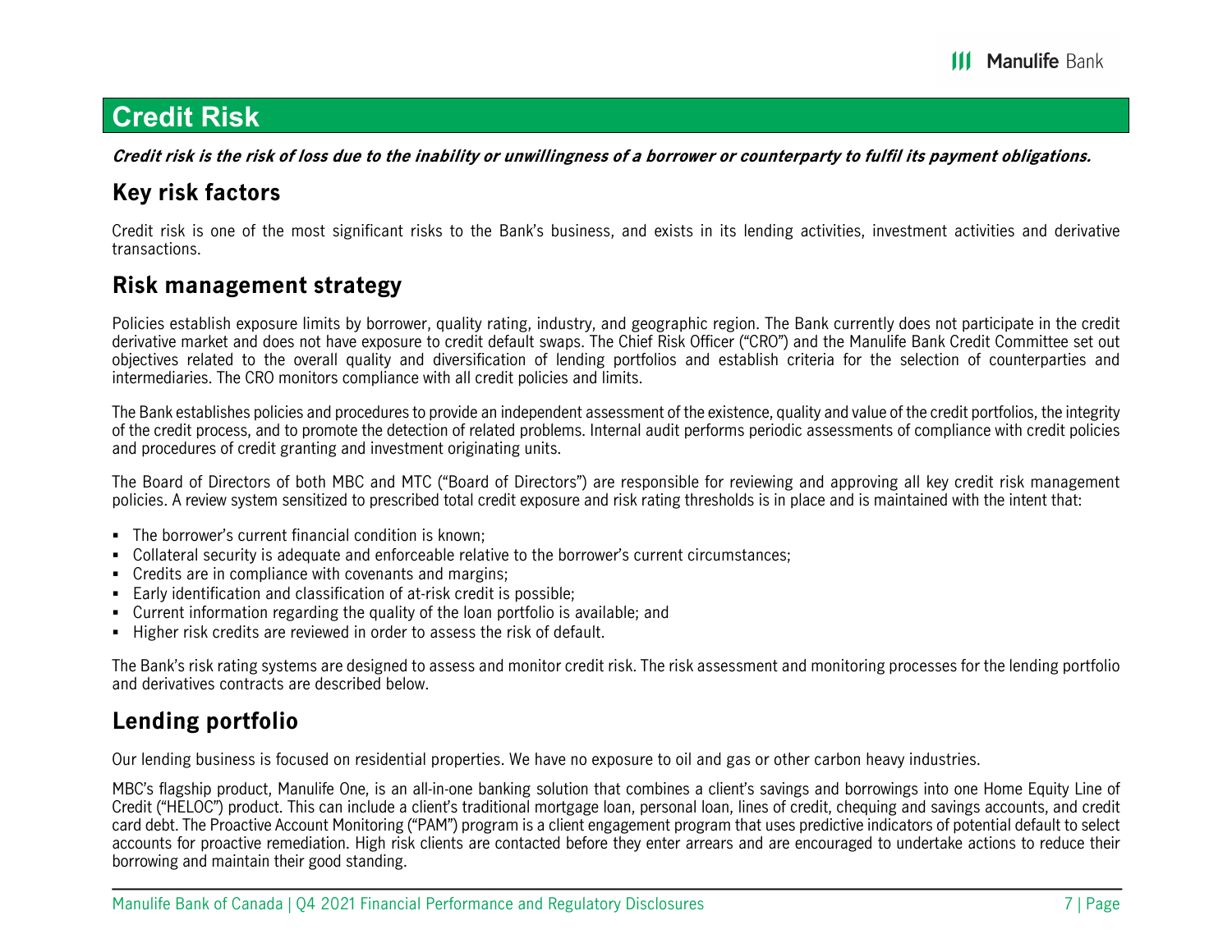# Credit Risk

***Credit risk is the risk of loss due to the inability or unwillingness of a borrower or counterparty to fulfil its payment obligations.***

## Key risk factors

Credit risk is one of the most significant risks to the Bank's business, and exists in its lending activities, investment activities and derivative transactions.

## Risk management strategy

Policies establish exposure limits by borrower, quality rating, industry, and geographic region. The Bank currently does not participate in the credit derivative market and does not have exposure to credit default swaps. The Chief Risk Officer ("CRO") and the Manulife Bank Credit Committee set out objectives related to the overall quality and diversification of lending portfolios and establish criteria for the selection of counterparties and intermediaries. The CRO monitors compliance with all credit policies and limits.

The Bank establishes policies and procedures to provide an independent assessment of the existence, quality and value of the credit portfolios, the integrity of the credit process, and to promote the detection of related problems. Internal audit performs periodic assessments of compliance with credit policies and procedures of credit granting and investment originating units.

The Board of Directors of both MBC and MTC ("Board of Directors") are responsible for reviewing and approving all key credit risk management policies. A review system sensitized to prescribed total credit exposure and risk rating thresholds is in place and is maintained with the intent that:

- The borrower's current financial condition is known;
- Collateral security is adequate and enforceable relative to the borrower's current circumstances;
- Credits are in compliance with covenants and margins;
- Early identification and classification of at-risk credit is possible;
- Current information regarding the quality of the loan portfolio is available; and
- Higher risk credits are reviewed in order to assess the risk of default.

The Bank's risk rating systems are designed to assess and monitor credit risk. The risk assessment and monitoring processes for the lending portfolio and derivatives contracts are described below.

## Lending portfolio

Our lending business is focused on residential properties. We have no exposure to oil and gas or other carbon heavy industries.

MBC's flagship product, Manulife One, is an all-in-one banking solution that combines a client's savings and borrowings into one Home Equity Line of Credit ("HELOC") product. This can include a client's traditional mortgage loan, personal loan, lines of credit, chequing and savings accounts, and credit card debt. The Proactive Account Monitoring ("PAM") program is a client engagement program that uses predictive indicators of potential default to select accounts for proactive remediation. High risk clients are contacted before they enter arrears and are encouraged to undertake actions to reduce their borrowing and maintain their good standing.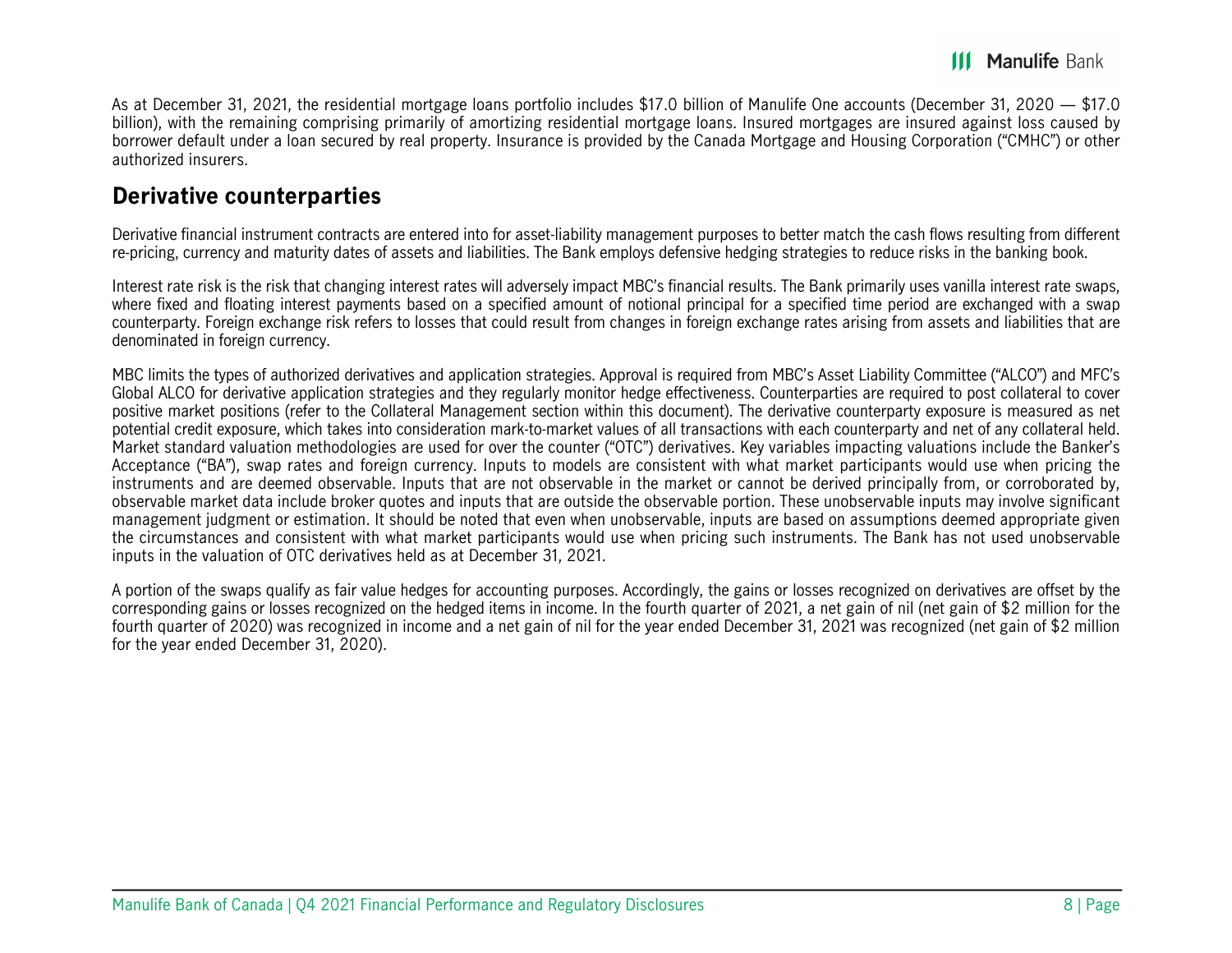As at December 31, 2021, the residential mortgage loans portfolio includes $17.0 billion of Manulife One accounts (December 31, 2020 — $17.0 billion), with the remaining comprising primarily of amortizing residential mortgage loans. Insured mortgages are insured against loss caused by borrower default under a loan secured by real property. Insurance is provided by the Canada Mortgage and Housing Corporation ("CMHC") or other authorized insurers.

## Derivative counterparties

Derivative financial instrument contracts are entered into for asset-liability management purposes to better match the cash flows resulting from different re-pricing, currency and maturity dates of assets and liabilities. The Bank employs defensive hedging strategies to reduce risks in the banking book.

Interest rate risk is the risk that changing interest rates will adversely impact MBC's financial results. The Bank primarily uses vanilla interest rate swaps, where fixed and floating interest payments based on a specified amount of notional principal for a specified time period are exchanged with a swap counterparty. Foreign exchange risk refers to losses that could result from changes in foreign exchange rates arising from assets and liabilities that are denominated in foreign currency.

MBC limits the types of authorized derivatives and application strategies. Approval is required from MBC's Asset Liability Committee ("ALCO") and MFC's Global ALCO for derivative application strategies and they regularly monitor hedge effectiveness. Counterparties are required to post collateral to cover positive market positions (refer to the Collateral Management section within this document). The derivative counterparty exposure is measured as net potential credit exposure, which takes into consideration mark-to-market values of all transactions with each counterparty and net of any collateral held. Market standard valuation methodologies are used for over the counter ("OTC") derivatives. Key variables impacting valuations include the Banker's Acceptance ("BA"), swap rates and foreign currency. Inputs to models are consistent with what market participants would use when pricing the instruments and are deemed observable. Inputs that are not observable in the market or cannot be derived principally from, or corroborated by, observable market data include broker quotes and inputs that are outside the observable portion. These unobservable inputs may involve significant management judgment or estimation. It should be noted that even when unobservable, inputs are based on assumptions deemed appropriate given the circumstances and consistent with what market participants would use when pricing such instruments. The Bank has not used unobservable inputs in the valuation of OTC derivatives held as at December 31, 2021.

A portion of the swaps qualify as fair value hedges for accounting purposes. Accordingly, the gains or losses recognized on derivatives are offset by the corresponding gains or losses recognized on the hedged items in income. In the fourth quarter of 2021, a net gain of nil (net gain of $2 million for the fourth quarter of 2020) was recognized in income and a net gain of nil for the year ended December 31, 2021 was recognized (net gain of $2 million for the year ended December 31, 2020).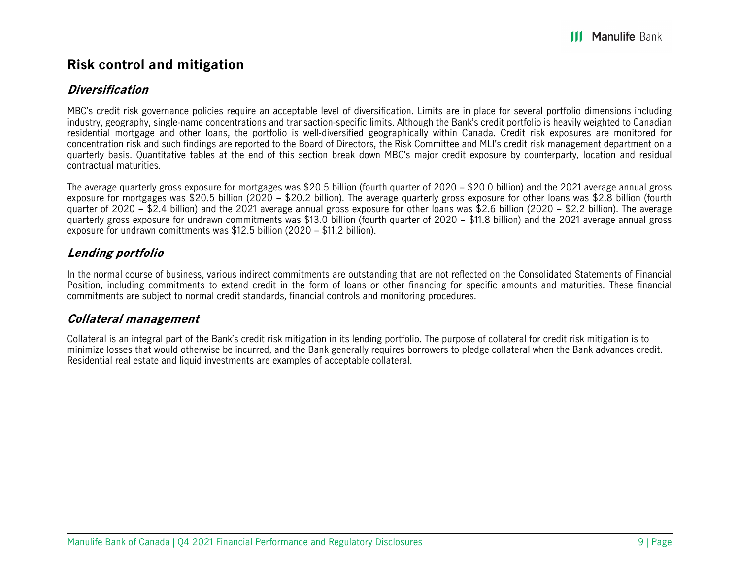## Risk control and mitigation

### *Diversification*

MBC's credit risk governance policies require an acceptable level of diversification. Limits are in place for several portfolio dimensions including industry, geography, single-name concentrations and transaction-specific limits. Although the Bank's credit portfolio is heavily weighted to Canadian residential mortgage and other loans, the portfolio is well-diversified geographically within Canada. Credit risk exposures are monitored for concentration risk and such findings are reported to the Board of Directors, the Risk Committee and MLI's credit risk management department on a quarterly basis. Quantitative tables at the end of this section break down MBC's major credit exposure by counterparty, location and residual contractual maturities.

The average quarterly gross exposure for mortgages was $20.5 billion (fourth quarter of 2020 – $20.0 billion) and the 2021 average annual gross exposure for mortgages was $20.5 billion (2020 – $20.2 billion). The average quarterly gross exposure for other loans was $2.8 billion (fourth quarter of 2020 – $2.4 billion) and the 2021 average annual gross exposure for other loans was $2.6 billion (2020 – $2.2 billion). The average quarterly gross exposure for undrawn commitments was $13.0 billion (fourth quarter of 2020 – $11.8 billion) and the 2021 average annual gross exposure for undrawn comittments was $12.5 billion (2020 – $11.2 billion).

### *Lending portfolio*

In the normal course of business, various indirect commitments are outstanding that are not reflected on the Consolidated Statements of Financial Position, including commitments to extend credit in the form of loans or other financing for specific amounts and maturities. These financial commitments are subject to normal credit standards, financial controls and monitoring procedures.

### *Collateral management*

Collateral is an integral part of the Bank's credit risk mitigation in its lending portfolio. The purpose of collateral for credit risk mitigation is to minimize losses that would otherwise be incurred, and the Bank generally requires borrowers to pledge collateral when the Bank advances credit. Residential real estate and liquid investments are examples of acceptable collateral.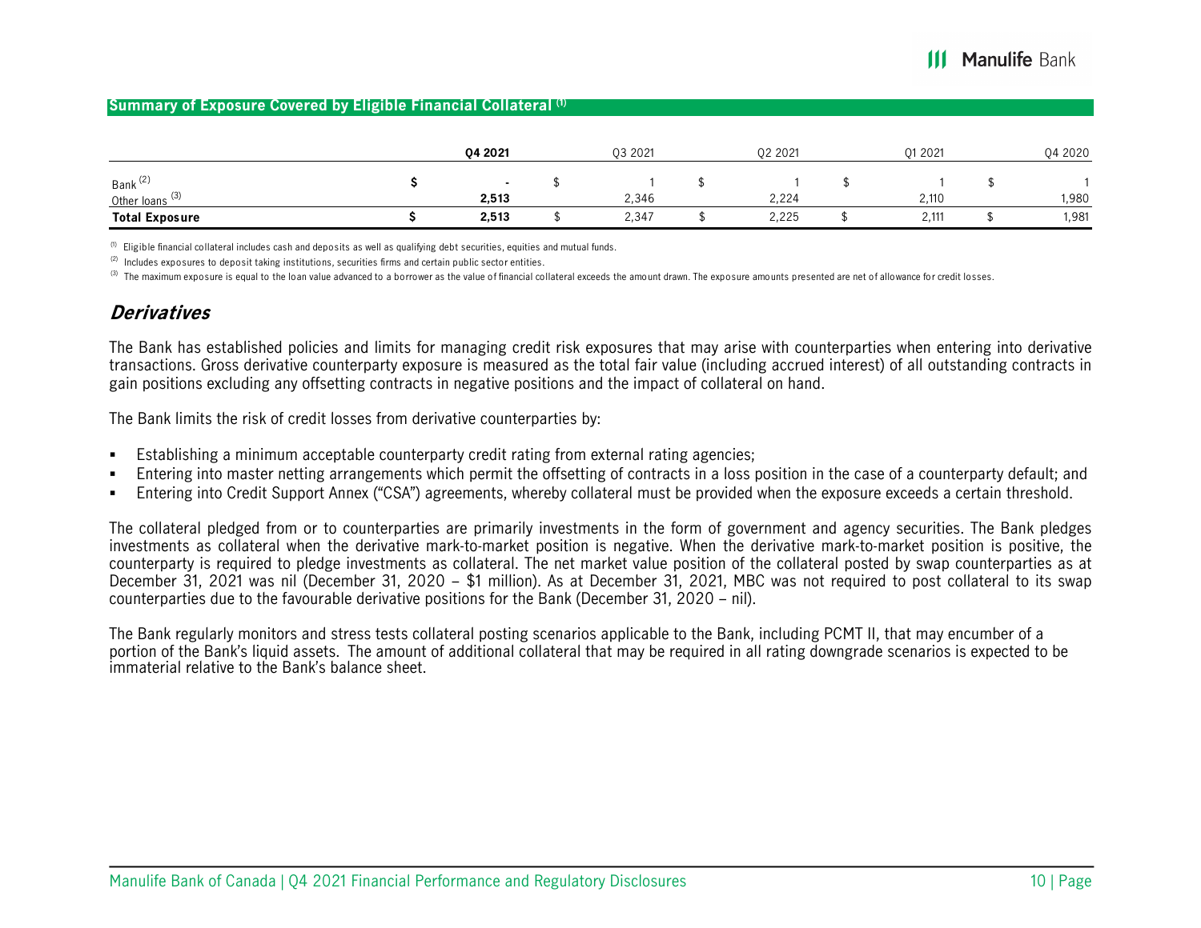## Summary of Exposure Covered by Eligible Financial Collateral [1]

| | Q4 2021 | Q3 2021 | Q2 2021 | Q1 2021 | Q4 2020 |
|---|---|---|---|---|---|
| Bank [2] | $ - | $ 1 | $ 1 | $ 1 | $ 1 |
| Other loans [3] | 2,513 | 2,346 | 2,224 | 2,110 | 1,980 |
| **Total Exposure** | **$ 2,513** | $ 2,347 | $ 2,225 | $ 2,111 | $ 1,981 |

[1] Eligible financial collateral includes cash and deposits as well as qualifying debt securities, equities and mutual funds.

[2] Includes exposures to deposit taking institutions, securities firms and certain public sector entities.

[3] The maximum exposure is equal to the loan value advanced to a borrower as the value of financial collateral exceeds the amount drawn. The exposure amounts presented are net of allowance for credit losses.

## *Derivatives*

The Bank has established policies and limits for managing credit risk exposures that may arise with counterparties when entering into derivative transactions. Gross derivative counterparty exposure is measured as the total fair value (including accrued interest) of all outstanding contracts in gain positions excluding any offsetting contracts in negative positions and the impact of collateral on hand.

The Bank limits the risk of credit losses from derivative counterparties by:

- Establishing a minimum acceptable counterparty credit rating from external rating agencies;
- Entering into master netting arrangements which permit the offsetting of contracts in a loss position in the case of a counterparty default; and
- Entering into Credit Support Annex ("CSA") agreements, whereby collateral must be provided when the exposure exceeds a certain threshold.

The collateral pledged from or to counterparties are primarily investments in the form of government and agency securities. The Bank pledges investments as collateral when the derivative mark-to-market position is negative. When the derivative mark-to-market position is positive, the counterparty is required to pledge investments as collateral. The net market value position of the collateral posted by swap counterparties as at December 31, 2021 was nil (December 31, 2020 – $1 million). As at December 31, 2021, MBC was not required to post collateral to its swap counterparties due to the favourable derivative positions for the Bank (December 31, 2020 – nil).

The Bank regularly monitors and stress tests collateral posting scenarios applicable to the Bank, including PCMT II, that may encumber of a portion of the Bank's liquid assets. The amount of additional collateral that may be required in all rating downgrade scenarios is expected to be immaterial relative to the Bank's balance sheet.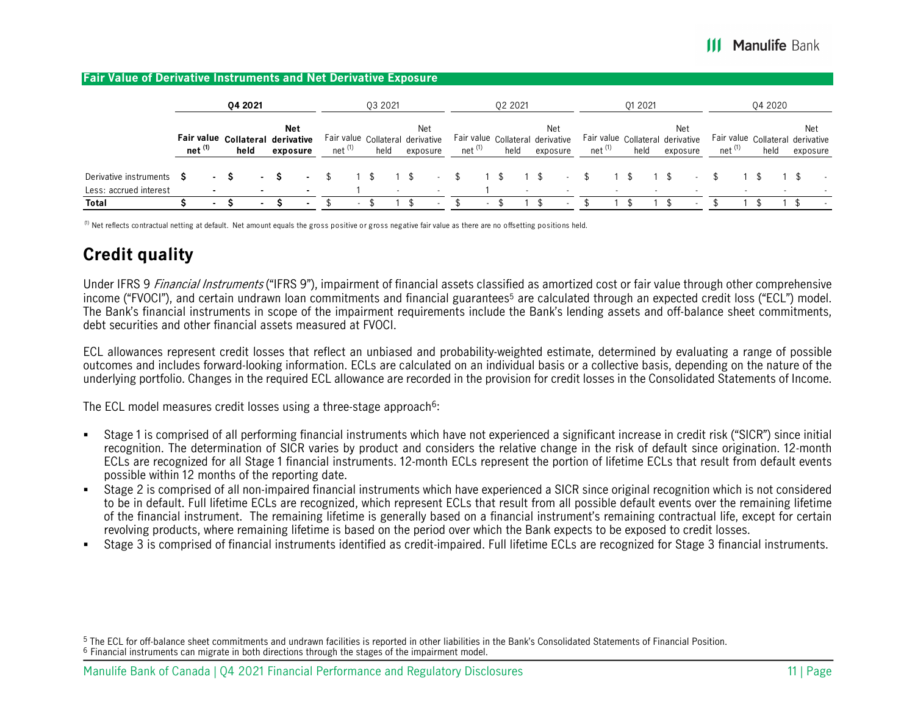**Fair Value of Derivative Instruments and Net Derivative Exposure**

| | Q4 2021 | | | Q3 2021 | | | Q2 2021 | | | Q1 2021 | | | Q4 2020 | | |
|---|---|---|---|---|---|---|---|---|---|---|---|---|---|---|---|
| | **Fair value net [(1)]** | **Collateral held** | **Net derivative exposure** | Fair value net [(1)] | Collateral held | Net derivative exposure | Fair value net [(1)] | Collateral held | Net derivative exposure | Fair value net [(1)] | Collateral held | Net derivative exposure | Fair value net [(1)] | Collateral held | Net derivative exposure |
| Derivative instruments | $ - | $ - | $ - | $ 1 | $ 1 | $ - | $ 1 | $ 1 | $ - | $ 1 | $ 1 | $ - | $ 1 | $ 1 | $ - |
| Less: accrued interest | - | - | - | 1 | - | - | 1 | - | - | - | - | - | - | - | - |
| **Total** | **$ -** | **$ -** | **$ -** | $ - | $ 1 | $ - | $ - | $ 1 | $ - | $ 1 | $ 1 | $ - | $ 1 | $ 1 | $ - |

[(1)] Net reflects contractual netting at default. Net amount equals the gross positive or gross negative fair value as there are no offsetting positions held.

## Credit quality

Under IFRS 9 *Financial Instruments* ("IFRS 9"), impairment of financial assets classified as amortized cost or fair value through other comprehensive income ("FVOCI"), and certain undrawn loan commitments and financial guarantees[5] are calculated through an expected credit loss ("ECL") model. The Bank's financial instruments in scope of the impairment requirements include the Bank's lending assets and off-balance sheet commitments, debt securities and other financial assets measured at FVOCI.

ECL allowances represent credit losses that reflect an unbiased and probability-weighted estimate, determined by evaluating a range of possible outcomes and includes forward-looking information. ECLs are calculated on an individual basis or a collective basis, depending on the nature of the underlying portfolio. Changes in the required ECL allowance are recorded in the provision for credit losses in the Consolidated Statements of Income.

The ECL model measures credit losses using a three-stage approach[6]:

- Stage 1 is comprised of all performing financial instruments which have not experienced a significant increase in credit risk ("SICR") since initial recognition. The determination of SICR varies by product and considers the relative change in the risk of default since origination. 12-month ECLs are recognized for all Stage 1 financial instruments. 12-month ECLs represent the portion of lifetime ECLs that result from default events possible within 12 months of the reporting date.
- Stage 2 is comprised of all non-impaired financial instruments which have experienced a SICR since original recognition which is not considered to be in default. Full lifetime ECLs are recognized, which represent ECLs that result from all possible default events over the remaining lifetime of the financial instrument. The remaining lifetime is generally based on a financial instrument's remaining contractual life, except for certain revolving products, where remaining lifetime is based on the period over which the Bank expects to be exposed to credit losses.
- Stage 3 is comprised of financial instruments identified as credit-impaired. Full lifetime ECLs are recognized for Stage 3 financial instruments.

[5] The ECL for off-balance sheet commitments and undrawn facilities is reported in other liabilities in the Bank's Consolidated Statements of Financial Position.
[6] Financial instruments can migrate in both directions through the stages of the impairment model.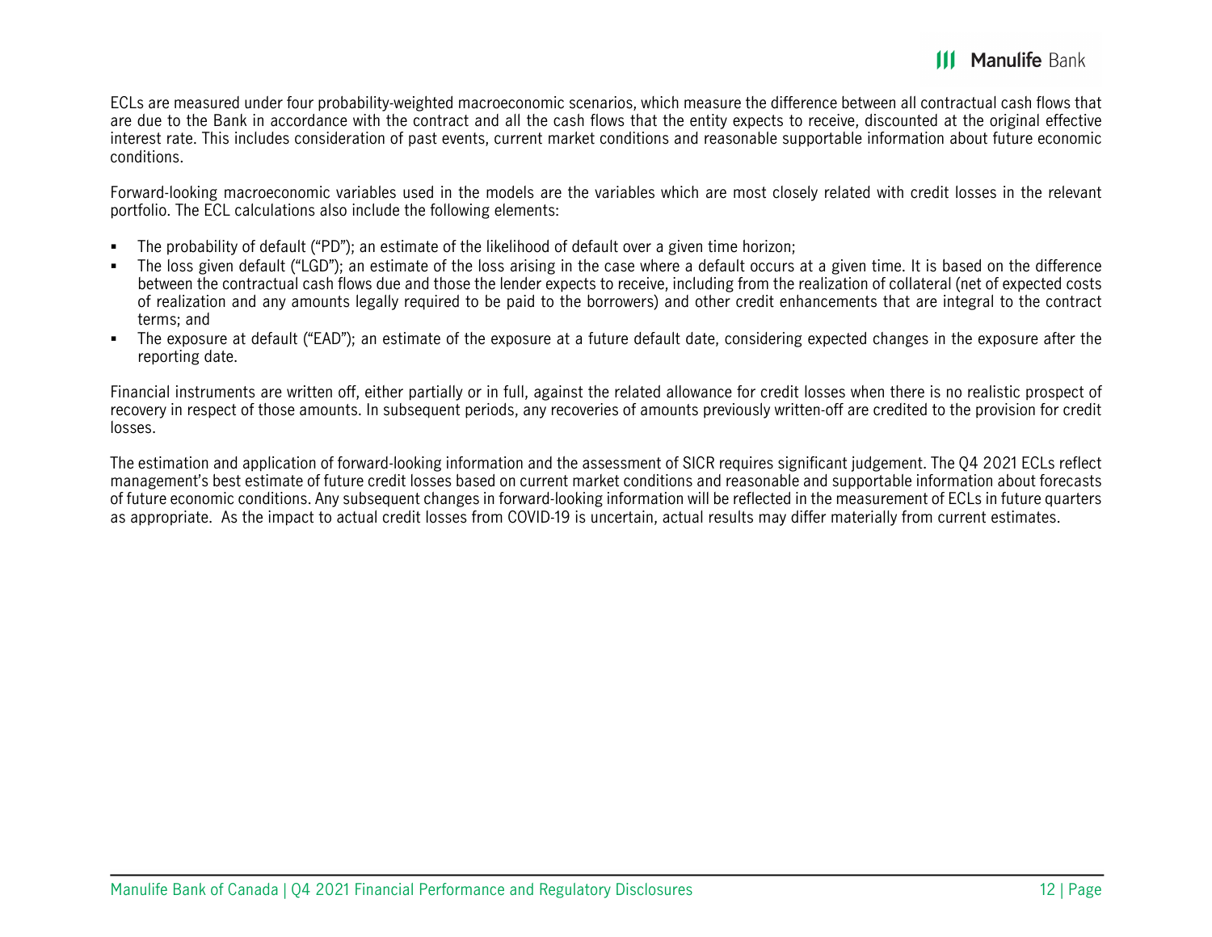ECLs are measured under four probability-weighted macroeconomic scenarios, which measure the difference between all contractual cash flows that are due to the Bank in accordance with the contract and all the cash flows that the entity expects to receive, discounted at the original effective interest rate. This includes consideration of past events, current market conditions and reasonable supportable information about future economic conditions.

Forward-looking macroeconomic variables used in the models are the variables which are most closely related with credit losses in the relevant portfolio. The ECL calculations also include the following elements:

- The probability of default ("PD"); an estimate of the likelihood of default over a given time horizon;
- The loss given default ("LGD"); an estimate of the loss arising in the case where a default occurs at a given time. It is based on the difference between the contractual cash flows due and those the lender expects to receive, including from the realization of collateral (net of expected costs of realization and any amounts legally required to be paid to the borrowers) and other credit enhancements that are integral to the contract terms; and
- The exposure at default ("EAD"); an estimate of the exposure at a future default date, considering expected changes in the exposure after the reporting date.

Financial instruments are written off, either partially or in full, against the related allowance for credit losses when there is no realistic prospect of recovery in respect of those amounts. In subsequent periods, any recoveries of amounts previously written-off are credited to the provision for credit losses.

The estimation and application of forward-looking information and the assessment of SICR requires significant judgement. The Q4 2021 ECLs reflect management's best estimate of future credit losses based on current market conditions and reasonable and supportable information about forecasts of future economic conditions. Any subsequent changes in forward-looking information will be reflected in the measurement of ECLs in future quarters as appropriate. As the impact to actual credit losses from COVID-19 is uncertain, actual results may differ materially from current estimates.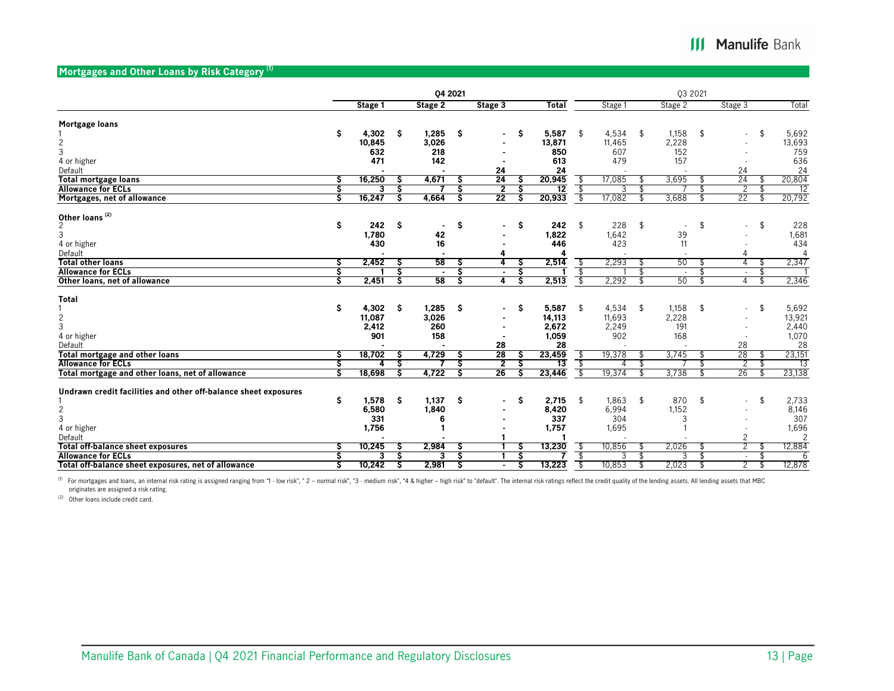## Mortgages and Other Loans by Risk Category [(1)]

| | Q4 2021 | | | | Q3 2021 | | | |
|---|---|---|---|---|---|---|---|---|
| | Stage 1 | Stage 2 | Stage 3 | Total | Stage 1 | Stage 2 | Stage 3 | Total |
| **Mortgage loans** | | | | | | | | |
| 1 | $ 4,302 | $ 1,285 | $ - | $ 5,587 | $ 4,534 | $ 1,158 | $ - | $ 5,692 |
| 2 | 10,845 | 3,026 | - | 13,871 | 11,465 | 2,228 | - | 13,693 |
| 3 | 632 | 218 | - | 850 | 607 | 152 | - | 759 |
| 4 or higher | 471 | 142 | - | 613 | 479 | 157 | - | 636 |
| Default | - | - | 24 | 24 | - | - | 24 | 24 |
| **Total mortgage loans** | $ 16,250 | $ 4,671 | $ 24 | $ 20,945 | $ 17,085 | $ 3,695 | $ 24 | $ 20,804 |
| **Allowance for ECLs** | $ 3 | $ 7 | $ 2 | $ 12 | $ 3 | $ 7 | $ 2 | $ 12 |
| **Mortgages, net of allowance** | $ 16,247 | $ 4,664 | $ 22 | $ 20,933 | $ 17,082 | $ 3,688 | $ 22 | $ 20,792 |
| **Other loans** [(2)] | | | | | | | | |
| 2 | $ 242 | $ - | $ - | $ 242 | $ 228 | $ - | $ - | $ 228 |
| 3 | 1,780 | 42 | - | 1,822 | 1,642 | 39 | - | 1,681 |
| 4 or higher | 430 | 16 | - | 446 | 423 | 11 | - | 434 |
| Default | - | - | 4 | 4 | - | - | 4 | 4 |
| **Total other loans** | $ 2,452 | $ 58 | $ 4 | $ 2,514 | $ 2,293 | $ 50 | $ 4 | $ 2,347 |
| **Allowance for ECLs** | $ 1 | $ - | $ - | $ 1 | $ 1 | $ - | $ - | $ 1 |
| **Other loans, net of allowance** | $ 2,451 | $ 58 | $ 4 | $ 2,513 | $ 2,292 | $ 50 | $ 4 | $ 2,346 |
| **Total** | | | | | | | | |
| 1 | $ 4,302 | $ 1,285 | $ - | $ 5,587 | $ 4,534 | $ 1,158 | $ - | $ 5,692 |
| 2 | 11,087 | 3,026 | - | 14,113 | 11,693 | 2,228 | - | 13,921 |
| 3 | 2,412 | 260 | - | 2,672 | 2,249 | 191 | - | 2,440 |
| 4 or higher | 901 | 158 | - | 1,059 | 902 | 168 | - | 1,070 |
| Default | - | - | 28 | 28 | - | - | 28 | 28 |
| **Total mortgage and other loans** | $ 18,702 | $ 4,729 | $ 28 | $ 23,459 | $ 19,378 | $ 3,745 | $ 28 | $ 23,151 |
| **Allowance for ECLs** | $ 4 | $ 7 | $ 2 | $ 13 | $ 4 | $ 7 | $ 2 | $ 13 |
| **Total mortgage and other loans, net of allowance** | $ 18,698 | $ 4,722 | $ 26 | $ 23,446 | $ 19,374 | $ 3,738 | $ 26 | $ 23,138 |
| **Undrawn credit facilities and other off-balance sheet exposures** | | | | | | | | |
| 1 | $ 1,578 | $ 1,137 | $ - | $ 2,715 | $ 1,863 | $ 870 | $ - | $ 2,733 |
| 2 | 6,580 | 1,840 | - | 8,420 | 6,994 | 1,152 | - | 8,146 |
| 3 | 331 | 6 | - | 337 | 304 | 3 | - | 307 |
| 4 or higher | 1,756 | 1 | - | 1,757 | 1,695 | 1 | - | 1,696 |
| Default | - | - | 1 | 1 | - | - | 2 | 2 |
| **Total off-balance sheet exposures** | $ 10,245 | $ 2,984 | $ 1 | $ 13,230 | $ 10,856 | $ 2,026 | $ 2 | $ 12,884 |
| **Allowance for ECLs** | $ 3 | $ 3 | $ 1 | $ 7 | $ 3 | $ 3 | $ - | $ 6 |
| **Total off-balance sheet exposures, net of allowance** | $ 10,242 | $ 2,981 | $ - | $ 13,223 | $ 10,853 | $ 2,023 | $ 2 | $ 12,878 |

(1) For mortgages and loans, an internal risk rating is assigned ranging from "1 - low risk", " 2 – normal risk", "3 - medium risk", "4 & higher – high risk" to "default". The internal risk ratings reflect the credit quality of the lending assets. All lending assets that MBC originates are assigned a risk rating.

(2) Other loans include credit card.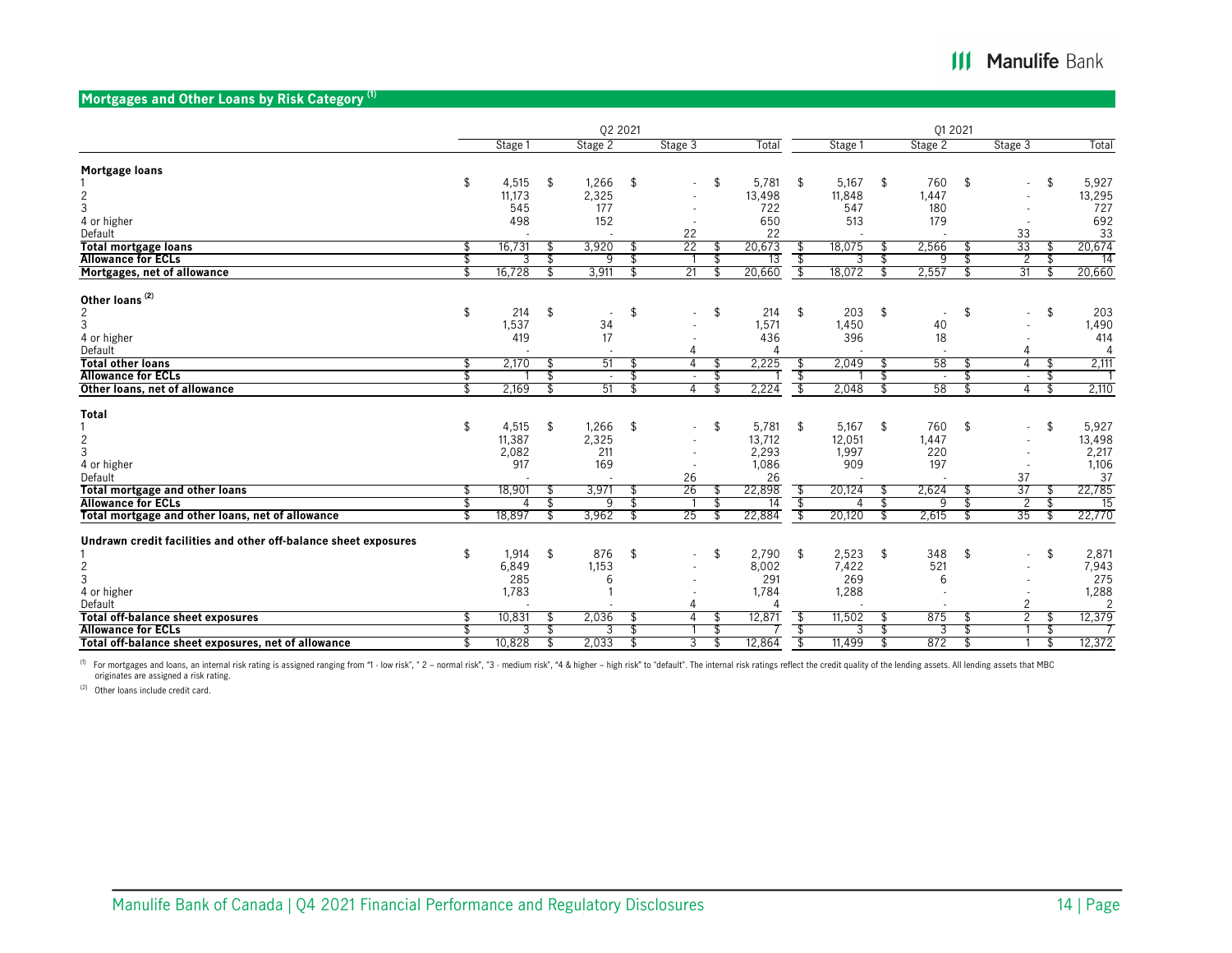## Mortgages and Other Loans by Risk Category [1]

| | Q2 2021 | | | | Q1 2021 | | | |
|---|---|---|---|---|---|---|---|---|
| | Stage 1 | Stage 2 | Stage 3 | Total | Stage 1 | Stage 2 | Stage 3 | Total |
| **Mortgage loans** | | | | | | | | |
| 1 | $ 4,515 | $ 1,266 | $ - | $ 5,781 | $ 5,167 | $ 760 | $ - | $ 5,927 |
| 2 | 11,173 | 2,325 | - | 13,498 | 11,848 | 1,447 | - | 13,295 |
| 3 | 545 | 177 | - | 722 | 547 | 180 | - | 727 |
| 4 or higher | 498 | 152 | - | 650 | 513 | 179 | - | 692 |
| Default | - | - | 22 | 22 | - | - | 33 | 33 |
| **Total mortgage loans** | $ 16,731 | $ 3,920 | $ 22 | $ 20,673 | $ 18,075 | $ 2,566 | $ 33 | $ 20,674 |
| **Allowance for ECLs** | $ 3 | $ 9 | $ 1 | $ 13 | $ 3 | $ 9 | $ 2 | $ 14 |
| **Mortgages, net of allowance** | $ 16,728 | $ 3,911 | $ 21 | $ 20,660 | $ 18,072 | $ 2,557 | $ 31 | $ 20,660 |
| **Other loans [2]** | | | | | | | | |
| 2 | $ 214 | $ - | $ - | $ 214 | $ 203 | $ - | $ - | $ 203 |
| 3 | 1,537 | 34 | - | 1,571 | 1,450 | 40 | - | 1,490 |
| 4 or higher | 419 | 17 | - | 436 | 396 | 18 | - | 414 |
| Default | - | - | 4 | 4 | - | - | 4 | 4 |
| **Total other loans** | $ 2,170 | $ 51 | $ 4 | $ 2,225 | $ 2,049 | $ 58 | $ 4 | $ 2,111 |
| **Allowance for ECLs** | $ 1 | $ - | $ - | $ 1 | $ 1 | $ - | $ - | $ 1 |
| **Other loans, net of allowance** | $ 2,169 | $ 51 | $ 4 | $ 2,224 | $ 2,048 | $ 58 | $ 4 | $ 2,110 |
| **Total** | | | | | | | | |
| 1 | $ 4,515 | $ 1,266 | $ - | $ 5,781 | $ 5,167 | $ 760 | $ - | $ 5,927 |
| 2 | 11,387 | 2,325 | - | 13,712 | 12,051 | 1,447 | - | 13,498 |
| 3 | 2,082 | 211 | - | 2,293 | 1,997 | 220 | - | 2,217 |
| 4 or higher | 917 | 169 | - | 1,086 | 909 | 197 | - | 1,106 |
| Default | - | - | 26 | 26 | - | - | 37 | 37 |
| **Total mortgage and other loans** | $ 18,901 | $ 3,971 | $ 26 | $ 22,898 | $ 20,124 | $ 2,624 | $ 37 | $ 22,785 |
| **Allowance for ECLs** | $ 4 | $ 9 | $ 1 | $ 14 | $ 4 | $ 9 | $ 2 | $ 15 |
| **Total mortgage and other loans, net of allowance** | $ 18,897 | $ 3,962 | $ 25 | $ 22,884 | $ 20,120 | $ 2,615 | $ 35 | $ 22,770 |
| **Undrawn credit facilities and other off-balance sheet exposures** | | | | | | | | |
| 1 | $ 1,914 | $ 876 | $ - | $ 2,790 | $ 2,523 | $ 348 | $ - | $ 2,871 |
| 2 | 6,849 | 1,153 | - | 8,002 | 7,422 | 521 | - | 7,943 |
| 3 | 285 | 6 | - | 291 | 269 | 6 | - | 275 |
| 4 or higher | 1,783 | 1 | - | 1,784 | 1,288 | - | - | 1,288 |
| Default | - | - | 4 | 4 | - | - | 2 | 2 |
| **Total off-balance sheet exposures** | $ 10,831 | $ 2,036 | $ 4 | $ 12,871 | $ 11,502 | $ 875 | $ 2 | $ 12,379 |
| **Allowance for ECLs** | $ 3 | $ 3 | $ 1 | $ 7 | $ 3 | $ 3 | $ 1 | $ 7 |
| **Total off-balance sheet exposures, net of allowance** | $ 10,828 | $ 2,033 | $ 3 | $ 12,864 | $ 11,499 | $ 872 | $ 1 | $ 12,372 |

[1] For mortgages and loans, an internal risk rating is assigned ranging from "1 - low risk", " 2 – normal risk", "3 - medium risk", "4 & higher – high risk" to "default". The internal risk ratings reflect the credit quality of the lending assets. All lending assets that MBC originates are assigned a risk rating.

[2] Other loans include credit card.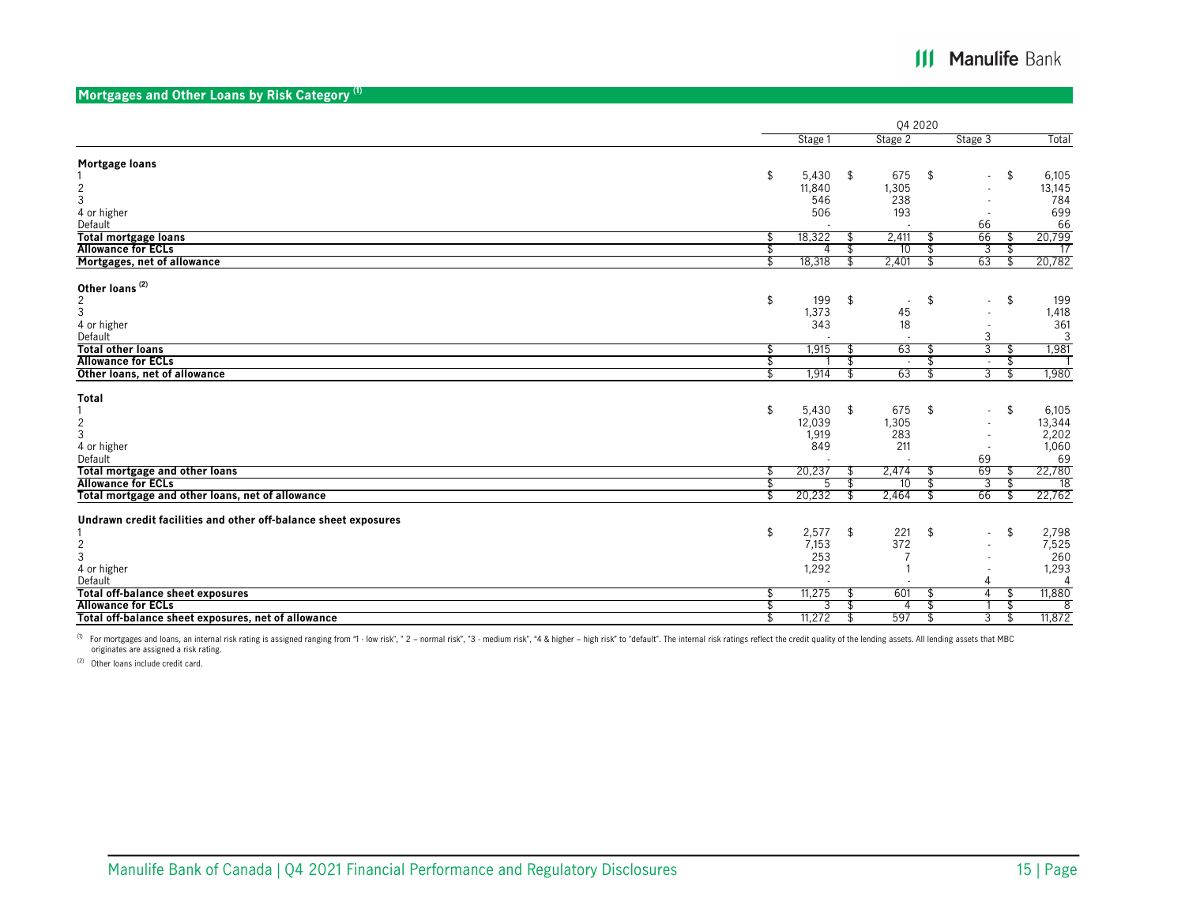## Mortgages and Other Loans by Risk Category [(1)]

| | Q4 2020 | | | |
|---|---|---|---|---|
| | Stage 1 | Stage 2 | Stage 3 | Total |
| **Mortgage loans** | | | | |
| 1 | $ 5,430 | $ 675 | $ - | $ 6,105 |
| 2 | 11,840 | 1,305 | - | 13,145 |
| 3 | 546 | 238 | - | 784 |
| 4 or higher | 506 | 193 | - | 699 |
| Default | - | - | 66 | 66 |
| **Total mortgage loans** | $ 18,322 | $ 2,411 | $ 66 | $ 20,799 |
| **Allowance for ECLs** | $ 4 | $ 10 | $ 3 | $ 17 |
| **Mortgages, net of allowance** | $ 18,318 | $ 2,401 | $ 63 | $ 20,782 |
| **Other loans [(2)]** | | | | |
| 2 | $ 199 | $ - | $ - | $ 199 |
| 3 | 1,373 | 45 | - | 1,418 |
| 4 or higher | 343 | 18 | - | 361 |
| Default | - | - | 3 | 3 |
| **Total other loans** | $ 1,915 | $ 63 | $ 3 | $ 1,981 |
| **Allowance for ECLs** | $ 1 | $ - | $ - | $ 1 |
| **Other loans, net of allowance** | $ 1,914 | $ 63 | $ 3 | $ 1,980 |
| **Total** | | | | |
| 1 | $ 5,430 | $ 675 | $ - | $ 6,105 |
| 2 | 12,039 | 1,305 | - | 13,344 |
| 3 | 1,919 | 283 | - | 2,202 |
| 4 or higher | 849 | 211 | - | 1,060 |
| Default | - | - | 69 | 69 |
| **Total mortgage and other loans** | $ 20,237 | $ 2,474 | $ 69 | $ 22,780 |
| **Allowance for ECLs** | $ 5 | $ 10 | $ 3 | $ 18 |
| **Total mortgage and other loans, net of allowance** | $ 20,232 | $ 2,464 | $ 66 | $ 22,762 |
| **Undrawn credit facilities and other off-balance sheet exposures** | | | | |
| 1 | $ 2,577 | $ 221 | $ - | $ 2,798 |
| 2 | 7,153 | 372 | - | 7,525 |
| 3 | 253 | 7 | - | 260 |
| 4 or higher | 1,292 | 1 | - | 1,293 |
| Default | - | - | 4 | 4 |
| **Total off-balance sheet exposures** | $ 11,275 | $ 601 | $ 4 | $ 11,880 |
| **Allowance for ECLs** | $ 3 | $ 4 | $ 1 | $ 8 |
| **Total off-balance sheet exposures, net of allowance** | $ 11,272 | $ 597 | $ 3 | $ 11,872 |

(1) For mortgages and loans, an internal risk rating is assigned ranging from "1 - low risk", " 2 – normal risk", "3 - medium risk", "4 & higher – high risk" to "default". The internal risk ratings reflect the credit quality of the lending assets. All lending assets that MBC originates are assigned a risk rating.

(2) Other loans include credit card.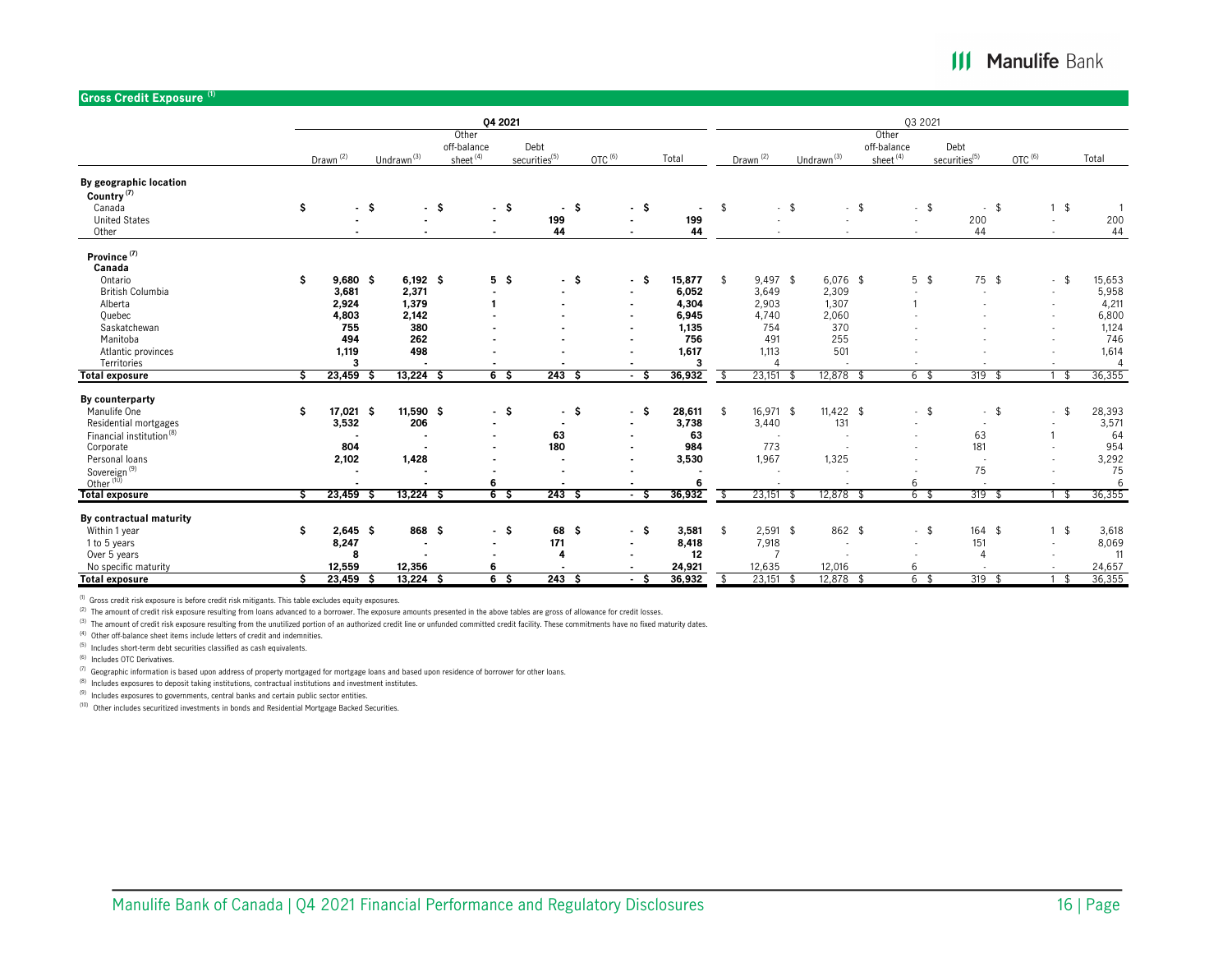## Gross Credit Exposure [1]

| | Q4 2021 | | | | | | Q3 2021 | | | | | |
|---|---|---|---|---|---|---|---|---|---|---|---|---|
| | Drawn [2] | Undrawn [3] | Other off-balance sheet [4] | Debt securities[5] | OTC [6] | Total | Drawn [2] | Undrawn [3] | Other off-balance sheet [4] | Debt securities[5] | OTC [6] | Total |
| **By geographic location** | | | | | | | | | | | | |
| **Country [7]** | | | | | | | | | | | | |
| Canada | $ - | $ - | $ - | $ - | $ - | $ - | $ - | $ - | $ - | $ - | $ 1 | $ 1 |
| United States | - | - | - | 199 | - | 199 | - | - | - | 200 | - | 200 |
| Other | - | - | - | 44 | - | 44 | - | - | - | 44 | - | 44 |
| **Province [7]** | | | | | | | | | | | | |
| **Canada** | | | | | | | | | | | | |
| Ontario | $ 9,680 | $ 6,192 | $ 5 | $ - | $ - | $ 15,877 | $ 9,497 | $ 6,076 | $ 5 | $ 75 | $ - | $ 15,653 |
| British Columbia | 3,681 | 2,371 | - | - | - | 6,052 | 3,649 | 2,309 | - | - | - | 5,958 |
| Alberta | 2,924 | 1,379 | 1 | - | - | 4,304 | 2,903 | 1,307 | 1 | - | - | 4,211 |
| Quebec | 4,803 | 2,142 | - | - | - | 6,945 | 4,740 | 2,060 | - | - | - | 6,800 |
| Saskatchewan | 755 | 380 | - | - | - | 1,135 | 754 | 370 | - | - | - | 1,124 |
| Manitoba | 494 | 262 | - | - | - | 756 | 491 | 255 | - | - | - | 746 |
| Atlantic provinces | 1,119 | 498 | - | - | - | 1,617 | 1,113 | 501 | - | - | - | 1,614 |
| Territories | 3 | - | - | - | - | 3 | 4 | - | - | - | - | 4 |
| **Total exposure** | $ 23,459 | $ 13,224 | $ 6 | $ 243 | $ - | $ 36,932 | $ 23,151 | $ 12,878 | $ 6 | $ 319 | $ 1 | $ 36,355 |
| **By counterparty** | | | | | | | | | | | | |
| Manulife One | $ 17,021 | $ 11,590 | $ - | $ - | $ - | $ 28,611 | $ 16,971 | $ 11,422 | $ - | $ - | $ - | $ 28,393 |
| Residential mortgages | 3,532 | 206 | - | - | - | 3,738 | 3,440 | 131 | - | - | - | 3,571 |
| Financial institution [8] | - | - | - | 63 | - | 63 | - | - | - | 63 | 1 | 64 |
| Corporate | 804 | - | - | 180 | - | 984 | 773 | - | - | 181 | - | 954 |
| Personal loans | 2,102 | 1,428 | - | - | - | 3,530 | 1,967 | 1,325 | - | - | - | 3,292 |
| Sovereign [9] | - | - | - | - | - | - | - | - | - | 75 | - | 75 |
| Other [10] | - | - | 6 | - | - | 6 | - | - | 6 | - | - | 6 |
| **Total exposure** | $ 23,459 | $ 13,224 | $ 6 | $ 243 | $ - | $ 36,932 | $ 23,151 | $ 12,878 | $ 6 | $ 319 | $ 1 | $ 36,355 |
| **By contractual maturity** | | | | | | | | | | | | |
| Within 1 year | $ 2,645 | $ 868 | $ - | $ 68 | $ - | $ 3,581 | $ 2,591 | $ 862 | $ - | $ 164 | $ 1 | $ 3,618 |
| 1 to 5 years | 8,247 | - | - | 171 | - | 8,418 | 7,918 | - | - | 151 | - | 8,069 |
| Over 5 years | 8 | - | - | 4 | - | 12 | 7 | - | - | 4 | - | 11 |
| No specific maturity | 12,559 | 12,356 | 6 | - | - | 24,921 | 12,635 | 12,016 | 6 | - | - | 24,657 |
| **Total exposure** | $ 23,459 | $ 13,224 | $ 6 | $ 243 | $ - | $ 36,932 | $ 23,151 | $ 12,878 | $ 6 | $ 319 | $ 1 | $ 36,355 |

[1] Gross credit risk exposure is before credit risk mitigants. This table excludes equity exposures.

[2] The amount of credit risk exposure resulting from loans advanced to a borrower. The exposure amounts presented in the above tables are gross of allowance for credit losses.

[3] The amount of credit risk exposure resulting from the unutilized portion of an authorized credit line or unfunded committed credit facility. These commitments have no fixed maturity dates.

[4] Other off-balance sheet items include letters of credit and indemnities.

[5] Includes short-term debt securities classified as cash equivalents.

[6] Includes OTC Derivatives.

[7] Geographic information is based upon address of property mortgaged for mortgage loans and based upon residence of borrower for other loans.

[8] Includes exposures to deposit taking institutions, contractual institutions and investment institutes.

[9] Includes exposures to governments, central banks and certain public sector entities.

[10] Other includes securitized investments in bonds and Residential Mortgage Backed Securities.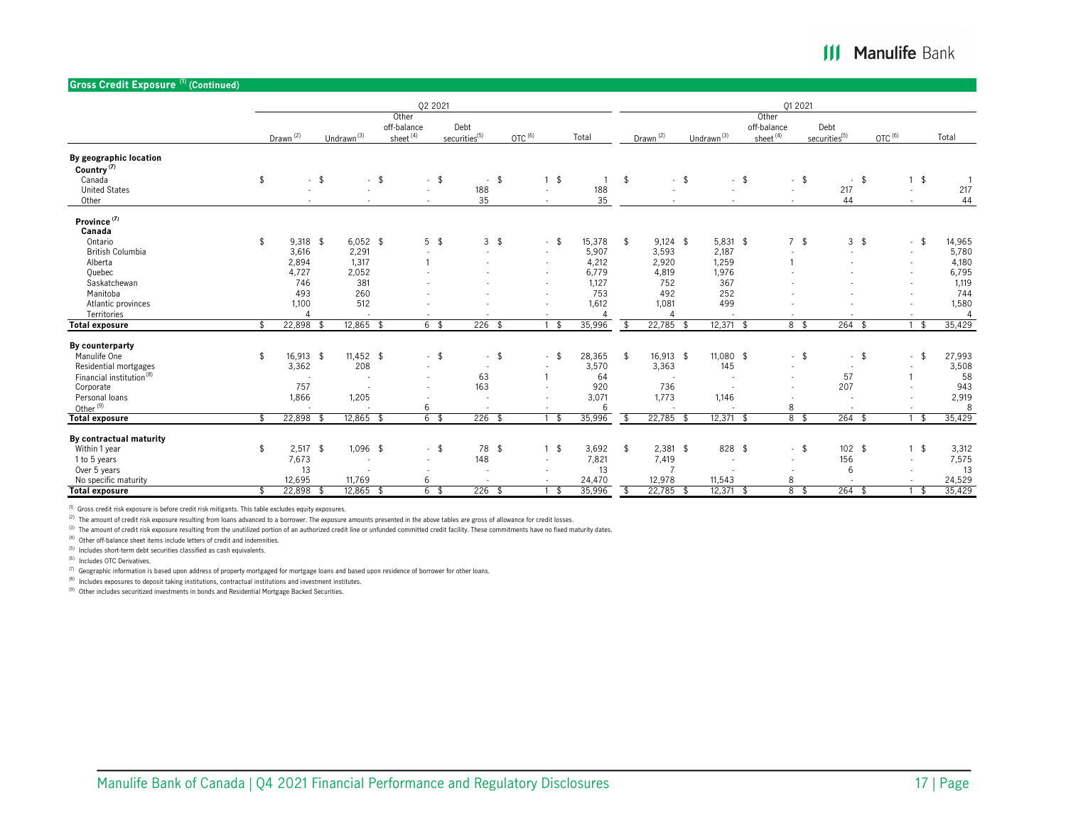## Gross Credit Exposure [1] (Continued)

| | Q2 2021 | | | | | | Q1 2021 | | | | | |
|---|---|---|---|---|---|---|---|---|---|---|---|---|
| | Drawn [2] | Undrawn [3] | Other off-balance sheet [4] | Debt securities [5] | OTC [6] | Total | Drawn [2] | Undrawn [3] | Other off-balance sheet [4] | Debt securities [5] | OTC [6] | Total |
| **By geographic location** | | | | | | | | | | | | |
| **Country [7]** | | | | | | | | | | | | |
| Canada | $ - | $ - | $ - | $ - | $ 1 | $ 1 | $ - | $ - | $ - | $ - | $ 1 | $ 1 |
| United States | - | - | - | 188 | - | 188 | - | - | - | 217 | - | 217 |
| Other | - | - | - | 35 | - | 35 | - | - | - | 44 | - | 44 |
| **Province [7]** | | | | | | | | | | | | |
| **Canada** | | | | | | | | | | | | |
| Ontario | $ 9,318 | $ 6,052 | $ 5 | $ 3 | $ - | $ 15,378 | $ 9,124 | $ 5,831 | $ 7 | $ 3 | $ - | $ 14,965 |
| British Columbia | 3,616 | 2,291 | - | - | - | 5,907 | 3,593 | 2,187 | - | - | - | 5,780 |
| Alberta | 2,894 | 1,317 | 1 | - | - | 4,212 | 2,920 | 1,259 | 1 | - | - | 4,180 |
| Quebec | 4,727 | 2,052 | - | - | - | 6,779 | 4,819 | 1,976 | - | - | - | 6,795 |
| Saskatchewan | 746 | 381 | - | - | - | 1,127 | 752 | 367 | - | - | - | 1,119 |
| Manitoba | 493 | 260 | - | - | - | 753 | 492 | 252 | - | - | - | 744 |
| Atlantic provinces | 1,100 | 512 | - | - | - | 1,612 | 1,081 | 499 | - | - | - | 1,580 |
| Territories | 4 | - | - | - | - | 4 | 4 | - | - | - | - | 4 |
| **Total exposure** | $ 22,898 | $ 12,865 | $ 6 | $ 226 | $ 1 | $ 35,996 | $ 22,785 | $ 12,371 | $ 8 | $ 264 | $ 1 | $ 35,429 |
| **By counterparty** | | | | | | | | | | | | |
| Manulife One | $ 16,913 | $ 11,452 | $ - | $ - | $ - | $ 28,365 | $ 16,913 | $ 11,080 | $ - | $ - | $ - | $ 27,993 |
| Residential mortgages | 3,362 | 208 | - | - | - | 3,570 | 3,363 | 145 | - | - | - | 3,508 |
| Financial institution [8] | - | - | - | 63 | 1 | 64 | - | - | - | 57 | 1 | 58 |
| Corporate | 757 | - | - | 163 | - | 920 | 736 | - | - | 207 | - | 943 |
| Personal loans | 1,866 | 1,205 | - | - | - | 3,071 | 1,773 | 1,146 | - | - | - | 2,919 |
| Other [9] | - | - | 6 | - | - | 6 | - | - | 8 | - | - | 8 |
| **Total exposure** | $ 22,898 | $ 12,865 | $ 6 | $ 226 | $ 1 | $ 35,996 | $ 22,785 | $ 12,371 | $ 8 | $ 264 | $ 1 | $ 35,429 |
| **By contractual maturity** | | | | | | | | | | | | |
| Within 1 year | $ 2,517 | $ 1,096 | $ - | $ 78 | $ 1 | $ 3,692 | $ 2,381 | $ 828 | $ - | $ 102 | $ 1 | $ 3,312 |
| 1 to 5 years | 7,673 | - | - | 148 | - | 7,821 | 7,419 | - | - | 156 | - | 7,575 |
| Over 5 years | 13 | - | - | - | - | 13 | 7 | - | - | 6 | - | 13 |
| No specific maturity | 12,695 | 11,769 | 6 | - | - | 24,470 | 12,978 | 11,543 | 8 | - | - | 24,529 |
| **Total exposure** | $ 22,898 | $ 12,865 | $ 6 | $ 226 | $ 1 | $ 35,996 | $ 22,785 | $ 12,371 | $ 8 | $ 264 | $ 1 | $ 35,429 |

[1] Gross credit risk exposure is before credit risk mitigants. This table excludes equity exposures.

[2] The amount of credit risk exposure resulting from loans advanced to a borrower. The exposure amounts presented in the above tables are gross of allowance for credit losses.

[3] The amount of credit risk exposure resulting from the unutilized portion of an authorized credit line or unfunded committed credit facility. These commitments have no fixed maturity dates.

[4] Other off-balance sheet items include letters of credit and indemnities.

[5] Includes short-term debt securities classified as cash equivalents.

[6] Includes OTC Derivatives.

[7] Geographic information is based upon address of property mortgaged for mortgage loans and based upon residence of borrower for other loans.

[8] Includes exposures to deposit taking institutions, contractual institutions and investment institutes.

[9] Other includes securitized investments in bonds and Residential Mortgage Backed Securities.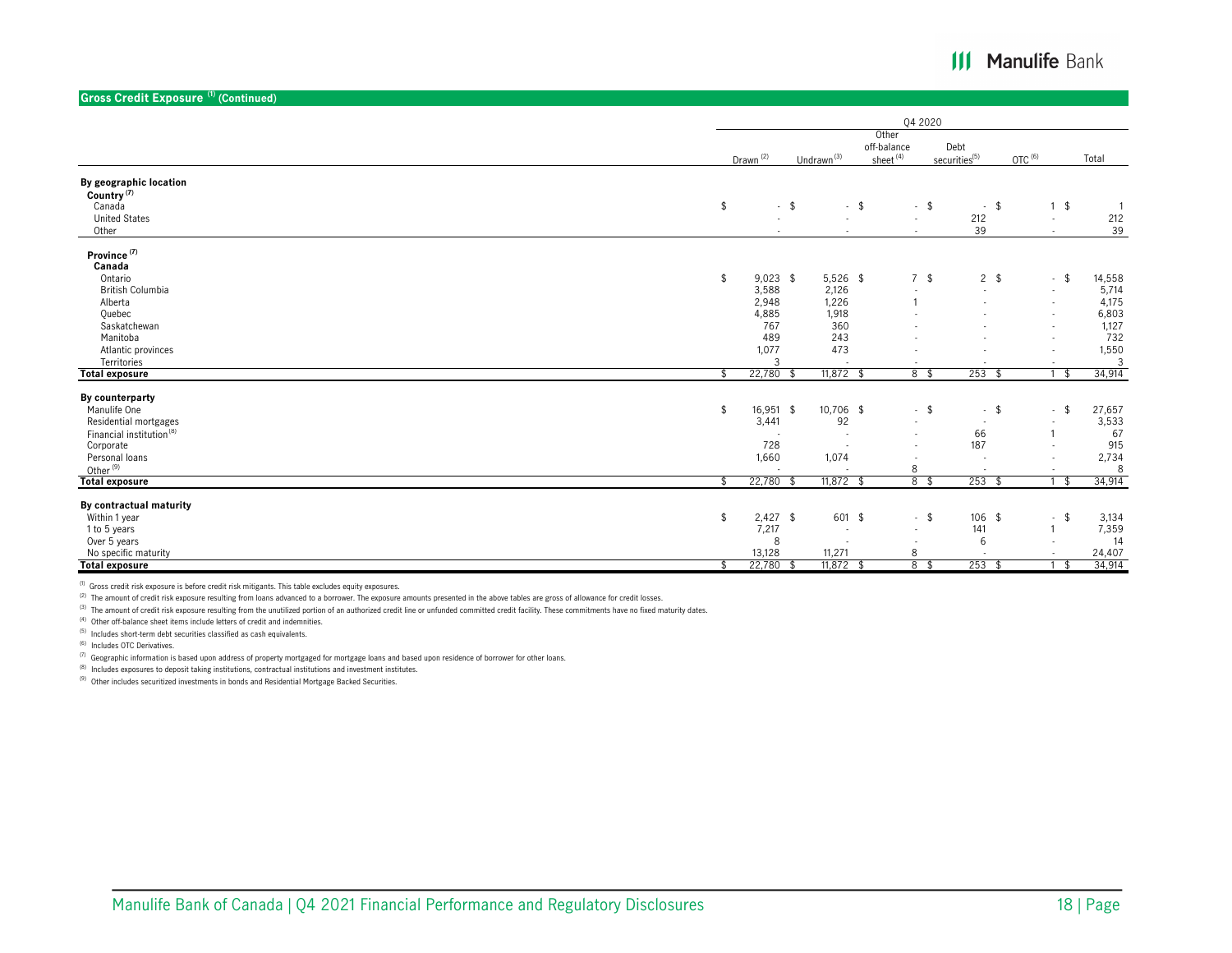## Gross Credit Exposure [1] (Continued)

| | Q4 2020 | | | | | |
|---|---|---|---|---|---|---|
| | Drawn [2] | Undrawn [3] | Other off-balance sheet [4] | Debt securities[5] | OTC [6] | Total |
| **By geographic location** | | | | | | |
| **Country [7]** | | | | | | |
| Canada | $ - | $ - | $ - | $ - | $ 1 | $ 1 |
| United States | - | - | - | 212 | - | 212 |
| Other | - | - | - | 39 | - | 39 |
| **Province [7]** | | | | | | |
| **Canada** | | | | | | |
| Ontario | $ 9,023 | $ 5,526 | $ 7 | $ 2 | $ - | $ 14,558 |
| British Columbia | 3,588 | 2,126 | - | - | - | 5,714 |
| Alberta | 2,948 | 1,226 | 1 | - | - | 4,175 |
| Quebec | 4,885 | 1,918 | - | - | - | 6,803 |
| Saskatchewan | 767 | 360 | - | - | - | 1,127 |
| Manitoba | 489 | 243 | - | - | - | 732 |
| Atlantic provinces | 1,077 | 473 | - | - | - | 1,550 |
| Territories | 3 | - | - | - | - | 3 |
| **Total exposure** | $ 22,780 | $ 11,872 | $ 8 | $ 253 | $ 1 | $ 34,914 |
| **By counterparty** | | | | | | |
| Manulife One | $ 16,951 | $ 10,706 | $ - | $ - | $ - | $ 27,657 |
| Residential mortgages | 3,441 | 92 | - | - | - | 3,533 |
| Financial institution [8] | - | - | - | 66 | 1 | 67 |
| Corporate | 728 | - | - | 187 | - | 915 |
| Personal loans | 1,660 | 1,074 | - | - | - | 2,734 |
| Other [9] | - | - | 8 | - | - | 8 |
| **Total exposure** | $ 22,780 | $ 11,872 | $ 8 | $ 253 | $ 1 | $ 34,914 |
| **By contractual maturity** | | | | | | |
| Within 1 year | $ 2,427 | $ 601 | $ - | $ 106 | $ - | $ 3,134 |
| 1 to 5 years | 7,217 | - | - | 141 | 1 | 7,359 |
| Over 5 years | 8 | - | - | 6 | - | 14 |
| No specific maturity | 13,128 | 11,271 | 8 | - | - | 24,407 |
| **Total exposure** | $ 22,780 | $ 11,872 | $ 8 | $ 253 | $ 1 | $ 34,914 |

[1] Gross credit risk exposure is before credit risk mitigants. This table excludes equity exposures.

[2] The amount of credit risk exposure resulting from loans advanced to a borrower. The exposure amounts presented in the above tables are gross of allowance for credit losses.

[3] The amount of credit risk exposure resulting from the unutilized portion of an authorized credit line or unfunded committed credit facility. These commitments have no fixed maturity dates.

[4] Other off-balance sheet items include letters of credit and indemnities.

[5] Includes short-term debt securities classified as cash equivalents.

[6] Includes OTC Derivatives.

[7] Geographic information is based upon address of property mortgaged for mortgage loans and based upon residence of borrower for other loans.

[8] Includes exposures to deposit taking institutions, contractual institutions and investment institutes.

[9] Other includes securitized investments in bonds and Residential Mortgage Backed Securities.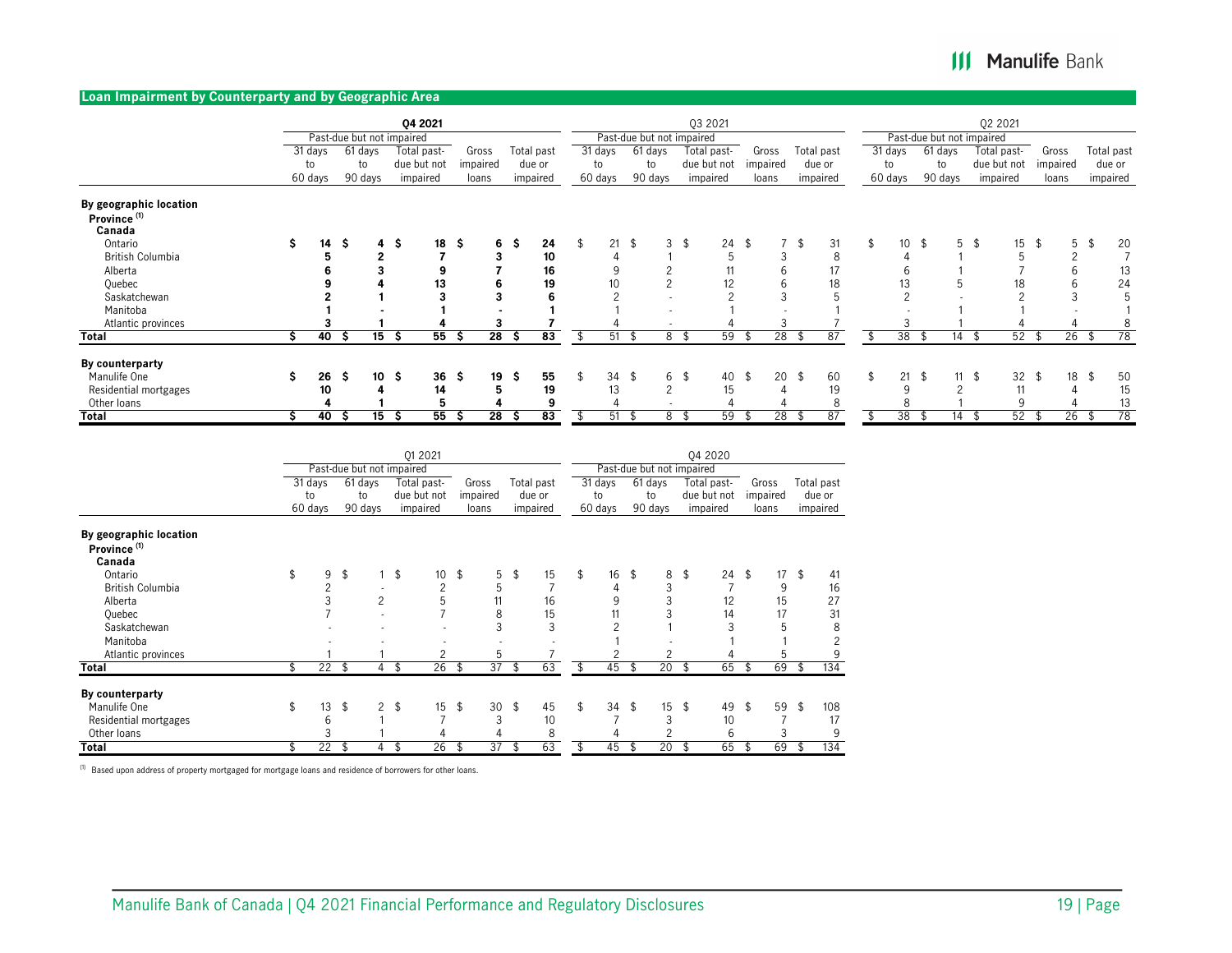## Loan Impairment by Counterparty and by Geographic Area

| | Q4 2021 | | | | | Q3 2021 | | | | | Q2 2021 | | | | |
|---|---|---|---|---|---|---|---|---|---|---|---|---|---|---|---|
| | Past-due but not impaired | | | | | Past-due but not impaired | | | | | Past-due but not impaired | | | | |
| | 31 days to 60 days | 61 days to 90 days | Total past-due but not impaired | Gross impaired loans | Total past due or impaired | 31 days to 60 days | 61 days to 90 days | Total past-due but not impaired | Gross impaired loans | Total past due or impaired | 31 days to 60 days | 61 days to 90 days | Total past-due but not impaired | Gross impaired loans | Total past due or impaired |
| **By geographic location** | | | | | | | | | | | | | | | |
| **Province [1]** | | | | | | | | | | | | | | | |
| **Canada** | | | | | | | | | | | | | | | |
| Ontario | **$ 14** | **$ 4** | **$ 18** | **$ 6** | **$ 24** | $ 21 | $ 3 | $ 24 | $ 7 | $ 31 | $ 10 | $ 5 | $ 15 | $ 5 | $ 20 |
| British Columbia | **5** | **2** | **7** | **3** | **10** | 4 | 1 | 5 | 3 | 8 | 4 | 1 | 5 | 2 | 7 |
| Alberta | **6** | **3** | **9** | **7** | **16** | 9 | 2 | 11 | 6 | 17 | 6 | 1 | 7 | 6 | 13 |
| Quebec | **9** | **4** | **13** | **6** | **19** | 10 | 2 | 12 | 6 | 18 | 13 | 5 | 18 | 6 | 24 |
| Saskatchewan | **2** | **1** | **3** | **3** | **6** | 2 | - | 2 | 3 | 5 | 2 | - | 2 | 3 | 5 |
| Manitoba | **1** | **-** | **1** | **-** | **1** | 1 | - | 1 | - | 1 | - | 1 | 1 | - | 1 |
| Atlantic provinces | **3** | **1** | **4** | **3** | **7** | 4 | - | 4 | 3 | 7 | 3 | 1 | 4 | 4 | 8 |
| **Total** | **$ 40** | **$ 15** | **$ 55** | **$ 28** | **$ 83** | $ 51 | $ 8 | $ 59 | $ 28 | $ 87 | $ 38 | $ 14 | $ 52 | $ 26 | $ 78 |
| **By counterparty** | | | | | | | | | | | | | | | |
| Manulife One | **$ 26** | **$ 10** | **$ 36** | **$ 19** | **$ 55** | $ 34 | $ 6 | $ 40 | $ 20 | $ 60 | $ 21 | $ 11 | $ 32 | $ 18 | $ 50 |
| Residential mortgages | **10** | **4** | **14** | **5** | **19** | 13 | 2 | 15 | 4 | 19 | 9 | 2 | 11 | 4 | 15 |
| Other loans | **4** | **1** | **5** | **4** | **9** | 4 | - | 4 | 4 | 8 | 8 | 1 | 9 | 4 | 13 |
| **Total** | **$ 40** | **$ 15** | **$ 55** | **$ 28** | **$ 83** | $ 51 | $ 8 | $ 59 | $ 28 | $ 87 | $ 38 | $ 14 | $ 52 | $ 26 | $ 78 |

| | Q1 2021 | | | | | Q4 2020 | | | | |
|---|---|---|---|---|---|---|---|---|---|---|
| | Past-due but not impaired | | | | | Past-due but not impaired | | | | |
| | 31 days to 60 days | 61 days to 90 days | Total past-due but not impaired | Gross impaired loans | Total past due or impaired | 31 days to 60 days | 61 days to 90 days | Total past-due but not impaired | Gross impaired loans | Total past due or impaired |
| **By geographic location** | | | | | | | | | | |
| **Province [1]** | | | | | | | | | | |
| **Canada** | | | | | | | | | | |
| Ontario | $ 9 | $ 1 | $ 10 | $ 5 | $ 15 | $ 16 | $ 8 | $ 24 | $ 17 | $ 41 |
| British Columbia | 2 | - | 2 | 5 | 7 | 4 | 3 | 7 | 9 | 16 |
| Alberta | 3 | 2 | 5 | 11 | 16 | 9 | 3 | 12 | 15 | 27 |
| Quebec | 7 | - | 7 | 8 | 15 | 11 | 3 | 14 | 17 | 31 |
| Saskatchewan | - | - | - | 3 | 3 | 2 | 1 | 3 | 5 | 8 |
| Manitoba | - | - | - | - | - | 1 | - | 1 | 1 | 2 |
| Atlantic provinces | 1 | 1 | 2 | 5 | 7 | 2 | 2 | 4 | 5 | 9 |
| **Total** | $ 22 | $ 4 | $ 26 | $ 37 | $ 63 | $ 45 | $ 20 | $ 65 | $ 69 | $ 134 |
| **By counterparty** | | | | | | | | | | |
| Manulife One | $ 13 | $ 2 | $ 15 | $ 30 | $ 45 | $ 34 | $ 15 | $ 49 | $ 59 | $ 108 |
| Residential mortgages | 6 | 1 | 7 | 3 | 10 | 7 | 3 | 10 | 7 | 17 |
| Other loans | 3 | 1 | 4 | 4 | 8 | 4 | 2 | 6 | 3 | 9 |
| **Total** | $ 22 | $ 4 | $ 26 | $ 37 | $ 63 | $ 45 | $ 20 | $ 65 | $ 69 | $ 134 |

[1] Based upon address of property mortgaged for mortgage loans and residence of borrowers for other loans.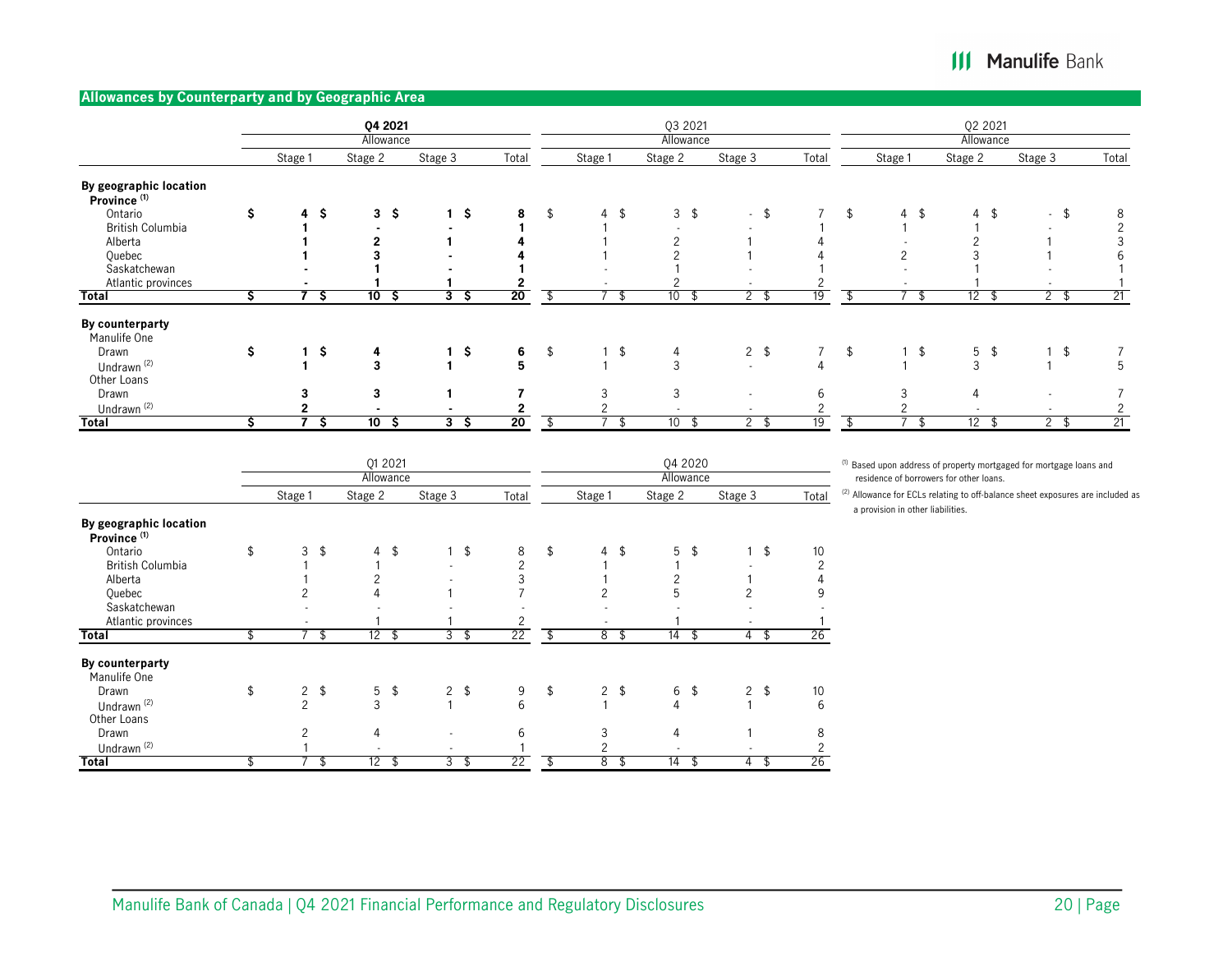## Allowances by Counterparty and by Geographic Area

| | Q4 2021 | | | | Q3 2021 | | | | Q2 2021 | | | |
|---|---|---|---|---|---|---|---|---|---|---|---|---|
| | Allowance | | | | Allowance | | | | Allowance | | | |
| | Stage 1 | Stage 2 | Stage 3 | Total | Stage 1 | Stage 2 | Stage 3 | Total | Stage 1 | Stage 2 | Stage 3 | Total |
| **By geographic location** | | | | | | | | | | | | |
| Province [(1)] | | | | | | | | | | | | |
| Ontario | **$ 4** | **$ 3** | **$ 1** | **$ 8** | $ 4 | $ 3 | $ - | $ 7 | $ 4 | $ 4 | $ - | $ 8 |
| British Columbia | **1** | **-** | **-** | **1** | 1 | - | - | 1 | 1 | 1 | - | 2 |
| Alberta | **1** | **2** | **1** | **4** | 1 | 2 | 1 | 4 | - | 2 | 1 | 3 |
| Quebec | **1** | **3** | **-** | **4** | 1 | 2 | 1 | 4 | 2 | 3 | 1 | 6 |
| Saskatchewan | **-** | **1** | **-** | **1** | - | 1 | - | 1 | - | 1 | - | 1 |
| Atlantic provinces | **-** | **1** | **1** | **2** | - | 2 | - | 2 | - | 1 | - | 1 |
| **Total** | **$ 7** | **$ 10** | **$ 3** | **$ 20** | $ 7 | $ 10 | $ 2 | $ 19 | $ 7 | $ 12 | $ 2 | $ 21 |
| **By counterparty** | | | | | | | | | | | | |
| Manulife One | | | | | | | | | | | | |
| Drawn | **$ 1** | **$ 4** | **$ 1** | **$ 6** | $ 1 | $ 4 | $ 2 | $ 7 | $ 1 | $ 5 | $ 1 | $ 7 |
| Undrawn [(2)] | **1** | **3** | **1** | **5** | 1 | 3 | - | 4 | 1 | 3 | 1 | 5 |
| Other Loans | | | | | | | | | | | | |
| Drawn | **3** | **3** | **1** | **7** | 3 | 3 | - | 6 | 3 | 4 | - | 7 |
| Undrawn [(2)] | **2** | **-** | **-** | **2** | 2 | - | - | 2 | 2 | - | - | 2 |
| **Total** | **$ 7** | **$ 10** | **$ 3** | **$ 20** | $ 7 | $ 10 | $ 2 | $ 19 | $ 7 | $ 12 | $ 2 | $ 21 |

| | Q1 2021 | | | | Q4 2020 | | | |
|---|---|---|---|---|---|---|---|---|
| | Allowance | | | | Allowance | | | |
| | Stage 1 | Stage 2 | Stage 3 | Total | Stage 1 | Stage 2 | Stage 3 | Total |
| **By geographic location** | | | | | | | | |
| Province [(1)] | | | | | | | | |
| Ontario | $ 3 | $ 4 | $ 1 | $ 8 | $ 4 | $ 5 | $ 1 | $ 10 |
| British Columbia | 1 | 1 | - | 2 | 1 | 1 | - | 2 |
| Alberta | 1 | 2 | - | 3 | 1 | 2 | 1 | 4 |
| Quebec | 2 | 4 | 1 | 7 | 2 | 5 | 2 | 9 |
| Saskatchewan | - | - | - | - | - | - | - | - |
| Atlantic provinces | - | 1 | 1 | 2 | - | 1 | - | 1 |
| **Total** | $ 7 | $ 12 | $ 3 | $ 22 | $ 8 | $ 14 | $ 4 | $ 26 |
| **By counterparty** | | | | | | | | |
| Manulife One | | | | | | | | |
| Drawn | $ 2 | $ 5 | $ 2 | $ 9 | $ 2 | $ 6 | $ 2 | $ 10 |
| Undrawn [(2)] | 2 | 3 | 1 | 6 | 1 | 4 | 1 | 6 |
| Other Loans | | | | | | | | |
| Drawn | 2 | 4 | - | 6 | 3 | 4 | 1 | 8 |
| Undrawn [(2)] | 1 | - | - | 1 | 2 | - | - | 2 |
| **Total** | $ 7 | $ 12 | $ 3 | $ 22 | $ 8 | $ 14 | $ 4 | $ 26 |

[(1)] Based upon address of property mortgaged for mortgage loans and residence of borrowers for other loans.

[(2)] Allowance for ECLs relating to off-balance sheet exposures are included as a provision in other liabilities.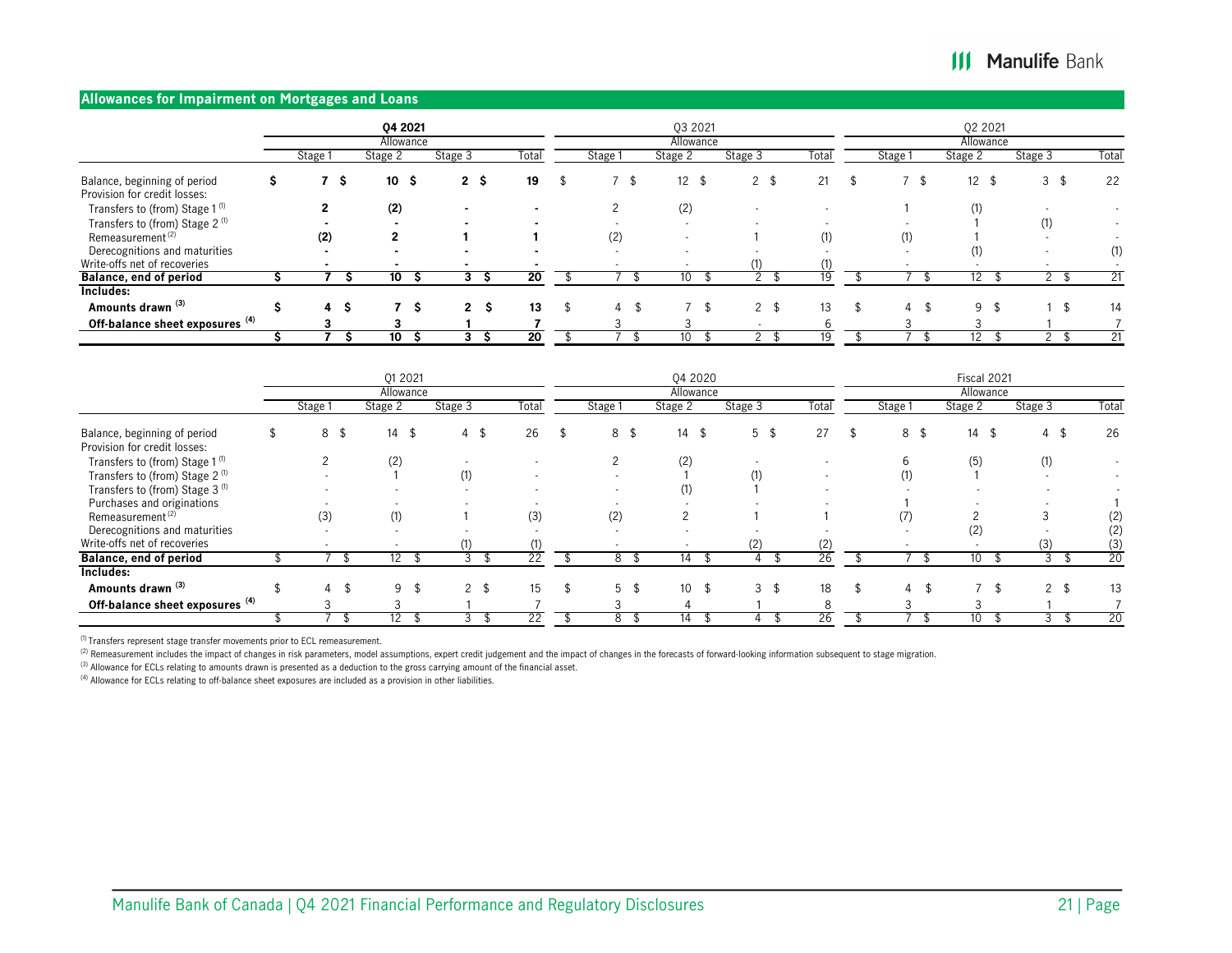## Allowances for Impairment on Mortgages and Loans

| | Q4 2021 | | | | Q3 2021 | | | | Q2 2021 | | | |
|---|---|---|---|---|---|---|---|---|---|---|---|---|
| | Allowance | | | | Allowance | | | | Allowance | | | |
| | Stage 1 | Stage 2 | Stage 3 | Total | Stage 1 | Stage 2 | Stage 3 | Total | Stage 1 | Stage 2 | Stage 3 | Total |
| Balance, beginning of period | **$ 7** | **$ 10** | **$ 2** | **$ 19** | $ 7 | $ 12 | $ 2 | $ 21 | $ 7 | $ 12 | $ 3 | $ 22 |
| Provision for credit losses: | | | | | | | | | | | | |
| Transfers to (from) Stage 1 [1] | **2** | **(2)** | **-** | **-** | 2 | (2) | - | - | 1 | (1) | - | - |
| Transfers to (from) Stage 2 [1] | **-** | **-** | **-** | **-** | - | - | - | - | - | 1 | (1) | - |
| Remeasurement [2] | **(2)** | **2** | **1** | **1** | (2) | - | 1 | (1) | (1) | 1 | - | - |
| Derecognitions and maturities | **-** | **-** | **-** | **-** | - | - | - | - | - | (1) | - | (1) |
| Write-offs net of recoveries | **-** | **-** | **-** | **-** | - | - | (1) | (1) | - | - | - | - |
| **Balance, end of period** | **$ 7** | **$ 10** | **$ 3** | **$ 20** | $ 7 | $ 10 | $ 2 | $ 19 | $ 7 | $ 12 | $ 2 | $ 21 |
| **Includes:** | | | | | | | | | | | | |
| **Amounts drawn [3]** | **$ 4** | **$ 7** | **$ 2** | **$ 13** | $ 4 | $ 7 | $ 2 | $ 13 | $ 4 | $ 9 | $ 1 | $ 14 |
| **Off-balance sheet exposures [4]** | **3** | **3** | **1** | **7** | 3 | 3 | - | 6 | 3 | 3 | 1 | 7 |
| | **$ 7** | **$ 10** | **$ 3** | **$ 20** | $ 7 | $ 10 | $ 2 | $ 19 | $ 7 | $ 12 | $ 2 | $ 21 |

| | Q1 2021 | | | | Q4 2020 | | | | Fiscal 2021 | | | |
|---|---|---|---|---|---|---|---|---|---|---|---|---|
| | Allowance | | | | Allowance | | | | Allowance | | | |
| | Stage 1 | Stage 2 | Stage 3 | Total | Stage 1 | Stage 2 | Stage 3 | Total | Stage 1 | Stage 2 | Stage 3 | Total |
| Balance, beginning of period | $ 8 | $ 14 | $ 4 | $ 26 | $ 8 | $ 14 | $ 5 | $ 27 | $ 8 | $ 14 | $ 4 | $ 26 |
| Provision for credit losses: | | | | | | | | | | | | |
| Transfers to (from) Stage 1 [1] | 2 | (2) | - | - | 2 | (2) | - | - | 6 | (5) | (1) | - |
| Transfers to (from) Stage 2 [1] | - | 1 | (1) | - | - | 1 | (1) | - | (1) | 1 | - | - |
| Transfers to (from) Stage 3 [1] | - | - | - | - | - | (1) | 1 | - | - | - | - | - |
| Purchases and originations | - | - | - | - | - | - | - | - | 1 | - | - | 1 |
| Remeasurement [2] | (3) | (1) | 1 | (3) | (2) | 2 | 1 | 1 | (7) | 2 | 3 | (2) |
| Derecognitions and maturities | - | - | - | - | - | - | - | - | - | (2) | - | (2) |
| Write-offs net of recoveries | - | - | (1) | (1) | - | - | (2) | (2) | - | - | (3) | (3) |
| **Balance, end of period** | $ 7 | $ 12 | $ 3 | $ 22 | $ 8 | $ 14 | $ 4 | $ 26 | $ 7 | $ 10 | $ 3 | $ 20 |
| **Includes:** | | | | | | | | | | | | |
| **Amounts drawn [3]** | $ 4 | $ 9 | $ 2 | $ 15 | $ 5 | $ 10 | $ 3 | $ 18 | $ 4 | $ 7 | $ 2 | $ 13 |
| **Off-balance sheet exposures [4]** | 3 | 3 | 1 | 7 | 3 | 4 | 1 | 8 | 3 | 3 | 1 | 7 |
| | $ 7 | $ 12 | $ 3 | $ 22 | $ 8 | $ 14 | $ 4 | $ 26 | $ 7 | $ 10 | $ 3 | $ 20 |

[1] Transfers represent stage transfer movements prior to ECL remeasurement.

[2] Remeasurement includes the impact of changes in risk parameters, model assumptions, expert credit judgement and the impact of changes in the forecasts of forward-looking information subsequent to stage migration.

[3] Allowance for ECLs relating to amounts drawn is presented as a deduction to the gross carrying amount of the financial asset.

[4] Allowance for ECLs relating to off-balance sheet exposures are included as a provision in other liabilities.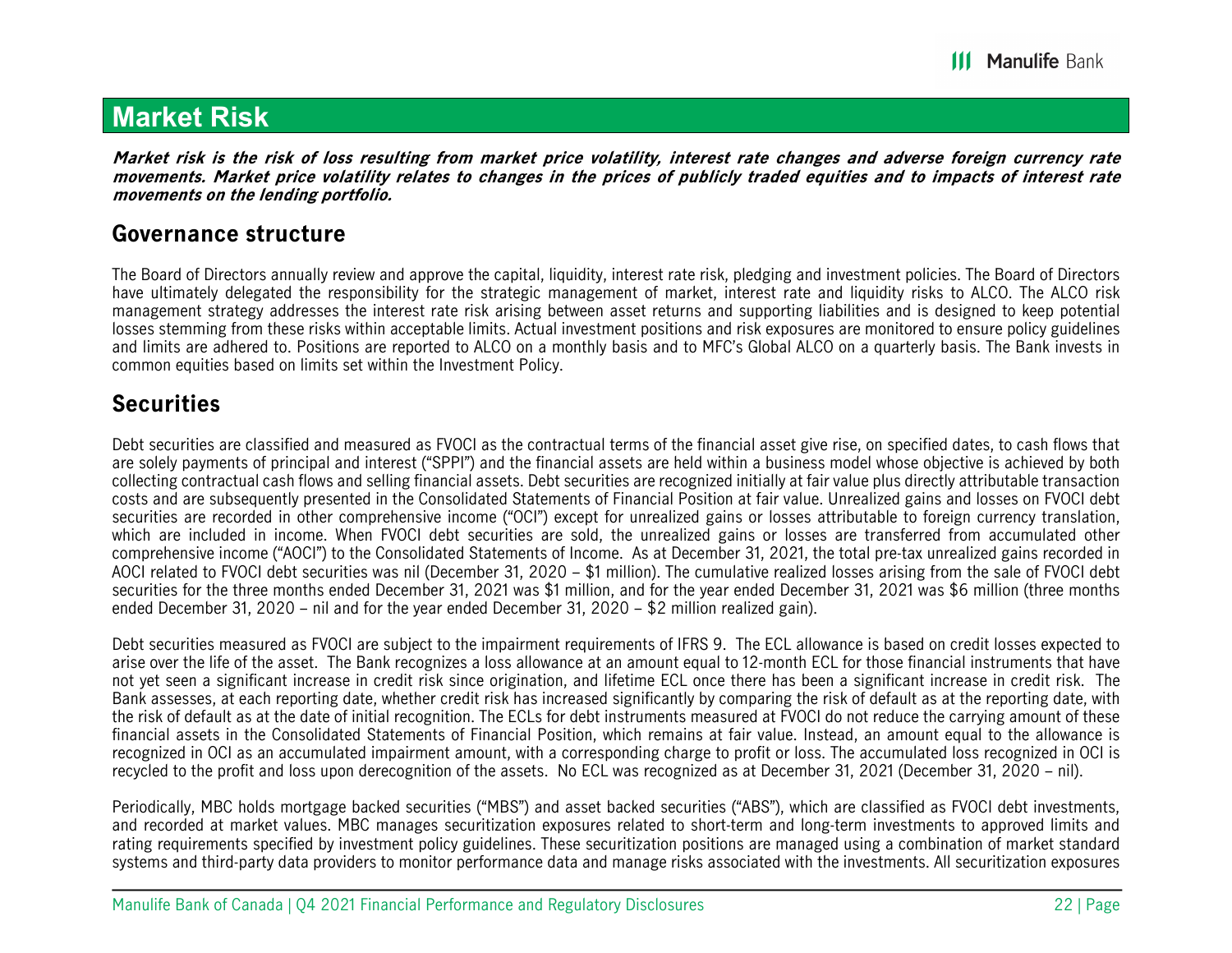# Market Risk

***Market risk is the risk of loss resulting from market price volatility, interest rate changes and adverse foreign currency rate movements. Market price volatility relates to changes in the prices of publicly traded equities and to impacts of interest rate movements on the lending portfolio.***

## Governance structure

The Board of Directors annually review and approve the capital, liquidity, interest rate risk, pledging and investment policies. The Board of Directors have ultimately delegated the responsibility for the strategic management of market, interest rate and liquidity risks to ALCO. The ALCO risk management strategy addresses the interest rate risk arising between asset returns and supporting liabilities and is designed to keep potential losses stemming from these risks within acceptable limits. Actual investment positions and risk exposures are monitored to ensure policy guidelines and limits are adhered to. Positions are reported to ALCO on a monthly basis and to MFC's Global ALCO on a quarterly basis. The Bank invests in common equities based on limits set within the Investment Policy.

## Securities

Debt securities are classified and measured as FVOCI as the contractual terms of the financial asset give rise, on specified dates, to cash flows that are solely payments of principal and interest ("SPPI") and the financial assets are held within a business model whose objective is achieved by both collecting contractual cash flows and selling financial assets. Debt securities are recognized initially at fair value plus directly attributable transaction costs and are subsequently presented in the Consolidated Statements of Financial Position at fair value. Unrealized gains and losses on FVOCI debt securities are recorded in other comprehensive income ("OCI") except for unrealized gains or losses attributable to foreign currency translation, which are included in income. When FVOCI debt securities are sold, the unrealized gains or losses are transferred from accumulated other comprehensive income ("AOCI") to the Consolidated Statements of Income. As at December 31, 2021, the total pre-tax unrealized gains recorded in AOCI related to FVOCI debt securities was nil (December 31, 2020 – $1 million). The cumulative realized losses arising from the sale of FVOCI debt securities for the three months ended December 31, 2021 was $1 million, and for the year ended December 31, 2021 was $6 million (three months ended December 31, 2020 – nil and for the year ended December 31, 2020 – $2 million realized gain).

Debt securities measured as FVOCI are subject to the impairment requirements of IFRS 9. The ECL allowance is based on credit losses expected to arise over the life of the asset. The Bank recognizes a loss allowance at an amount equal to 12-month ECL for those financial instruments that have not yet seen a significant increase in credit risk since origination, and lifetime ECL once there has been a significant increase in credit risk. The Bank assesses, at each reporting date, whether credit risk has increased significantly by comparing the risk of default as at the reporting date, with the risk of default as at the date of initial recognition. The ECLs for debt instruments measured at FVOCI do not reduce the carrying amount of these financial assets in the Consolidated Statements of Financial Position, which remains at fair value. Instead, an amount equal to the allowance is recognized in OCI as an accumulated impairment amount, with a corresponding charge to profit or loss. The accumulated loss recognized in OCI is recycled to the profit and loss upon derecognition of the assets. No ECL was recognized as at December 31, 2021 (December 31, 2020 – nil).

Periodically, MBC holds mortgage backed securities ("MBS") and asset backed securities ("ABS"), which are classified as FVOCI debt investments, and recorded at market values. MBC manages securitization exposures related to short-term and long-term investments to approved limits and rating requirements specified by investment policy guidelines. These securitization positions are managed using a combination of market standard systems and third-party data providers to monitor performance data and manage risks associated with the investments. All securitization exposures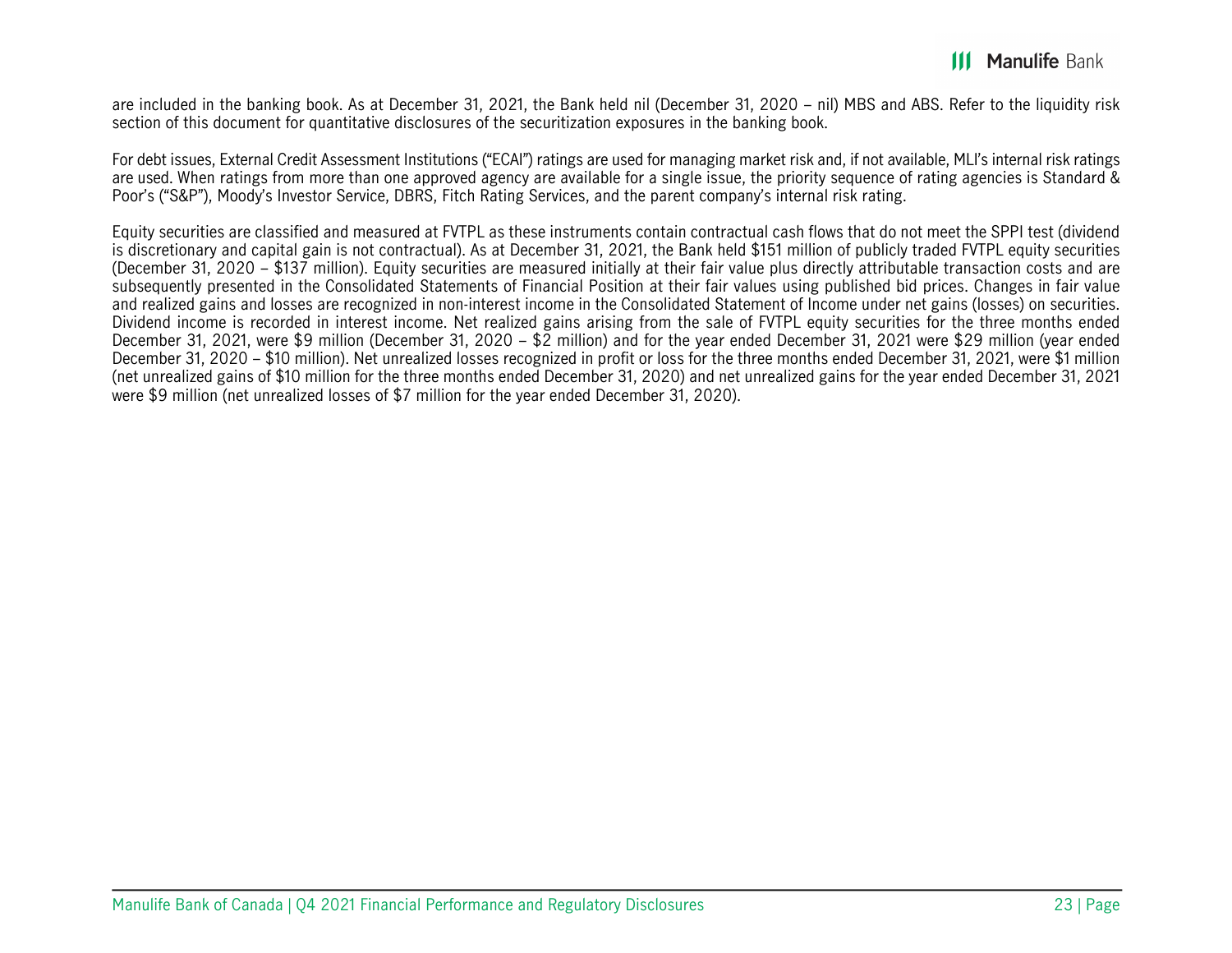are included in the banking book. As at December 31, 2021, the Bank held nil (December 31, 2020 – nil) MBS and ABS. Refer to the liquidity risk section of this document for quantitative disclosures of the securitization exposures in the banking book.

For debt issues, External Credit Assessment Institutions ("ECAI") ratings are used for managing market risk and, if not available, MLI's internal risk ratings are used. When ratings from more than one approved agency are available for a single issue, the priority sequence of rating agencies is Standard & Poor's ("S&P"), Moody's Investor Service, DBRS, Fitch Rating Services, and the parent company's internal risk rating.

Equity securities are classified and measured at FVTPL as these instruments contain contractual cash flows that do not meet the SPPI test (dividend is discretionary and capital gain is not contractual). As at December 31, 2021, the Bank held $151 million of publicly traded FVTPL equity securities (December 31, 2020 – $137 million). Equity securities are measured initially at their fair value plus directly attributable transaction costs and are subsequently presented in the Consolidated Statements of Financial Position at their fair values using published bid prices. Changes in fair value and realized gains and losses are recognized in non-interest income in the Consolidated Statement of Income under net gains (losses) on securities. Dividend income is recorded in interest income. Net realized gains arising from the sale of FVTPL equity securities for the three months ended December 31, 2021, were $9 million (December 31, 2020 – $2 million) and for the year ended December 31, 2021 were $29 million (year ended December 31, 2020 – $10 million). Net unrealized losses recognized in profit or loss for the three months ended December 31, 2021, were $1 million (net unrealized gains of $10 million for the three months ended December 31, 2020) and net unrealized gains for the year ended December 31, 2021 were $9 million (net unrealized losses of $7 million for the year ended December 31, 2020).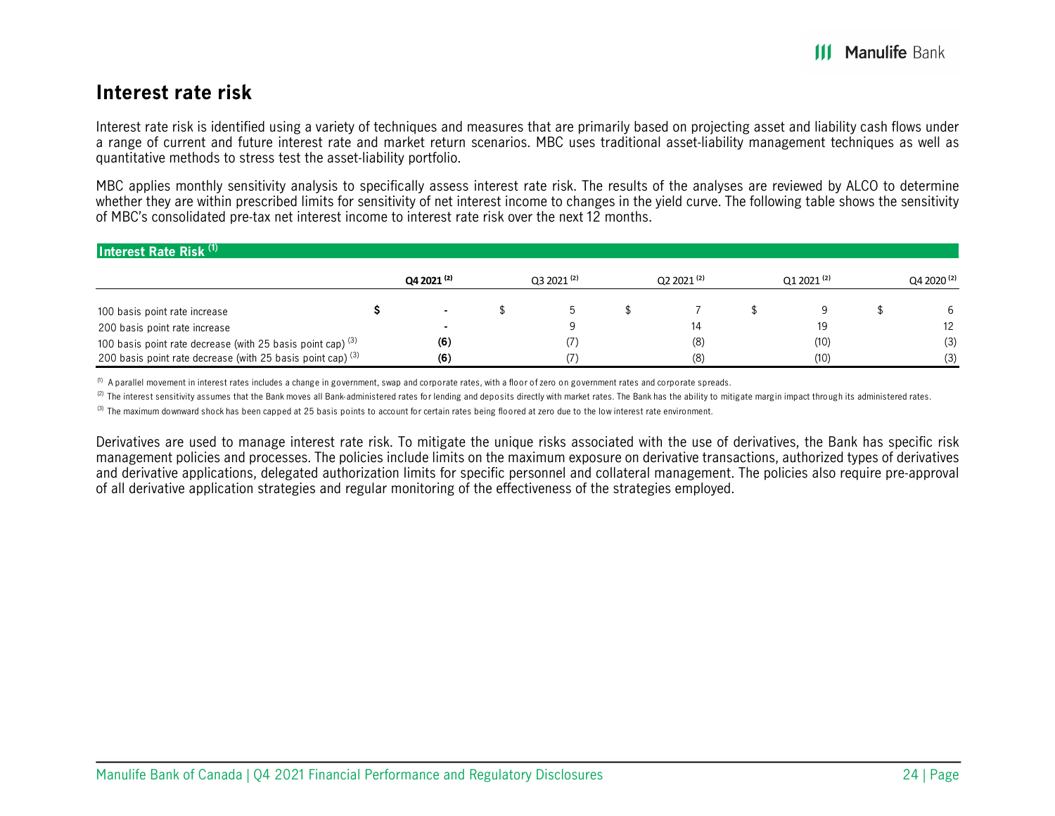## Interest rate risk

Interest rate risk is identified using a variety of techniques and measures that are primarily based on projecting asset and liability cash flows under a range of current and future interest rate and market return scenarios. MBC uses traditional asset-liability management techniques as well as quantitative methods to stress test the asset-liability portfolio.

MBC applies monthly sensitivity analysis to specifically assess interest rate risk. The results of the analyses are reviewed by ALCO to determine whether they are within prescribed limits for sensitivity of net interest income to changes in the yield curve. The following table shows the sensitivity of MBC's consolidated pre-tax net interest income to interest rate risk over the next 12 months.

**Interest Rate Risk** [1]

| | Q4 2021 [2] | Q3 2021 [2] | Q2 2021 [2] | Q1 2021 [2] | Q4 2020 [2] |
|---|---|---|---|---|---|
| 100 basis point rate increase | **$ -** | $ 5 | $ 7 | $ 9 | $ 6 |
| 200 basis point rate increase | **-** | 9 | 14 | 19 | 12 |
| 100 basis point rate decrease (with 25 basis point cap) [3] | **(6)** | (7) | (8) | (10) | (3) |
| 200 basis point rate decrease (with 25 basis point cap) [3] | **(6)** | (7) | (8) | (10) | (3) |

[1] A parallel movement in interest rates includes a change in government, swap and corporate rates, with a floor of zero on government rates and corporate spreads.

[2] The interest sensitivity assumes that the Bank moves all Bank-administered rates for lending and deposits directly with market rates. The Bank has the ability to mitigate margin impact through its administered rates.

[3] The maximum downward shock has been capped at 25 basis points to account for certain rates being floored at zero due to the low interest rate environment.

Derivatives are used to manage interest rate risk. To mitigate the unique risks associated with the use of derivatives, the Bank has specific risk management policies and processes. The policies include limits on the maximum exposure on derivative transactions, authorized types of derivatives and derivative applications, delegated authorization limits for specific personnel and collateral management. The policies also require pre-approval of all derivative application strategies and regular monitoring of the effectiveness of the strategies employed.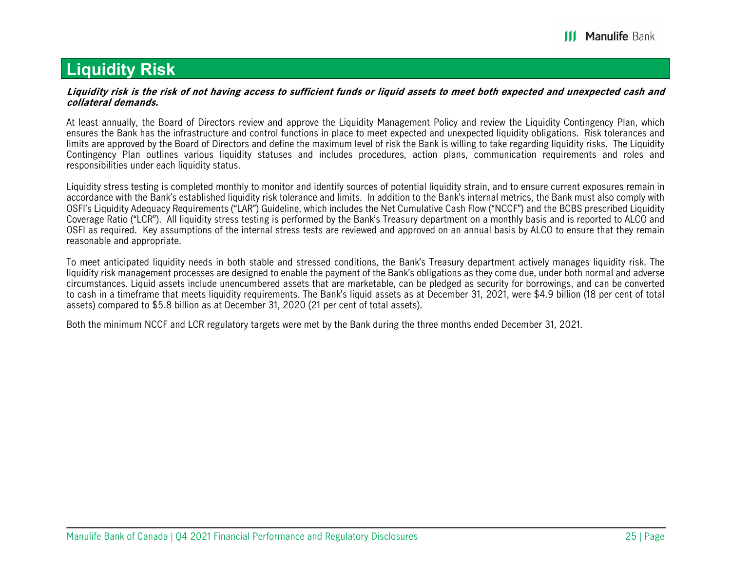# Liquidity Risk

***Liquidity risk is the risk of not having access to sufficient funds or liquid assets to meet both expected and unexpected cash and collateral demands.***

At least annually, the Board of Directors review and approve the Liquidity Management Policy and review the Liquidity Contingency Plan, which ensures the Bank has the infrastructure and control functions in place to meet expected and unexpected liquidity obligations. Risk tolerances and limits are approved by the Board of Directors and define the maximum level of risk the Bank is willing to take regarding liquidity risks. The Liquidity Contingency Plan outlines various liquidity statuses and includes procedures, action plans, communication requirements and roles and responsibilities under each liquidity status.

Liquidity stress testing is completed monthly to monitor and identify sources of potential liquidity strain, and to ensure current exposures remain in accordance with the Bank's established liquidity risk tolerance and limits. In addition to the Bank's internal metrics, the Bank must also comply with OSFI's Liquidity Adequacy Requirements ("LAR") Guideline, which includes the Net Cumulative Cash Flow ("NCCF") and the BCBS prescribed Liquidity Coverage Ratio ("LCR"). All liquidity stress testing is performed by the Bank's Treasury department on a monthly basis and is reported to ALCO and OSFI as required. Key assumptions of the internal stress tests are reviewed and approved on an annual basis by ALCO to ensure that they remain reasonable and appropriate.

To meet anticipated liquidity needs in both stable and stressed conditions, the Bank's Treasury department actively manages liquidity risk. The liquidity risk management processes are designed to enable the payment of the Bank's obligations as they come due, under both normal and adverse circumstances. Liquid assets include unencumbered assets that are marketable, can be pledged as security for borrowings, and can be converted to cash in a timeframe that meets liquidity requirements. The Bank's liquid assets as at December 31, 2021, were $4.9 billion (18 per cent of total assets) compared to $5.8 billion as at December 31, 2020 (21 per cent of total assets).

Both the minimum NCCF and LCR regulatory targets were met by the Bank during the three months ended December 31, 2021.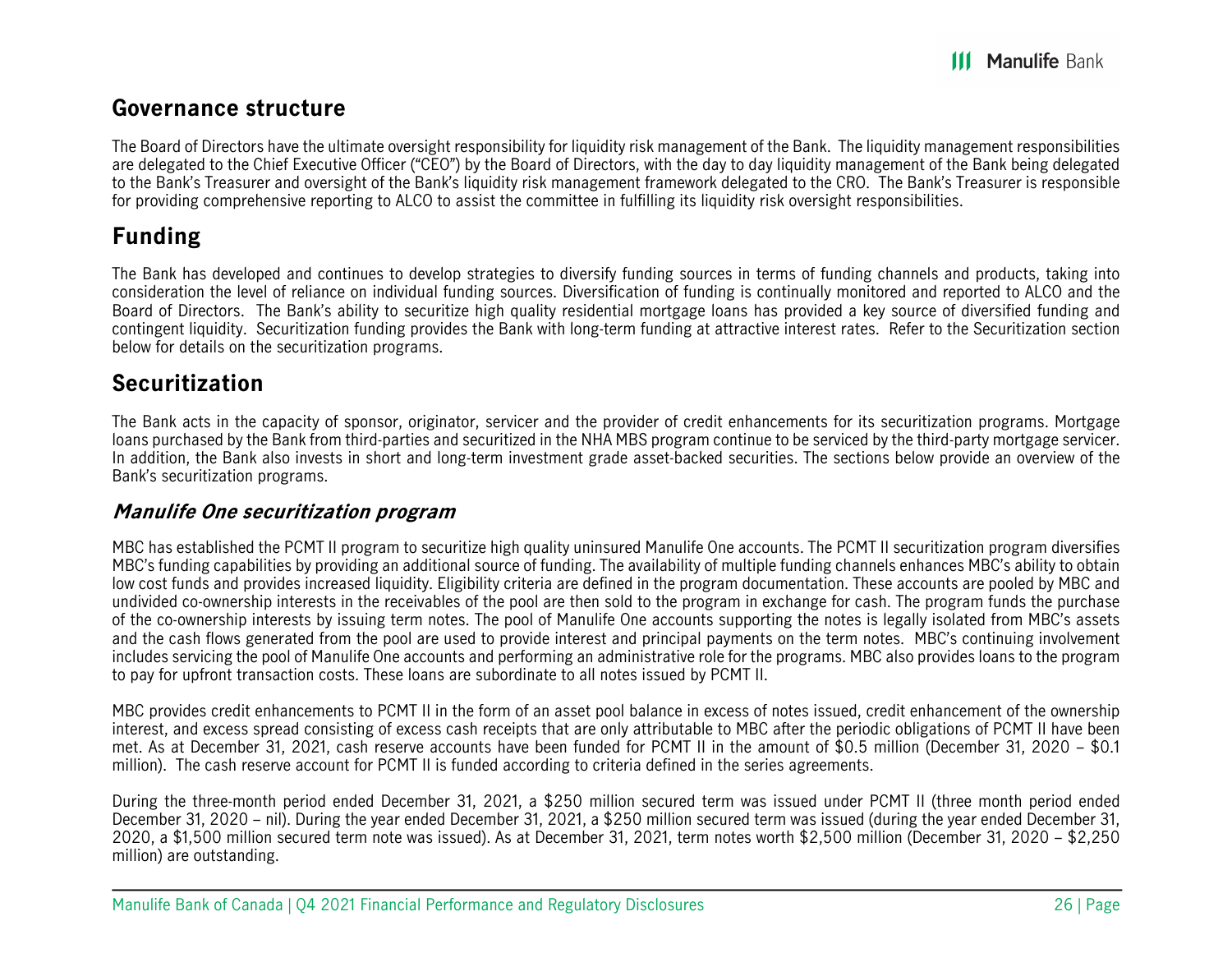## Governance structure

The Board of Directors have the ultimate oversight responsibility for liquidity risk management of the Bank. The liquidity management responsibilities are delegated to the Chief Executive Officer ("CEO") by the Board of Directors, with the day to day liquidity management of the Bank being delegated to the Bank's Treasurer and oversight of the Bank's liquidity risk management framework delegated to the CRO. The Bank's Treasurer is responsible for providing comprehensive reporting to ALCO to assist the committee in fulfilling its liquidity risk oversight responsibilities.

## Funding

The Bank has developed and continues to develop strategies to diversify funding sources in terms of funding channels and products, taking into consideration the level of reliance on individual funding sources. Diversification of funding is continually monitored and reported to ALCO and the Board of Directors. The Bank's ability to securitize high quality residential mortgage loans has provided a key source of diversified funding and contingent liquidity. Securitization funding provides the Bank with long-term funding at attractive interest rates. Refer to the Securitization section below for details on the securitization programs.

## Securitization

The Bank acts in the capacity of sponsor, originator, servicer and the provider of credit enhancements for its securitization programs. Mortgage loans purchased by the Bank from third-parties and securitized in the NHA MBS program continue to be serviced by the third-party mortgage servicer. In addition, the Bank also invests in short and long-term investment grade asset-backed securities. The sections below provide an overview of the Bank's securitization programs.

### *Manulife One securitization program*

MBC has established the PCMT II program to securitize high quality uninsured Manulife One accounts. The PCMT II securitization program diversifies MBC's funding capabilities by providing an additional source of funding. The availability of multiple funding channels enhances MBC's ability to obtain low cost funds and provides increased liquidity. Eligibility criteria are defined in the program documentation. These accounts are pooled by MBC and undivided co-ownership interests in the receivables of the pool are then sold to the program in exchange for cash. The program funds the purchase of the co-ownership interests by issuing term notes. The pool of Manulife One accounts supporting the notes is legally isolated from MBC's assets and the cash flows generated from the pool are used to provide interest and principal payments on the term notes. MBC's continuing involvement includes servicing the pool of Manulife One accounts and performing an administrative role for the programs. MBC also provides loans to the program to pay for upfront transaction costs. These loans are subordinate to all notes issued by PCMT II.

MBC provides credit enhancements to PCMT II in the form of an asset pool balance in excess of notes issued, credit enhancement of the ownership interest, and excess spread consisting of excess cash receipts that are only attributable to MBC after the periodic obligations of PCMT II have been met. As at December 31, 2021, cash reserve accounts have been funded for PCMT II in the amount of $0.5 million (December 31, 2020 – $0.1 million). The cash reserve account for PCMT II is funded according to criteria defined in the series agreements.

During the three-month period ended December 31, 2021, a $250 million secured term was issued under PCMT II (three month period ended December 31, 2020 – nil). During the year ended December 31, 2021, a $250 million secured term was issued (during the year ended December 31, 2020, a $1,500 million secured term note was issued). As at December 31, 2021, term notes worth $2,500 million (December 31, 2020 – $2,250 million) are outstanding.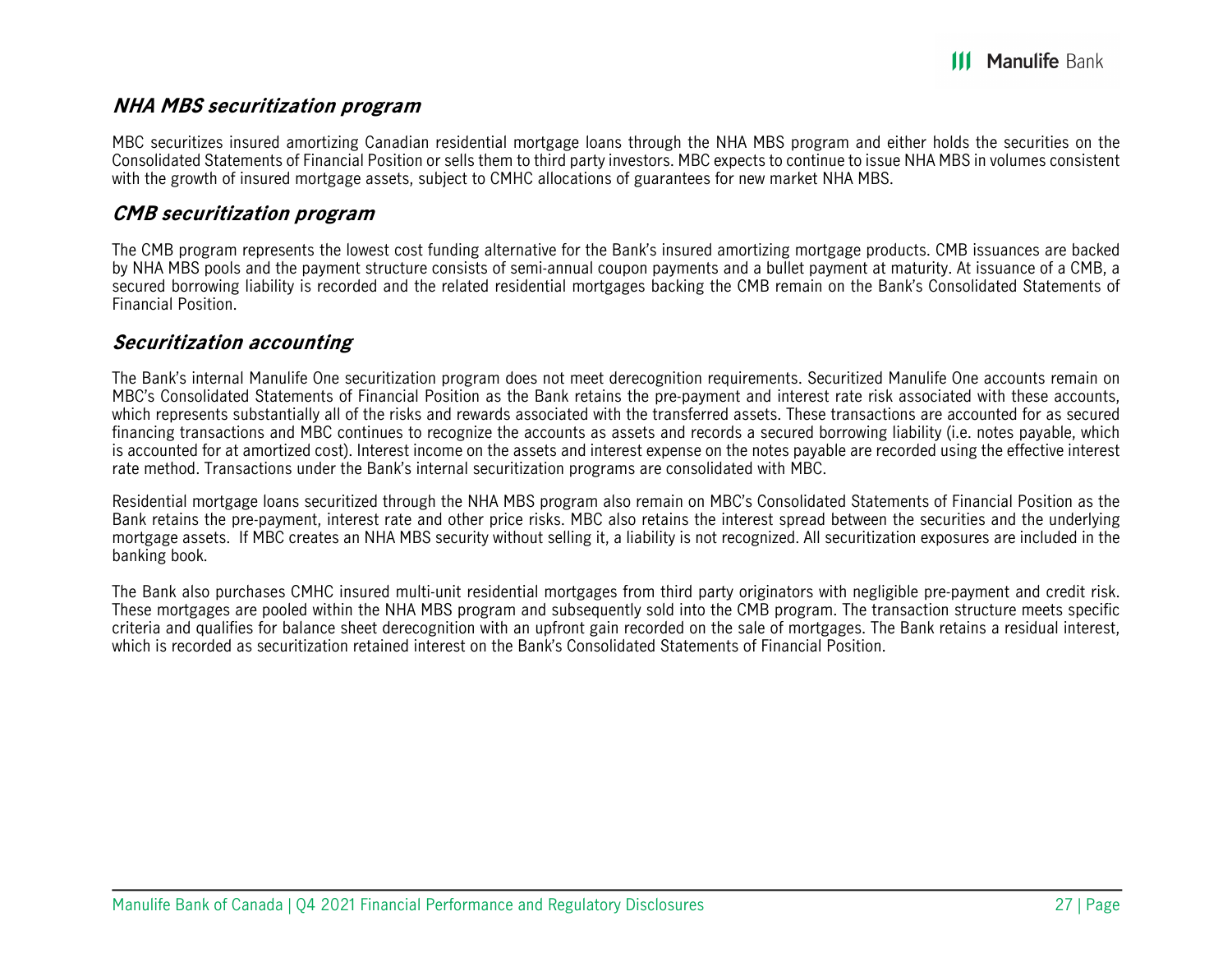### *NHA MBS securitization program*

MBC securitizes insured amortizing Canadian residential mortgage loans through the NHA MBS program and either holds the securities on the Consolidated Statements of Financial Position or sells them to third party investors. MBC expects to continue to issue NHA MBS in volumes consistent with the growth of insured mortgage assets, subject to CMHC allocations of guarantees for new market NHA MBS.

### *CMB securitization program*

The CMB program represents the lowest cost funding alternative for the Bank's insured amortizing mortgage products. CMB issuances are backed by NHA MBS pools and the payment structure consists of semi-annual coupon payments and a bullet payment at maturity. At issuance of a CMB, a secured borrowing liability is recorded and the related residential mortgages backing the CMB remain on the Bank's Consolidated Statements of Financial Position.

### *Securitization accounting*

The Bank's internal Manulife One securitization program does not meet derecognition requirements. Securitized Manulife One accounts remain on MBC's Consolidated Statements of Financial Position as the Bank retains the pre-payment and interest rate risk associated with these accounts, which represents substantially all of the risks and rewards associated with the transferred assets. These transactions are accounted for as secured financing transactions and MBC continues to recognize the accounts as assets and records a secured borrowing liability (i.e. notes payable, which is accounted for at amortized cost). Interest income on the assets and interest expense on the notes payable are recorded using the effective interest rate method. Transactions under the Bank's internal securitization programs are consolidated with MBC.

Residential mortgage loans securitized through the NHA MBS program also remain on MBC's Consolidated Statements of Financial Position as the Bank retains the pre-payment, interest rate and other price risks. MBC also retains the interest spread between the securities and the underlying mortgage assets. If MBC creates an NHA MBS security without selling it, a liability is not recognized. All securitization exposures are included in the banking book.

The Bank also purchases CMHC insured multi-unit residential mortgages from third party originators with negligible pre-payment and credit risk. These mortgages are pooled within the NHA MBS program and subsequently sold into the CMB program. The transaction structure meets specific criteria and qualifies for balance sheet derecognition with an upfront gain recorded on the sale of mortgages. The Bank retains a residual interest, which is recorded as securitization retained interest on the Bank's Consolidated Statements of Financial Position.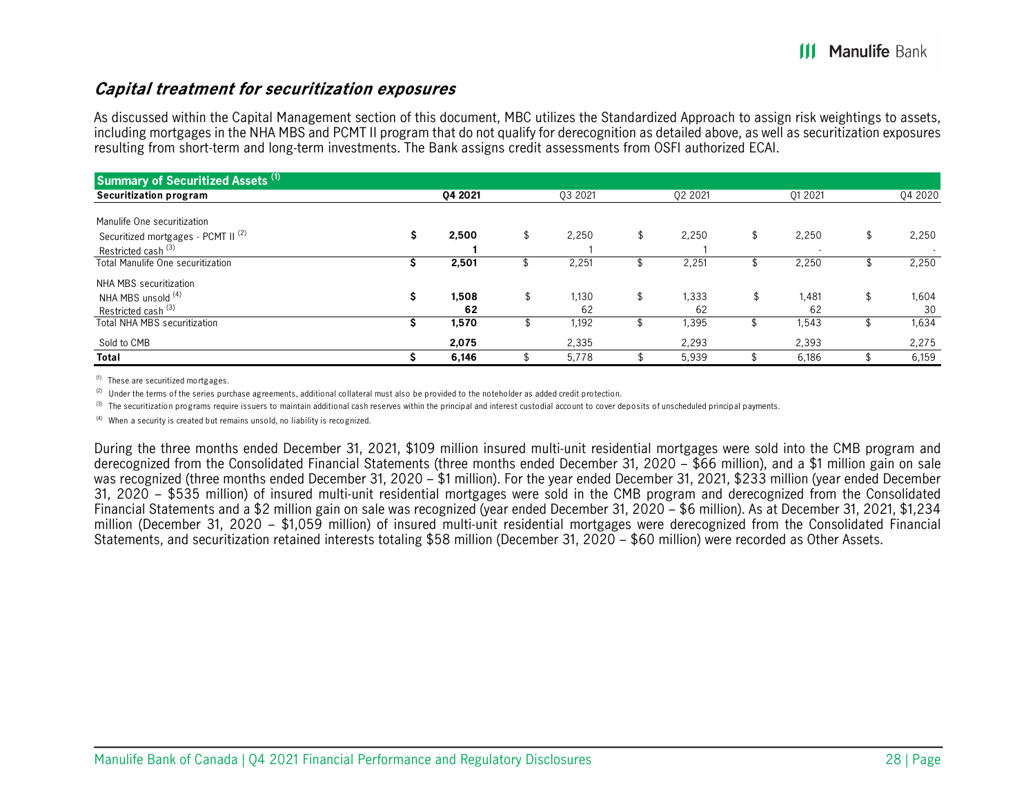### *Capital treatment for securitization exposures*

As discussed within the Capital Management section of this document, MBC utilizes the Standardized Approach to assign risk weightings to assets, including mortgages in the NHA MBS and PCMT II program that do not qualify for derecognition as detailed above, as well as securitization exposures resulting from short-term and long-term investments. The Bank assigns credit assessments from OSFI authorized ECAI.

| Summary of Securitized Assets [1] | | | | | |
|---|---|---|---|---|---|
| **Securitization program** | **Q4 2021** | Q3 2021 | Q2 2021 | Q1 2021 | Q4 2020 |
| Manulife One securitization | | | | | |
| Securitized mortgages - PCMT II [2] | **$ 2,500** | $ 2,250 | $ 2,250 | $ 2,250 | $ 2,250 |
| Restricted cash [3] | **1** | 1 | 1 | - | - |
| Total Manulife One securitization | **$ 2,501** | $ 2,251 | $ 2,251 | $ 2,250 | $ 2,250 |
| NHA MBS securitization | | | | | |
| NHA MBS unsold [4] | **$ 1,508** | $ 1,130 | $ 1,333 | $ 1,481 | $ 1,604 |
| Restricted cash [3] | **62** | 62 | 62 | 62 | 30 |
| Total NHA MBS securitization | **$ 1,570** | $ 1,192 | $ 1,395 | $ 1,543 | $ 1,634 |
| Sold to CMB | **2,075** | 2,335 | 2,293 | 2,393 | 2,275 |
| **Total** | **$ 6,146** | $ 5,778 | $ 5,939 | $ 6,186 | $ 6,159 |

[1] These are securitized mortgages.

[2] Under the terms of the series purchase agreements, additional collateral must also be provided to the noteholder as added credit protection.

[3] The securitization programs require issuers to maintain additional cash reserves within the principal and interest custodial account to cover deposits of unscheduled principal payments.

[4] When a security is created but remains unsold, no liability is recognized.

During the three months ended December 31, 2021, $109 million insured multi-unit residential mortgages were sold into the CMB program and derecognized from the Consolidated Financial Statements (three months ended December 31, 2020 – $66 million), and a $1 million gain on sale was recognized (three months ended December 31, 2020 – $1 million). For the year ended December 31, 2021, $233 million (year ended December 31, 2020 – $535 million) of insured multi-unit residential mortgages were sold in the CMB program and derecognized from the Consolidated Financial Statements and a $2 million gain on sale was recognized (year ended December 31, 2020 – $6 million). As at December 31, 2021, $1,234 million (December 31, 2020 – $1,059 million) of insured multi-unit residential mortgages were derecognized from the Consolidated Financial Statements, and securitization retained interests totaling $58 million (December 31, 2020 – $60 million) were recorded as Other Assets.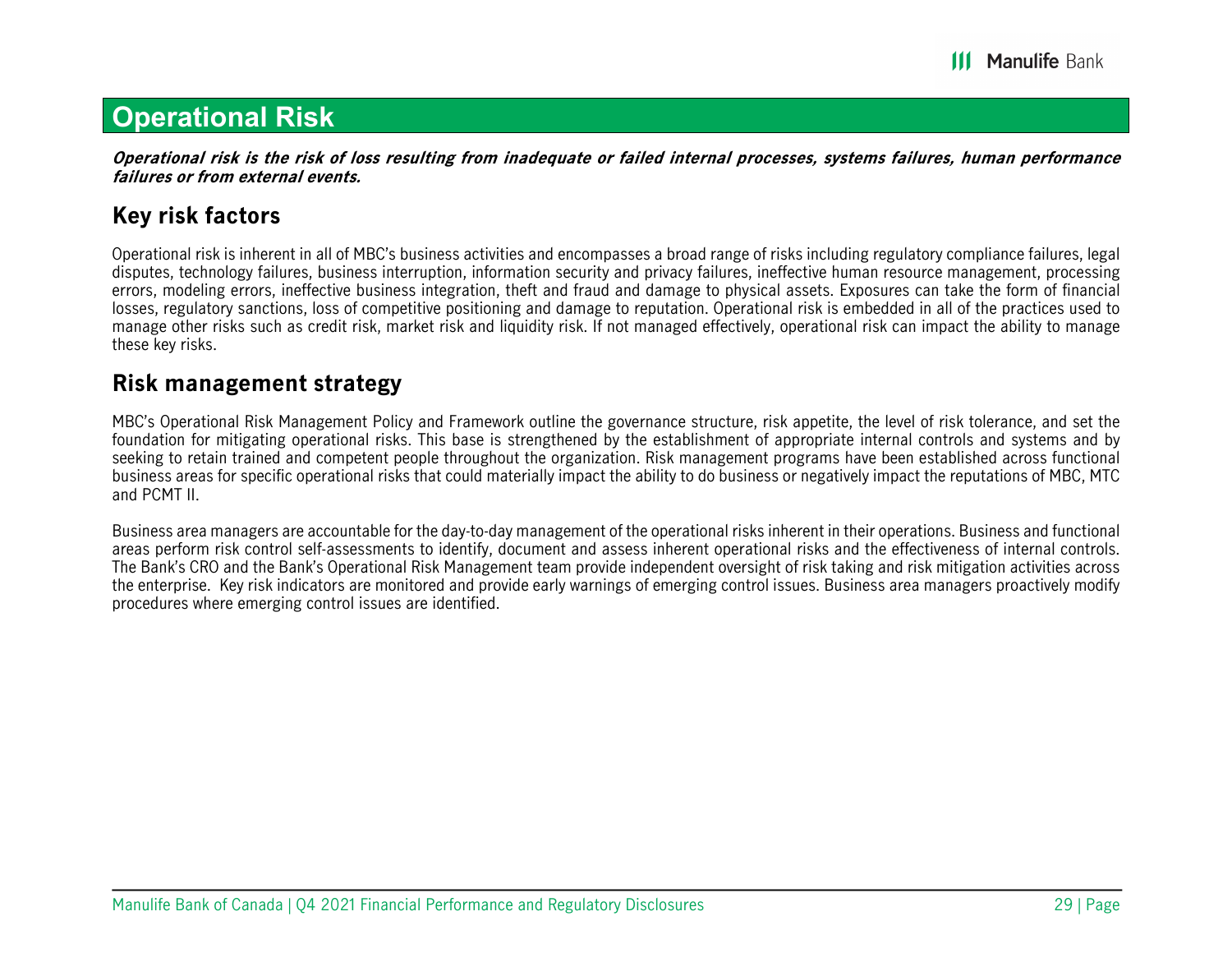# Operational Risk

***Operational risk is the risk of loss resulting from inadequate or failed internal processes, systems failures, human performance failures or from external events.***

## Key risk factors

Operational risk is inherent in all of MBC's business activities and encompasses a broad range of risks including regulatory compliance failures, legal disputes, technology failures, business interruption, information security and privacy failures, ineffective human resource management, processing errors, modeling errors, ineffective business integration, theft and fraud and damage to physical assets. Exposures can take the form of financial losses, regulatory sanctions, loss of competitive positioning and damage to reputation. Operational risk is embedded in all of the practices used to manage other risks such as credit risk, market risk and liquidity risk. If not managed effectively, operational risk can impact the ability to manage these key risks.

## Risk management strategy

MBC's Operational Risk Management Policy and Framework outline the governance structure, risk appetite, the level of risk tolerance, and set the foundation for mitigating operational risks. This base is strengthened by the establishment of appropriate internal controls and systems and by seeking to retain trained and competent people throughout the organization. Risk management programs have been established across functional business areas for specific operational risks that could materially impact the ability to do business or negatively impact the reputations of MBC, MTC and PCMT II.

Business area managers are accountable for the day-to-day management of the operational risks inherent in their operations. Business and functional areas perform risk control self-assessments to identify, document and assess inherent operational risks and the effectiveness of internal controls. The Bank's CRO and the Bank's Operational Risk Management team provide independent oversight of risk taking and risk mitigation activities across the enterprise. Key risk indicators are monitored and provide early warnings of emerging control issues. Business area managers proactively modify procedures where emerging control issues are identified.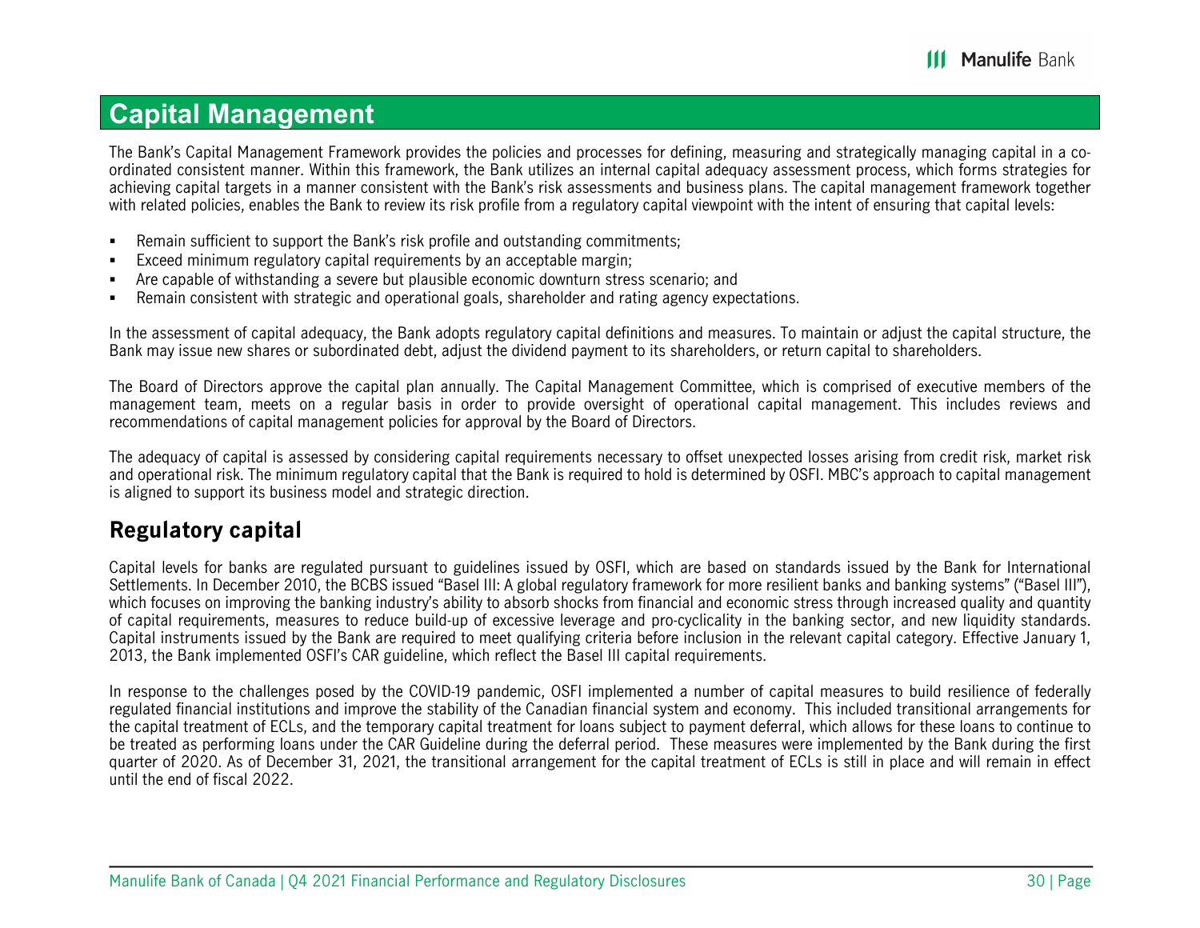# Capital Management

The Bank's Capital Management Framework provides the policies and processes for defining, measuring and strategically managing capital in a co-ordinated consistent manner. Within this framework, the Bank utilizes an internal capital adequacy assessment process, which forms strategies for achieving capital targets in a manner consistent with the Bank's risk assessments and business plans. The capital management framework together with related policies, enables the Bank to review its risk profile from a regulatory capital viewpoint with the intent of ensuring that capital levels:

- Remain sufficient to support the Bank's risk profile and outstanding commitments;
- Exceed minimum regulatory capital requirements by an acceptable margin;
- Are capable of withstanding a severe but plausible economic downturn stress scenario; and
- Remain consistent with strategic and operational goals, shareholder and rating agency expectations.

In the assessment of capital adequacy, the Bank adopts regulatory capital definitions and measures. To maintain or adjust the capital structure, the Bank may issue new shares or subordinated debt, adjust the dividend payment to its shareholders, or return capital to shareholders.

The Board of Directors approve the capital plan annually. The Capital Management Committee, which is comprised of executive members of the management team, meets on a regular basis in order to provide oversight of operational capital management. This includes reviews and recommendations of capital management policies for approval by the Board of Directors.

The adequacy of capital is assessed by considering capital requirements necessary to offset unexpected losses arising from credit risk, market risk and operational risk. The minimum regulatory capital that the Bank is required to hold is determined by OSFI. MBC's approach to capital management is aligned to support its business model and strategic direction.

## Regulatory capital

Capital levels for banks are regulated pursuant to guidelines issued by OSFI, which are based on standards issued by the Bank for International Settlements. In December 2010, the BCBS issued "Basel III: A global regulatory framework for more resilient banks and banking systems" ("Basel III"), which focuses on improving the banking industry's ability to absorb shocks from financial and economic stress through increased quality and quantity of capital requirements, measures to reduce build-up of excessive leverage and pro-cyclicality in the banking sector, and new liquidity standards. Capital instruments issued by the Bank are required to meet qualifying criteria before inclusion in the relevant capital category. Effective January 1, 2013, the Bank implemented OSFI's CAR guideline, which reflect the Basel III capital requirements.

In response to the challenges posed by the COVID-19 pandemic, OSFI implemented a number of capital measures to build resilience of federally regulated financial institutions and improve the stability of the Canadian financial system and economy. This included transitional arrangements for the capital treatment of ECLs, and the temporary capital treatment for loans subject to payment deferral, which allows for these loans to continue to be treated as performing loans under the CAR Guideline during the deferral period. These measures were implemented by the Bank during the first quarter of 2020. As of December 31, 2021, the transitional arrangement for the capital treatment of ECLs is still in place and will remain in effect until the end of fiscal 2022.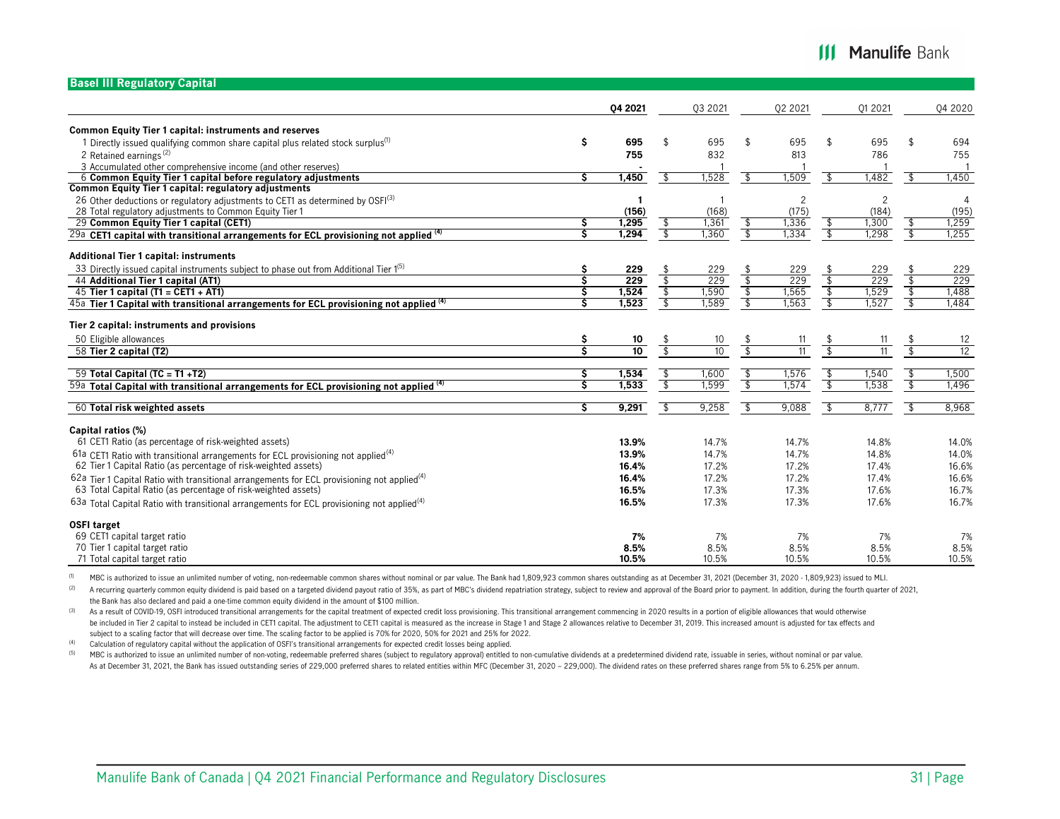## Basel III Regulatory Capital

| | Q4 2021 | Q3 2021 | Q2 2021 | Q1 2021 | Q4 2020 |
|---|---|---|---|---|---|
| **Common Equity Tier 1 capital: instruments and reserves** | | | | | |
| 1 Directly issued qualifying common share capital plus related stock surplus[1] | **$ 695** | $ 695 | $ 695 | $ 695 | $ 694 |
| 2 Retained earnings [2] | **755** | 832 | 813 | 786 | 755 |
| 3 Accumulated other comprehensive income (and other reserves) | **-** | 1 | 1 | 1 | 1 |
| 6 **Common Equity Tier 1 capital before regulatory adjustments** | **$ 1,450** | $ 1,528 | $ 1,509 | $ 1,482 | $ 1,450 |
| **Common Equity Tier 1 capital: regulatory adjustments** | | | | | |
| 26 Other deductions or regulatory adjustments to CET1 as determined by OSFI[3] | **1** | 1 | 2 | 2 | 4 |
| 28 Total regulatory adjustments to Common Equity Tier 1 | **(156)** | (168) | (175) | (184) | (195) |
| 29 **Common Equity Tier 1 capital (CET1)** | **$ 1,295** | $ 1,361 | $ 1,336 | $ 1,300 | $ 1,259 |
| 29a **CET1 capital with transitional arrangements for ECL provisioning not applied** [4] | **$ 1,294** | $ 1,360 | $ 1,334 | $ 1,298 | $ 1,255 |
| **Additional Tier 1 capital: instruments** | | | | | |
| 33 Directly issued capital instruments subject to phase out from Additional Tier 1[5] | **$ 229** | $ 229 | $ 229 | $ 229 | $ 229 |
| 44 **Additional Tier 1 capital (AT1)** | **$ 229** | $ 229 | $ 229 | $ 229 | $ 229 |
| 45 **Tier 1 capital (T1 = CET1 + AT1)** | **$ 1,524** | $ 1,590 | $ 1,565 | $ 1,529 | $ 1,488 |
| 45a **Tier 1 Capital with transitional arrangements for ECL provisioning not applied** [4] | **$ 1,523** | $ 1,589 | $ 1,563 | $ 1,527 | $ 1,484 |
| **Tier 2 capital: instruments and provisions** | | | | | |
| 50 Eligible allowances | **$ 10** | $ 10 | $ 11 | $ 11 | $ 12 |
| 58 **Tier 2 capital (T2)** | **$ 10** | $ 10 | $ 11 | $ 11 | $ 12 |
| 59 **Total Capital (TC = T1 +T2)** | **$ 1,534** | $ 1,600 | $ 1,576 | $ 1,540 | $ 1,500 |
| 59a **Total Capital with transitional arrangements for ECL provisioning not applied** [4] | **$ 1,533** | $ 1,599 | $ 1,574 | $ 1,538 | $ 1,496 |
| 60 **Total risk weighted assets** | **$ 9,291** | $ 9,258 | $ 9,088 | $ 8,777 | $ 8,968 |
| **Capital ratios (%)** | | | | | |
| 61 CET1 Ratio (as percentage of risk-weighted assets) | **13.9%** | 14.7% | 14.7% | 14.8% | 14.0% |
| 61a CET1 Ratio with transitional arrangements for ECL provisioning not applied[4] | **13.9%** | 14.7% | 14.7% | 14.8% | 14.0% |
| 62 Tier 1 Capital Ratio (as percentage of risk-weighted assets) | **16.4%** | 17.2% | 17.2% | 17.4% | 16.6% |
| 62a Tier 1 Capital Ratio with transitional arrangements for ECL provisioning not applied[4] | **16.4%** | 17.2% | 17.2% | 17.4% | 16.6% |
| 63 Total Capital Ratio (as percentage of risk-weighted assets) | **16.5%** | 17.3% | 17.3% | 17.6% | 16.7% |
| 63a Total Capital Ratio with transitional arrangements for ECL provisioning not applied[4] | **16.5%** | 17.3% | 17.3% | 17.6% | 16.7% |
| **OSFI target** | | | | | |
| 69 CET1 capital target ratio | **7%** | 7% | 7% | 7% | 7% |
| 70 Tier 1 capital target ratio | **8.5%** | 8.5% | 8.5% | 8.5% | 8.5% |
| 71 Total capital target ratio | **10.5%** | 10.5% | 10.5% | 10.5% | 10.5% |

(1) MBC is authorized to issue an unlimited number of voting, non-redeemable common shares without nominal or par value. The Bank had 1,809,923 common shares outstanding as at December 31, 2021 (December 31, 2020 - 1,809,923) issued to MLI.

(2) A recurring quarterly common equity dividend is paid based on a targeted dividend payout ratio of 35%, as part of MBC's dividend repatriation strategy, subject to review and approval of the Board prior to payment. In addition, during the fourth quarter of 2021, the Bank has also declared and paid a one-time common equity dividend in the amount of $100 million.

(3) As a result of COVID-19, OSFI introduced transitional arrangements for the capital treatment of expected credit loss provisioning. This transitional arrangement commencing in 2020 results in a portion of eligible allowances that would otherwise be included in Tier 2 capital to instead be included in CET1 capital. The adjustment to CET1 capital is measured as the increase in Stage 1 and Stage 2 allowances relative to December 31, 2019. This increased amount is adjusted for tax effects and subject to a scaling factor that will decrease over time. The scaling factor to be applied is 70% for 2020, 50% for 2021 and 25% for 2022.

(4) Calculation of regulatory capital without the application of OSFI's transitional arrangements for expected credit losses being applied.

(5) MBC is authorized to issue an unlimited number of non-voting, redeemable preferred shares (subject to regulatory approval) entitled to non-cumulative dividends at a predetermined dividend rate, issuable in series, without nominal or par value. As at December 31, 2021, the Bank has issued outstanding series of 229,000 preferred shares to related entities within MFC (December 31, 2020 – 229,000). The dividend rates on these preferred shares range from 5% to 6.25% per annum.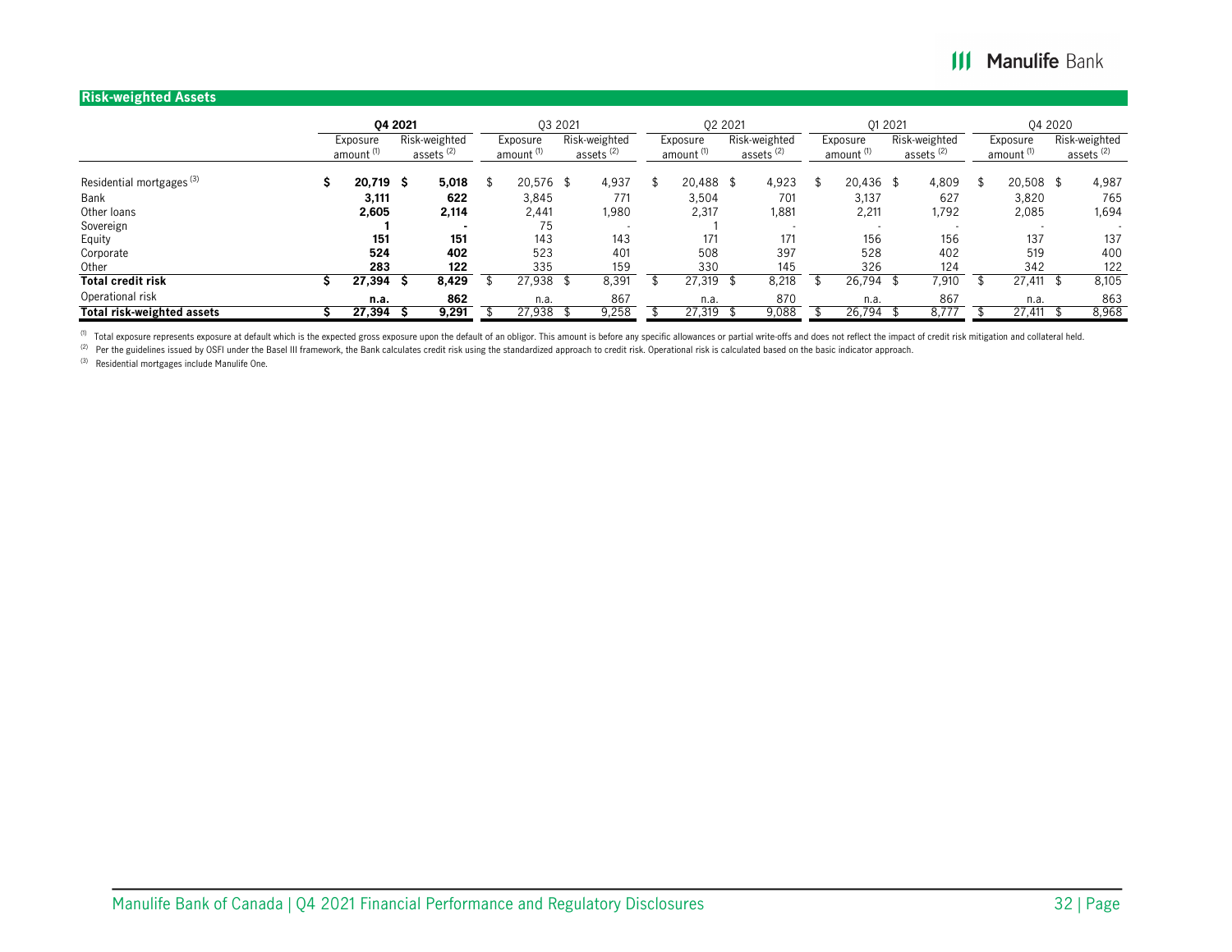## Risk-weighted Assets

| | Q4 2021 | | Q3 2021 | | Q2 2021 | | Q1 2021 | | Q4 2020 | |
|---|---|---|---|---|---|---|---|---|---|---|
| | Exposure amount [(1)] | Risk-weighted assets [(2)] | Exposure amount [(1)] | Risk-weighted assets [(2)] | Exposure amount [(1)] | Risk-weighted assets [(2)] | Exposure amount [(1)] | Risk-weighted assets [(2)] | Exposure amount [(1)] | Risk-weighted assets [(2)] |
| Residential mortgages [(3)] | **$ 20,719** | **$ 5,018** | $ 20,576 | $ 4,937 | $ 20,488 | $ 4,923 | $ 20,436 | $ 4,809 | $ 20,508 | $ 4,987 |
| Bank | **3,111** | **622** | 3,845 | 771 | 3,504 | 701 | 3,137 | 627 | 3,820 | 765 |
| Other loans | **2,605** | **2,114** | 2,441 | 1,980 | 2,317 | 1,881 | 2,211 | 1,792 | 2,085 | 1,694 |
| Sovereign | **1** | **-** | 75 | - | 1 | - | - | - | - | - |
| Equity | **151** | **151** | 143 | 143 | 171 | 171 | 156 | 156 | 137 | 137 |
| Corporate | **524** | **402** | 523 | 401 | 508 | 397 | 528 | 402 | 519 | 400 |
| Other | **283** | **122** | 335 | 159 | 330 | 145 | 326 | 124 | 342 | 122 |
| **Total credit risk** | **$ 27,394** | **$ 8,429** | $ 27,938 | $ 8,391 | $ 27,319 | $ 8,218 | $ 26,794 | $ 7,910 | $ 27,411 | $ 8,105 |
| Operational risk | **n.a.** | **862** | n.a. | 867 | n.a. | 870 | n.a. | 867 | n.a. | 863 |
| **Total risk-weighted assets** | **$ 27,394** | **$ 9,291** | $ 27,938 | $ 9,258 | $ 27,319 | $ 9,088 | $ 26,794 | $ 8,777 | $ 27,411 | $ 8,968 |

(1) Total exposure represents exposure at default which is the expected gross exposure upon the default of an obligor. This amount is before any specific allowances or partial write-offs and does not reflect the impact of credit risk mitigation and collateral held.

(2) Per the guidelines issued by OSFI under the Basel III framework, the Bank calculates credit risk using the standardized approach to credit risk. Operational risk is calculated based on the basic indicator approach.

(3) Residential mortgages include Manulife One.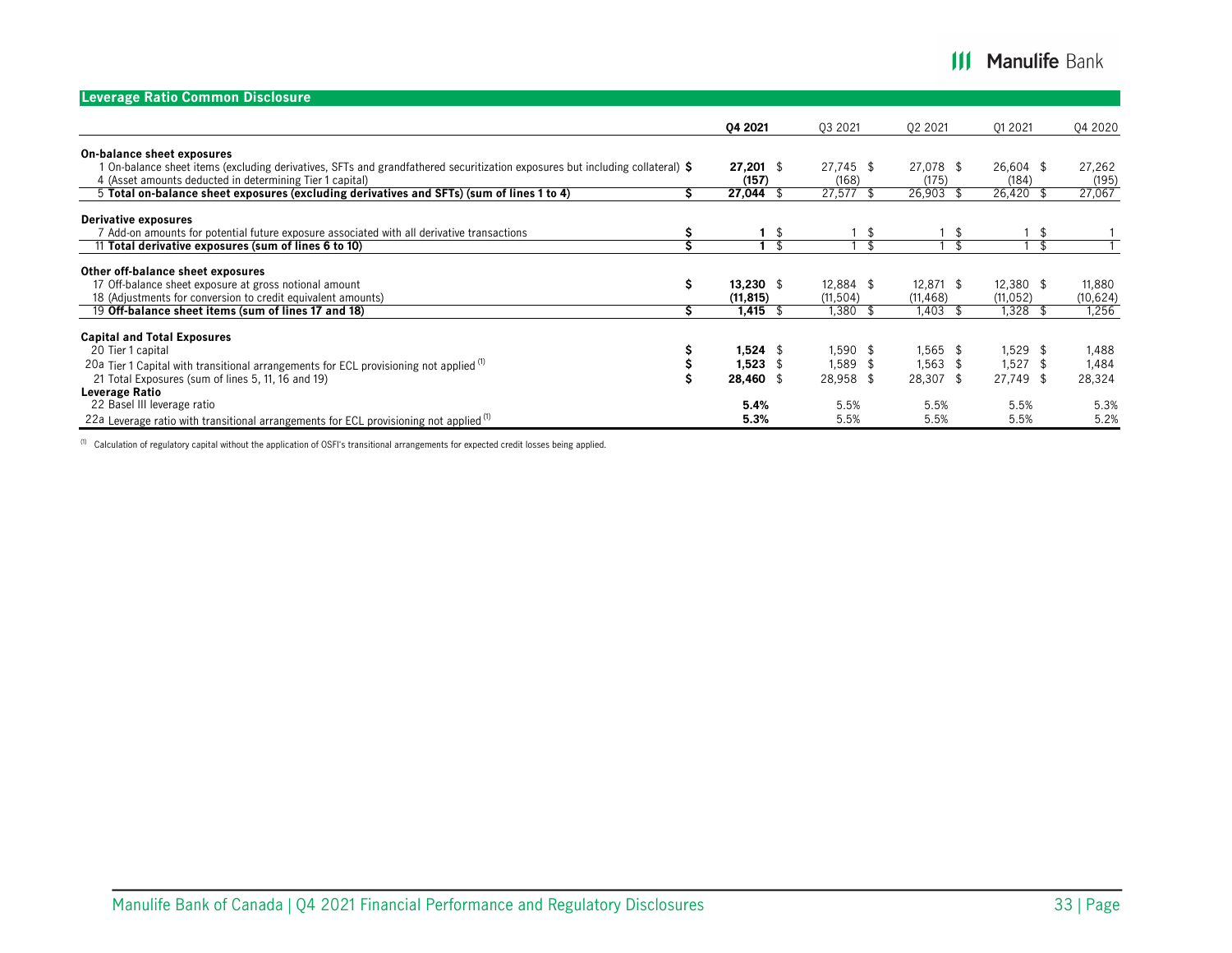## Leverage Ratio Common Disclosure

| | Q4 2021 | Q3 2021 | Q2 2021 | Q1 2021 | Q4 2020 |
|---|---|---|---|---|---|
| **On-balance sheet exposures** | | | | | |
| 1 On-balance sheet items (excluding derivatives, SFTs and grandfathered securitization exposures but including collateral) | **$ 27,201** | $ 27,745 | $ 27,078 | $ 26,604 | $ 27,262 |
| 4 (Asset amounts deducted in determining Tier 1 capital) | **(157)** | (168) | (175) | (184) | (195) |
| 5 **Total on-balance sheet exposures (excluding derivatives and SFTs) (sum of lines 1 to 4)** | **$ 27,044** | $ 27,577 | $ 26,903 | $ 26,420 | $ 27,067 |
| **Derivative exposures** | | | | | |
| 7 Add-on amounts for potential future exposure associated with all derivative transactions | **$ 1** | $ 1 | $ 1 | $ 1 | $ 1 |
| 11 **Total derivative exposures (sum of lines 6 to 10)** | **$ 1** | $ 1 | $ 1 | $ 1 | $ 1 |
| **Other off-balance sheet exposures** | | | | | |
| 17 Off-balance sheet exposure at gross notional amount | **$ 13,230** | $ 12,884 | $ 12,871 | $ 12,380 | $ 11,880 |
| 18 (Adjustments for conversion to credit equivalent amounts) | **(11,815)** | (11,504) | (11,468) | (11,052) | (10,624) |
| 19 **Off-balance sheet items (sum of lines 17 and 18)** | **$ 1,415** | $ 1,380 | $ 1,403 | $ 1,328 | $ 1,256 |
| **Capital and Total Exposures** | | | | | |
| 20 Tier 1 capital | **$ 1,524** | $ 1,590 | $ 1,565 | $ 1,529 | $ 1,488 |
| 20a Tier 1 Capital with transitional arrangements for ECL provisioning not applied [(1)] | **$ 1,523** | $ 1,589 | $ 1,563 | $ 1,527 | $ 1,484 |
| 21 Total Exposures (sum of lines 5, 11, 16 and 19) | **$ 28,460** | $ 28,958 | $ 28,307 | $ 27,749 | $ 28,324 |
| **Leverage Ratio** | | | | | |
| 22 Basel III leverage ratio | **5.4%** | 5.5% | 5.5% | 5.5% | 5.3% |
| 22a Leverage ratio with transitional arrangements for ECL provisioning not applied [(1)] | **5.3%** | 5.5% | 5.5% | 5.5% | 5.2% |

(1) Calculation of regulatory capital without the application of OSFI's transitional arrangements for expected credit losses being applied.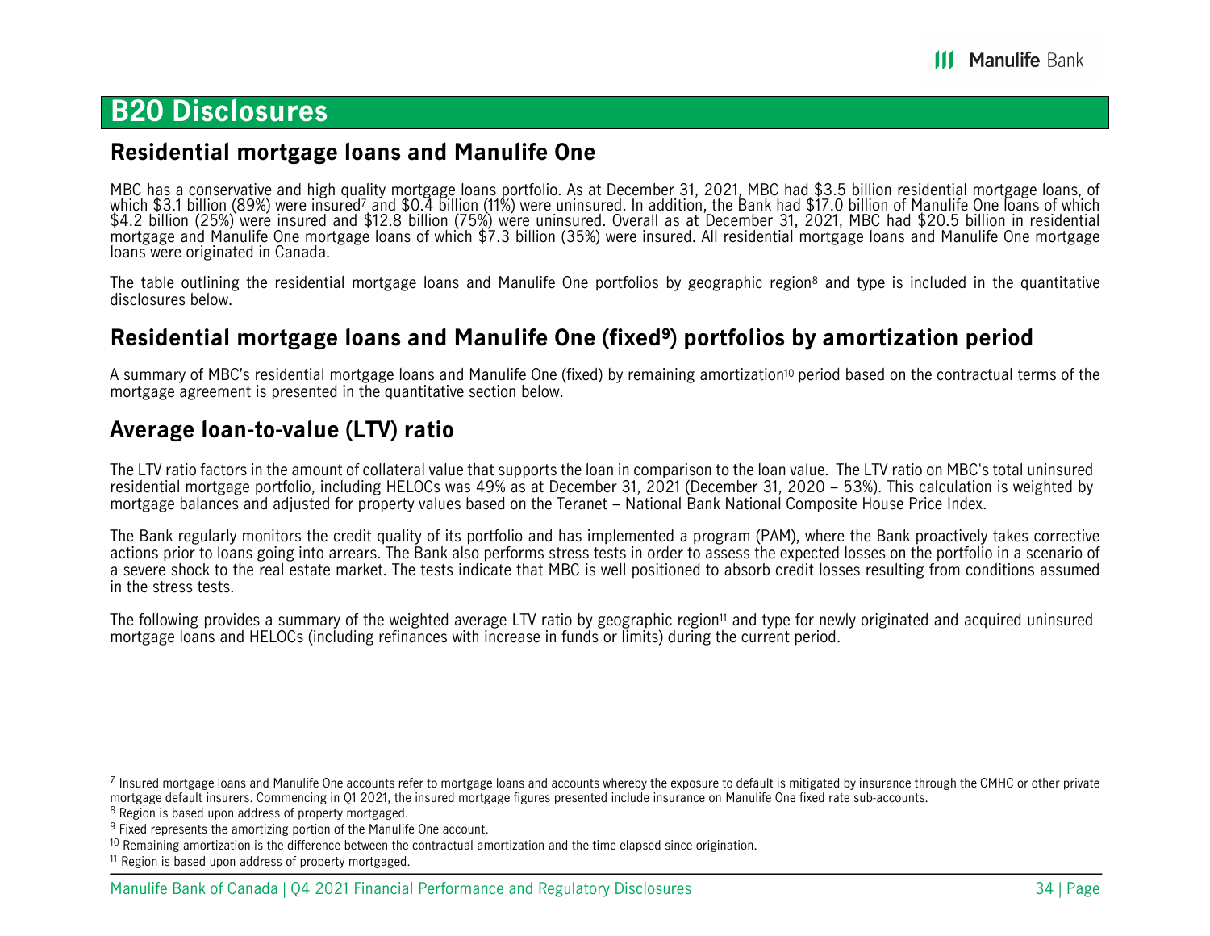# B20 Disclosures

## Residential mortgage loans and Manulife One

MBC has a conservative and high quality mortgage loans portfolio. As at December 31, 2021, MBC had $3.5 billion residential mortgage loans, of which $3.1 billion (89%) were insured[7] and $0.4 billion (11%) were uninsured. In addition, the Bank had $17.0 billion of Manulife One loans of which $4.2 billion (25%) were insured and $12.8 billion (75%) were uninsured. Overall as at December 31, 2021, MBC had $20.5 billion in residential mortgage and Manulife One mortgage loans of which $7.3 billion (35%) were insured. All residential mortgage loans and Manulife One mortgage loans were originated in Canada.

The table outlining the residential mortgage loans and Manulife One portfolios by geographic region[8] and type is included in the quantitative disclosures below.

## Residential mortgage loans and Manulife One (fixed[9]) portfolios by amortization period

A summary of MBC's residential mortgage loans and Manulife One (fixed) by remaining amortization[10] period based on the contractual terms of the mortgage agreement is presented in the quantitative section below.

## Average loan-to-value (LTV) ratio

The LTV ratio factors in the amount of collateral value that supports the loan in comparison to the loan value. The LTV ratio on MBC's total uninsured residential mortgage portfolio, including HELOCs was 49% as at December 31, 2021 (December 31, 2020 – 53%). This calculation is weighted by mortgage balances and adjusted for property values based on the Teranet – National Bank National Composite House Price Index.

The Bank regularly monitors the credit quality of its portfolio and has implemented a program (PAM), where the Bank proactively takes corrective actions prior to loans going into arrears. The Bank also performs stress tests in order to assess the expected losses on the portfolio in a scenario of a severe shock to the real estate market. The tests indicate that MBC is well positioned to absorb credit losses resulting from conditions assumed in the stress tests.

The following provides a summary of the weighted average LTV ratio by geographic region[11] and type for newly originated and acquired uninsured mortgage loans and HELOCs (including refinances with increase in funds or limits) during the current period.

---

[7] Insured mortgage loans and Manulife One accounts refer to mortgage loans and accounts whereby the exposure to default is mitigated by insurance through the CMHC or other private mortgage default insurers. Commencing in Q1 2021, the insured mortgage figures presented include insurance on Manulife One fixed rate sub-accounts.

[8] Region is based upon address of property mortgaged.

[9] Fixed represents the amortizing portion of the Manulife One account.

[10] Remaining amortization is the difference between the contractual amortization and the time elapsed since origination.

[11] Region is based upon address of property mortgaged.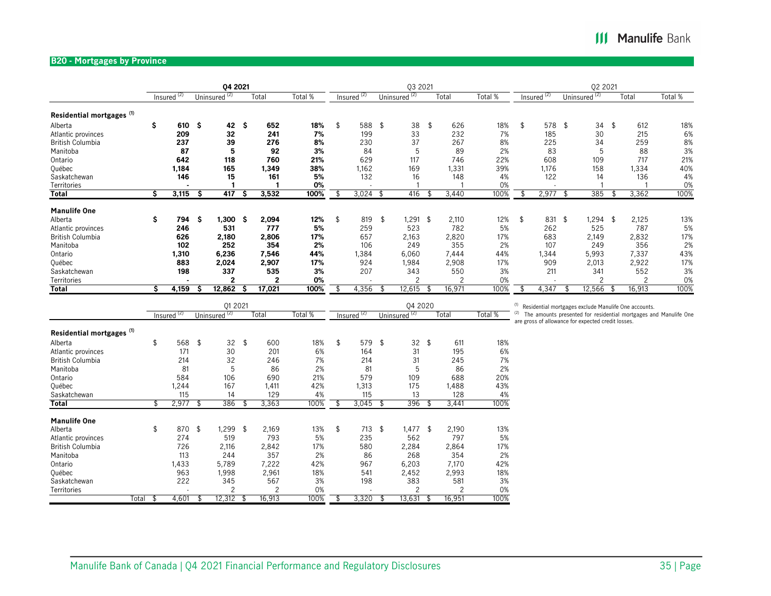## B20 - Mortgages by Province

| | Q4 2021 | | | | Q3 2021 | | | | Q2 2021 | | | |
|---|---|---|---|---|---|---|---|---|---|---|---|---|
| | Insured [(2)] | Uninsured [(2)] | Total | Total % | Insured [(2)] | Uninsured [(2)] | Total | Total % | Insured [(2)] | Uninsured [(2)] | Total | Total % |
| **Residential mortgages [(1)]** | | | | | | | | | | | | |
| Alberta | **$ 610** | **$ 42** | **$ 652** | **18%** | $ 588 | $ 38 | $ 626 | 18% | $ 578 | $ 34 | $ 612 | 18% |
| Atlantic provinces | **209** | **32** | **241** | **7%** | 199 | 33 | 232 | 7% | 185 | 30 | 215 | 6% |
| British Columbia | **237** | **39** | **276** | **8%** | 230 | 37 | 267 | 8% | 225 | 34 | 259 | 8% |
| Manitoba | **87** | **5** | **92** | **3%** | 84 | 5 | 89 | 2% | 83 | 5 | 88 | 3% |
| Ontario | **642** | **118** | **760** | **21%** | 629 | 117 | 746 | 22% | 608 | 109 | 717 | 21% |
| Québec | **1,184** | **165** | **1,349** | **38%** | 1,162 | 169 | 1,331 | 39% | 1,176 | 158 | 1,334 | 40% |
| Saskatchewan | **146** | **15** | **161** | **5%** | 132 | 16 | 148 | 4% | 122 | 14 | 136 | 4% |
| Territories | **-** | **1** | **1** | **0%** | - | 1 | 1 | 0% | - | 1 | 1 | 0% |
| **Total** | **$ 3,115** | **$ 417** | **$ 3,532** | **100%** | $ 3,024 | $ 416 | $ 3,440 | 100% | $ 2,977 | $ 385 | $ 3,362 | 100% |
| **Manulife One** | | | | | | | | | | | | |
| Alberta | **$ 794** | **$ 1,300** | **$ 2,094** | **12%** | $ 819 | $ 1,291 | $ 2,110 | 12% | $ 831 | $ 1,294 | $ 2,125 | 13% |
| Atlantic provinces | **246** | **531** | **777** | **5%** | 259 | 523 | 782 | 5% | 262 | 525 | 787 | 5% |
| British Columbia | **626** | **2,180** | **2,806** | **17%** | 657 | 2,163 | 2,820 | 17% | 683 | 2,149 | 2,832 | 17% |
| Manitoba | **102** | **252** | **354** | **2%** | 106 | 249 | 355 | 2% | 107 | 249 | 356 | 2% |
| Ontario | **1,310** | **6,236** | **7,546** | **44%** | 1,384 | 6,060 | 7,444 | 44% | 1,344 | 5,993 | 7,337 | 43% |
| Québec | **883** | **2,024** | **2,907** | **17%** | 924 | 1,984 | 2,908 | 17% | 909 | 2,013 | 2,922 | 17% |
| Saskatchewan | **198** | **337** | **535** | **3%** | 207 | 343 | 550 | 3% | 211 | 341 | 552 | 3% |
| Territories | **-** | **2** | **2** | **0%** | - | 2 | 2 | 0% | - | 2 | 2 | 0% |
| **Total** | **$ 4,159** | **$ 12,862** | **$ 17,021** | **100%** | $ 4,356 | $ 12,615 | $ 16,971 | 100% | $ 4,347 | $ 12,566 | $ 16,913 | 100% |

| | Q1 2021 | | | | Q4 2020 | | | |
|---|---|---|---|---|---|---|---|---|
| | Insured [(2)] | Uninsured [(2)] | Total | Total % | Insured [(2)] | Uninsured [(2)] | Total | Total % |
| **Residential mortgages [(1)]** | | | | | | | | |
| Alberta | $ 568 | $ 32 | $ 600 | 18% | $ 579 | $ 32 | $ 611 | 18% |
| Atlantic provinces | 171 | 30 | 201 | 6% | 164 | 31 | 195 | 6% |
| British Columbia | 214 | 32 | 246 | 7% | 214 | 31 | 245 | 7% |
| Manitoba | 81 | 5 | 86 | 2% | 81 | 5 | 86 | 2% |
| Ontario | 584 | 106 | 690 | 21% | 579 | 109 | 688 | 20% |
| Québec | 1,244 | 167 | 1,411 | 42% | 1,313 | 175 | 1,488 | 43% |
| Saskatchewan | 115 | 14 | 129 | 4% | 115 | 13 | 128 | 4% |
| **Total** | $ 2,977 | $ 386 | $ 3,363 | 100% | $ 3,045 | $ 396 | $ 3,441 | 100% |
| **Manulife One** | | | | | | | | |
| Alberta | $ 870 | $ 1,299 | $ 2,169 | 13% | $ 713 | $ 1,477 | $ 2,190 | 13% |
| Atlantic provinces | 274 | 519 | 793 | 5% | 235 | 562 | 797 | 5% |
| British Columbia | 726 | 2,116 | 2,842 | 17% | 580 | 2,284 | 2,864 | 17% |
| Manitoba | 113 | 244 | 357 | 2% | 86 | 268 | 354 | 2% |
| Ontario | 1,433 | 5,789 | 7,222 | 42% | 967 | 6,203 | 7,170 | 42% |
| Québec | 963 | 1,998 | 2,961 | 18% | 541 | 2,452 | 2,993 | 18% |
| Saskatchewan | 222 | 345 | 567 | 3% | 198 | 383 | 581 | 3% |
| Territories | - | 2 | 2 | 0% | - | 2 | 2 | 0% |
| Total | $ 4,601 | $ 12,312 | $ 16,913 | 100% | $ 3,320 | $ 13,631 | $ 16,951 | 100% |

[(1)] Residential mortgages exclude Manulife One accounts.

[(2)] The amounts presented for residential mortgages and Manulife One are gross of allowance for expected credit losses.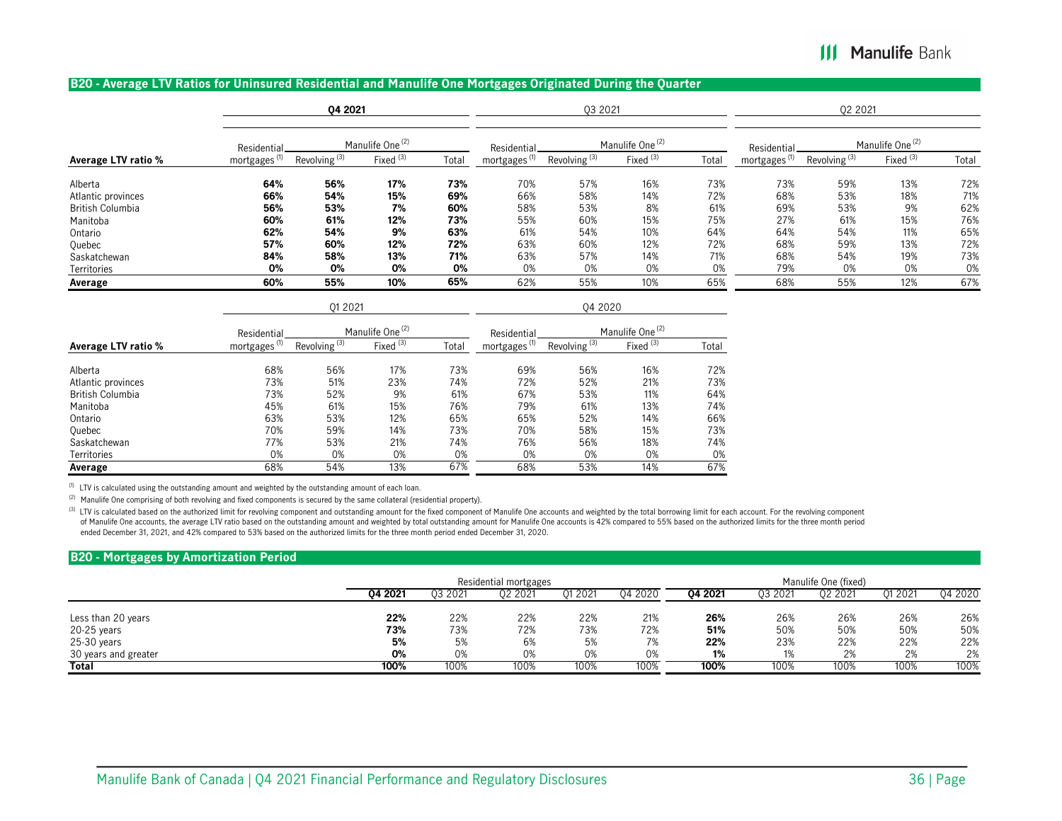## B20 - Average LTV Ratios for Uninsured Residential and Manulife One Mortgages Originated During the Quarter

| | Q4 2021 | | | | Q3 2021 | | | | Q2 2021 | | | |
|---|---|---|---|---|---|---|---|---|---|---|---|---|
| | Residential | Manulife One [2] | | | Residential | Manulife One [2] | | | Residential | Manulife One [2] | | |
| **Average LTV ratio %** | mortgages [1] | Revolving [3] | Fixed [3] | Total | mortgages [1] | Revolving [3] | Fixed [3] | Total | mortgages [1] | Revolving [3] | Fixed [3] | Total |
| Alberta | **64%** | **56%** | **17%** | **73%** | 70% | 57% | 16% | 73% | 73% | 59% | 13% | 72% |
| Atlantic provinces | **66%** | **54%** | **15%** | **69%** | 66% | 58% | 14% | 72% | 68% | 53% | 18% | 71% |
| British Columbia | **56%** | **53%** | **7%** | **60%** | 58% | 53% | 8% | 61% | 69% | 53% | 9% | 62% |
| Manitoba | **60%** | **61%** | **12%** | **73%** | 55% | 60% | 15% | 75% | 27% | 61% | 15% | 76% |
| Ontario | **62%** | **54%** | **9%** | **63%** | 61% | 54% | 10% | 64% | 64% | 54% | 11% | 65% |
| Quebec | **57%** | **60%** | **12%** | **72%** | 63% | 60% | 12% | 72% | 68% | 59% | 13% | 72% |
| Saskatchewan | **84%** | **58%** | **13%** | **71%** | 63% | 57% | 14% | 71% | 68% | 54% | 19% | 73% |
| Territories | **0%** | **0%** | **0%** | **0%** | 0% | 0% | 0% | 0% | 79% | 0% | 0% | 0% |
| **Average** | **60%** | **55%** | **10%** | **65%** | 62% | 55% | 10% | 65% | 68% | 55% | 12% | 67% |

| | Q1 2021 | | | | Q4 2020 | | | |
|---|---|---|---|---|---|---|---|---|
| | Residential | Manulife One [2] | | | Residential | Manulife One [2] | | |
| **Average LTV ratio %** | mortgages [1] | Revolving [3] | Fixed [3] | Total | mortgages [1] | Revolving [3] | Fixed [3] | Total |
| Alberta | 68% | 56% | 17% | 73% | 69% | 56% | 16% | 72% |
| Atlantic provinces | 73% | 51% | 23% | 74% | 72% | 52% | 21% | 73% |
| British Columbia | 73% | 52% | 9% | 61% | 67% | 53% | 11% | 64% |
| Manitoba | 45% | 61% | 15% | 76% | 79% | 61% | 13% | 74% |
| Ontario | 63% | 53% | 12% | 65% | 65% | 52% | 14% | 66% |
| Quebec | 70% | 59% | 14% | 73% | 70% | 58% | 15% | 73% |
| Saskatchewan | 77% | 53% | 21% | 74% | 76% | 56% | 18% | 74% |
| Territories | 0% | 0% | 0% | 0% | 0% | 0% | 0% | 0% |
| **Average** | 68% | 54% | 13% | 67% | 68% | 53% | 14% | 67% |

[1] LTV is calculated using the outstanding amount and weighted by the outstanding amount of each loan.

[2] Manulife One comprising of both revolving and fixed components is secured by the same collateral (residential property).

[3] LTV is calculated based on the authorized limit for revolving component and outstanding amount for the fixed component of Manulife One accounts and weighted by the total borrowing limit for each account. For the revolving component of Manulife One accounts, the average LTV ratio based on the outstanding amount and weighted by total outstanding amount for Manulife One accounts is 42% compared to 55% based on the authorized limits for the three month period ended December 31, 2021, and 42% compared to 53% based on the authorized limits for the three month period ended December 31, 2020.

## B20 - Mortgages by Amortization Period

| | Residential mortgages | | | | | Manulife One (fixed) | | | | |
|---|---|---|---|---|---|---|---|---|---|---|
| | **Q4 2021** | Q3 2021 | Q2 2021 | Q1 2021 | Q4 2020 | **Q4 2021** | Q3 2021 | Q2 2021 | Q1 2021 | Q4 2020 |
| Less than 20 years | **22%** | 22% | 22% | 22% | 21% | **26%** | 26% | 26% | 26% | 26% |
| 20-25 years | **73%** | 73% | 72% | 73% | 72% | **51%** | 50% | 50% | 50% | 50% |
| 25-30 years | **5%** | 5% | 6% | 5% | 7% | **22%** | 23% | 22% | 22% | 22% |
| 30 years and greater | **0%** | 0% | 0% | 0% | 0% | **1%** | 1% | 2% | 2% | 2% |
| **Total** | **100%** | 100% | 100% | 100% | 100% | **100%** | 100% | 100% | 100% | 100% |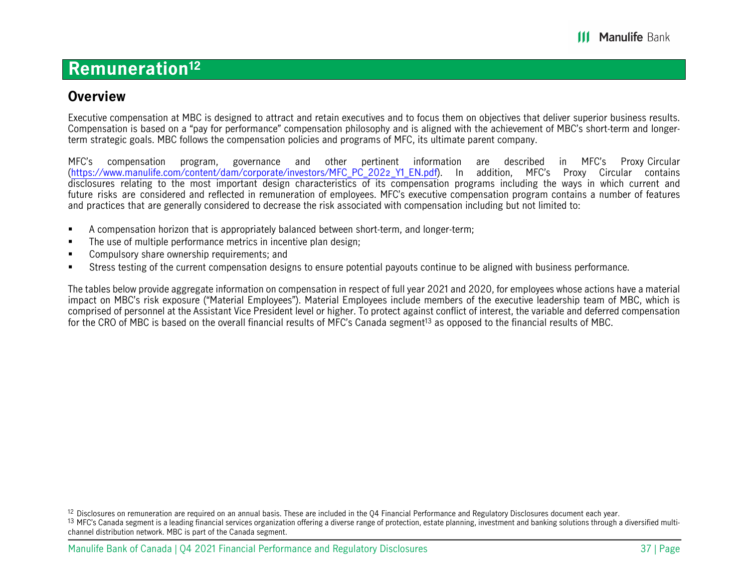# Remuneration[12]

## Overview

Executive compensation at MBC is designed to attract and retain executives and to focus them on objectives that deliver superior business results. Compensation is based on a "pay for performance" compensation philosophy and is aligned with the achievement of MBC's short-term and longer-term strategic goals. MBC follows the compensation policies and programs of MFC, its ultimate parent company.

MFC's compensation program, governance and other pertinent information are described in MFC's Proxy Circular (https://www.manulife.com/content/dam/corporate/investors/MFC_PC_2022_Y1_EN.pdf). In addition, MFC's Proxy Circular contains disclosures relating to the most important design characteristics of its compensation programs including the ways in which current and future risks are considered and reflected in remuneration of employees. MFC's executive compensation program contains a number of features and practices that are generally considered to decrease the risk associated with compensation including but not limited to:

- A compensation horizon that is appropriately balanced between short-term, and longer-term;
- The use of multiple performance metrics in incentive plan design;
- Compulsory share ownership requirements; and
- Stress testing of the current compensation designs to ensure potential payouts continue to be aligned with business performance.

The tables below provide aggregate information on compensation in respect of full year 2021 and 2020, for employees whose actions have a material impact on MBC's risk exposure ("Material Employees"). Material Employees include members of the executive leadership team of MBC, which is comprised of personnel at the Assistant Vice President level or higher. To protect against conflict of interest, the variable and deferred compensation for the CRO of MBC is based on the overall financial results of MFC's Canada segment[13] as opposed to the financial results of MBC.

[12] Disclosures on remuneration are required on an annual basis. These are included in the Q4 Financial Performance and Regulatory Disclosures document each year.

[13] MFC's Canada segment is a leading financial services organization offering a diverse range of protection, estate planning, investment and banking solutions through a diversified multi-channel distribution network. MBC is part of the Canada segment.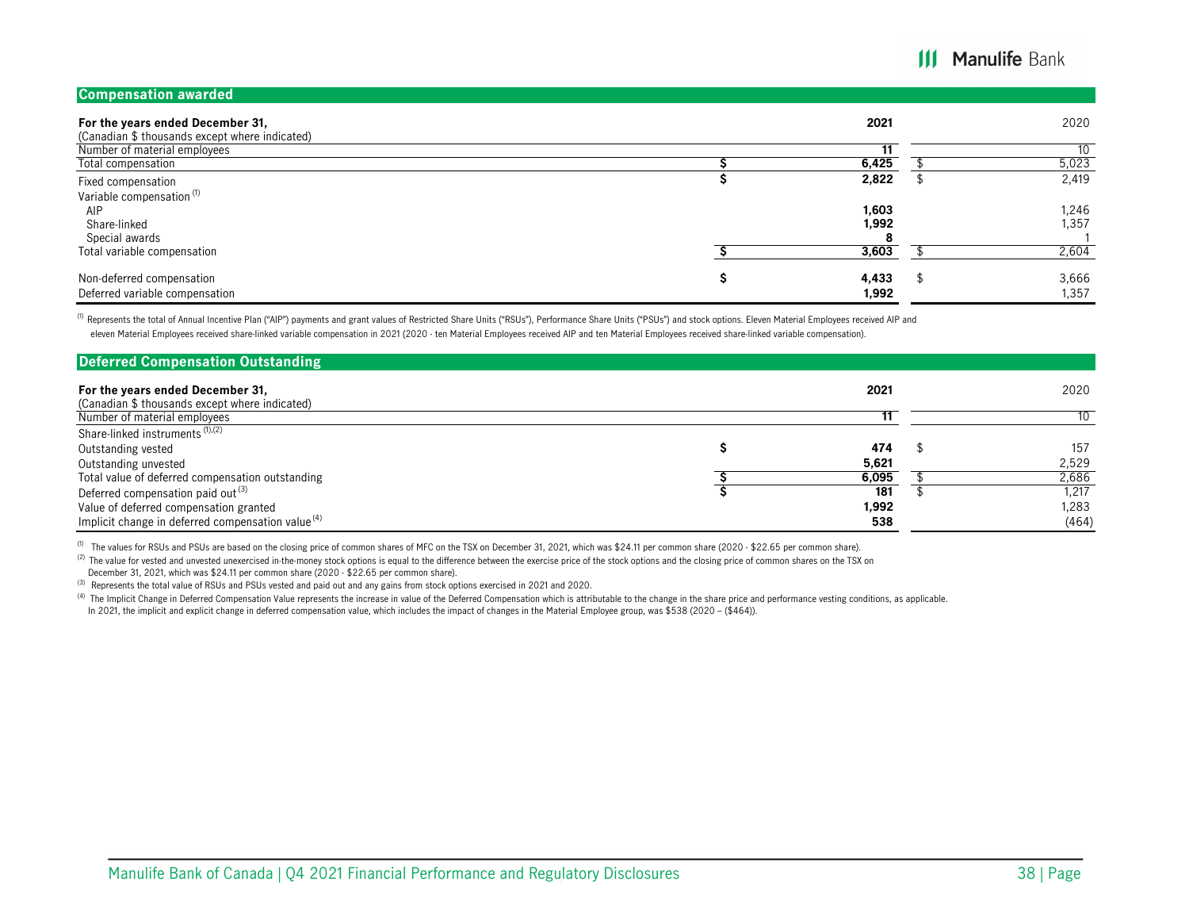## Compensation awarded

| For the years ended December 31, (Canadian $ thousands except where indicated) | 2021 | 2020 |
|---|---|---|
| Number of material employees | 11 | 10 |
| Total compensation | $ 6,425 | $ 5,023 |
| Fixed compensation | $ 2,822 | $ 2,419 |
| Variable compensation (1) | | |
| AIP | 1,603 | 1,246 |
| Share-linked | 1,992 | 1,357 |
| Special awards | 8 | 1 |
| Total variable compensation | $ 3,603 | $ 2,604 |
| Non-deferred compensation | $ 4,433 | $ 3,666 |
| Deferred variable compensation | 1,992 | 1,357 |

(1) Represents the total of Annual Incentive Plan ("AIP") payments and grant values of Restricted Share Units ("RSUs"), Performance Share Units ("PSUs") and stock options. Eleven Material Employees received AIP and eleven Material Employees received share-linked variable compensation in 2021 (2020 - ten Material Employees received AIP and ten Material Employees received share-linked variable compensation).

## Deferred Compensation Outstanding

| For the years ended December 31, (Canadian $ thousands except where indicated) | 2021 | 2020 |
|---|---|---|
| Number of material employees | 11 | 10 |
| Share-linked instruments (1),(2) | | |
| Outstanding vested | $ 474 | $ 157 |
| Outstanding unvested | 5,621 | 2,529 |
| Total value of deferred compensation outstanding | $ 6,095 | $ 2,686 |
| Deferred compensation paid out (3) | $ 181 | $ 1,217 |
| Value of deferred compensation granted | 1,992 | 1,283 |
| Implicit change in deferred compensation value (4) | 538 | (464) |

(1) The values for RSUs and PSUs are based on the closing price of common shares of MFC on the TSX on December 31, 2021, which was $24.11 per common share (2020 - $22.65 per common share).

(2) The value for vested and unvested unexercised in-the-money stock options is equal to the difference between the exercise price of the stock options and the closing price of common shares on the TSX on December 31, 2021, which was $24.11 per common share (2020 - $22.65 per common share).

(3) Represents the total value of RSUs and PSUs vested and paid out and any gains from stock options exercised in 2021 and 2020.

(4) The Implicit Change in Deferred Compensation Value represents the increase in value of the Deferred Compensation which is attributable to the change in the share price and performance vesting conditions, as applicable. In 2021, the implicit and explicit change in deferred compensation value, which includes the impact of changes in the Material Employee group, was $538 (2020 – ($464)).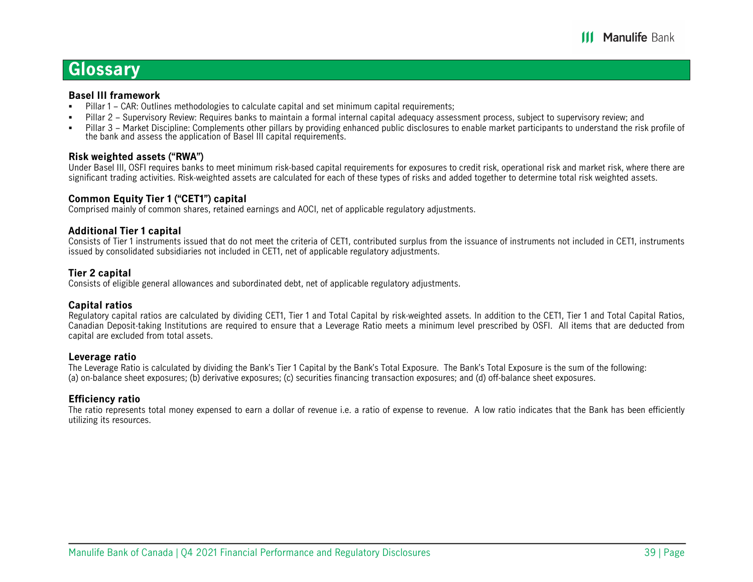# Glossary

### Basel III framework

- Pillar 1 – CAR: Outlines methodologies to calculate capital and set minimum capital requirements;
- Pillar 2 – Supervisory Review: Requires banks to maintain a formal internal capital adequacy assessment process, subject to supervisory review; and
- Pillar 3 – Market Discipline: Complements other pillars by providing enhanced public disclosures to enable market participants to understand the risk profile of the bank and assess the application of Basel III capital requirements.

### Risk weighted assets ("RWA")

Under Basel III, OSFI requires banks to meet minimum risk-based capital requirements for exposures to credit risk, operational risk and market risk, where there are significant trading activities. Risk-weighted assets are calculated for each of these types of risks and added together to determine total risk weighted assets.

### Common Equity Tier 1 ("CET1") capital

Comprised mainly of common shares, retained earnings and AOCI, net of applicable regulatory adjustments.

### Additional Tier 1 capital

Consists of Tier 1 instruments issued that do not meet the criteria of CET1, contributed surplus from the issuance of instruments not included in CET1, instruments issued by consolidated subsidiaries not included in CET1, net of applicable regulatory adjustments.

### Tier 2 capital

Consists of eligible general allowances and subordinated debt, net of applicable regulatory adjustments.

### Capital ratios

Regulatory capital ratios are calculated by dividing CET1, Tier 1 and Total Capital by risk-weighted assets. In addition to the CET1, Tier 1 and Total Capital Ratios, Canadian Deposit-taking Institutions are required to ensure that a Leverage Ratio meets a minimum level prescribed by OSFI. All items that are deducted from capital are excluded from total assets.

### Leverage ratio

The Leverage Ratio is calculated by dividing the Bank's Tier 1 Capital by the Bank's Total Exposure. The Bank's Total Exposure is the sum of the following: (a) on-balance sheet exposures; (b) derivative exposures; (c) securities financing transaction exposures; and (d) off-balance sheet exposures.

### Efficiency ratio

The ratio represents total money expensed to earn a dollar of revenue i.e. a ratio of expense to revenue. A low ratio indicates that the Bank has been efficiently utilizing its resources.